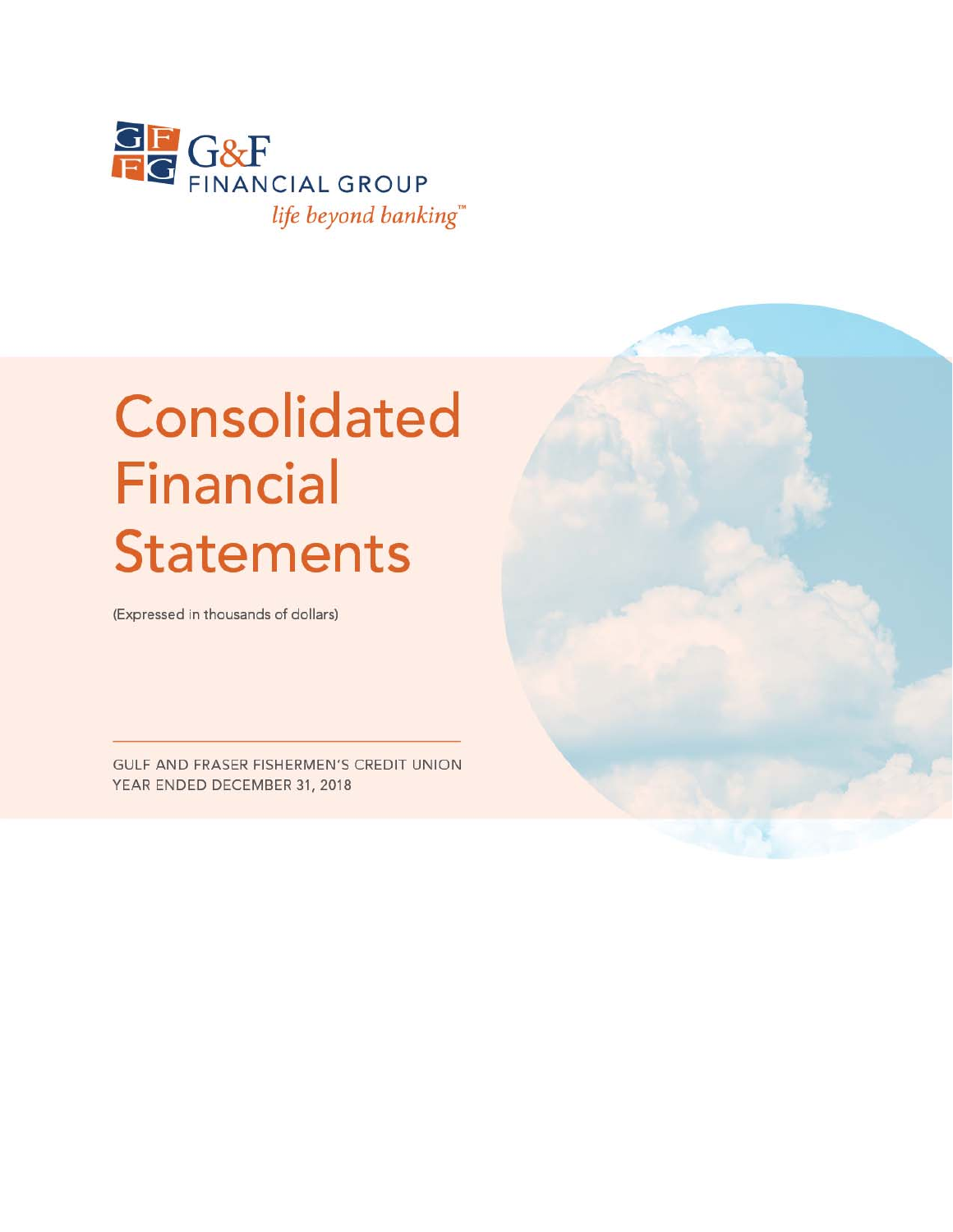G&F FINANCIAL GROUP

*life beyond banking™*

# Consolidated Financial Statements

(Expressed in thousands of dollars)

GULF AND FRASER FISHERMEN'S CREDIT UNION
YEAR ENDED DECEMBER 31, 2018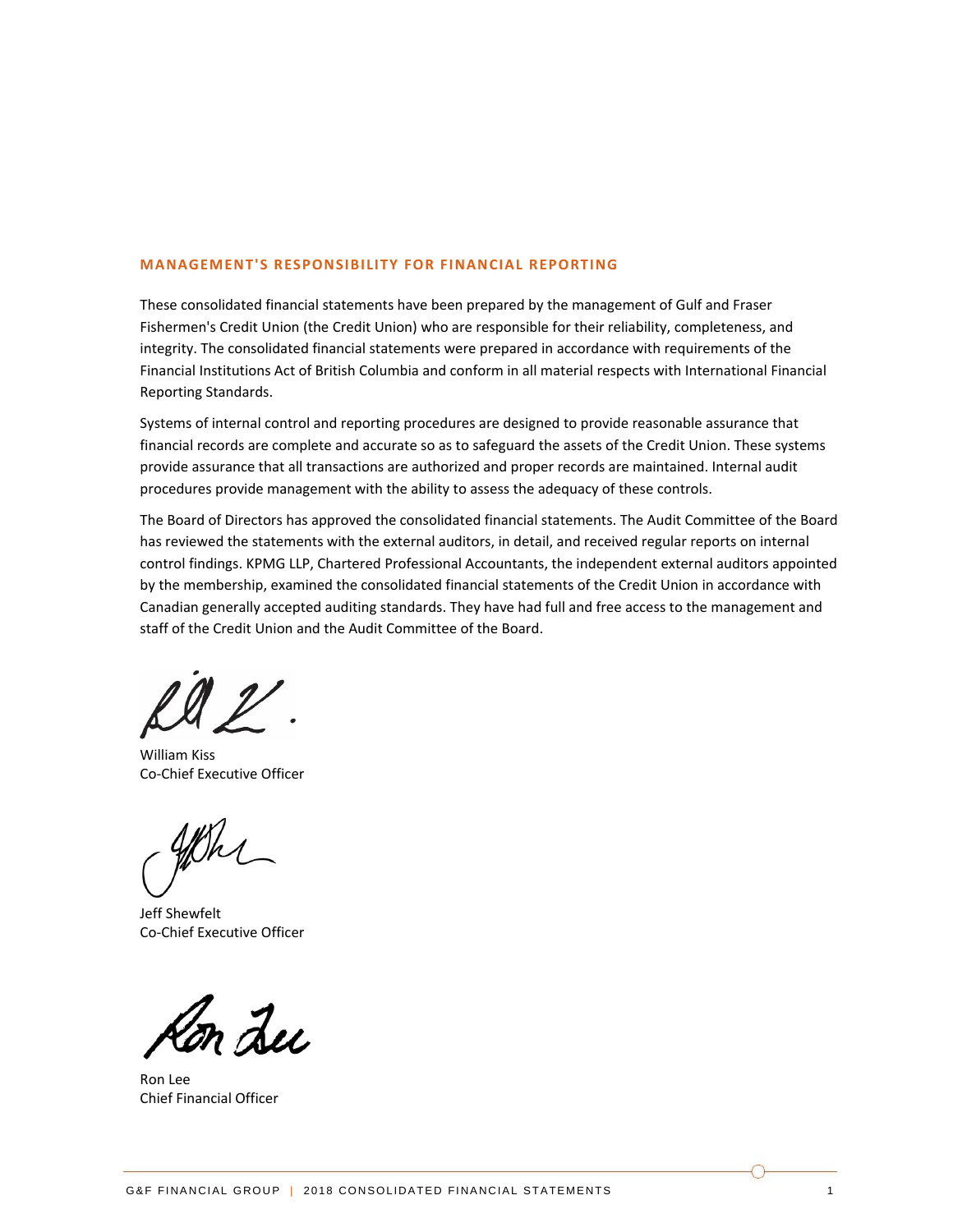## MANAGEMENT'S RESPONSIBILITY FOR FINANCIAL REPORTING

These consolidated financial statements have been prepared by the management of Gulf and Fraser Fishermen's Credit Union (the Credit Union) who are responsible for their reliability, completeness, and integrity. The consolidated financial statements were prepared in accordance with requirements of the Financial Institutions Act of British Columbia and conform in all material respects with International Financial Reporting Standards.

Systems of internal control and reporting procedures are designed to provide reasonable assurance that financial records are complete and accurate so as to safeguard the assets of the Credit Union. These systems provide assurance that all transactions are authorized and proper records are maintained. Internal audit procedures provide management with the ability to assess the adequacy of these controls.

The Board of Directors has approved the consolidated financial statements. The Audit Committee of the Board has reviewed the statements with the external auditors, in detail, and received regular reports on internal control findings. KPMG LLP, Chartered Professional Accountants, the independent external auditors appointed by the membership, examined the consolidated financial statements of the Credit Union in accordance with Canadian generally accepted auditing standards. They have had full and free access to the management and staff of the Credit Union and the Audit Committee of the Board.

William Kiss
Co-Chief Executive Officer

Jeff Shewfelt
Co-Chief Executive Officer

Ron Lee
Chief Financial Officer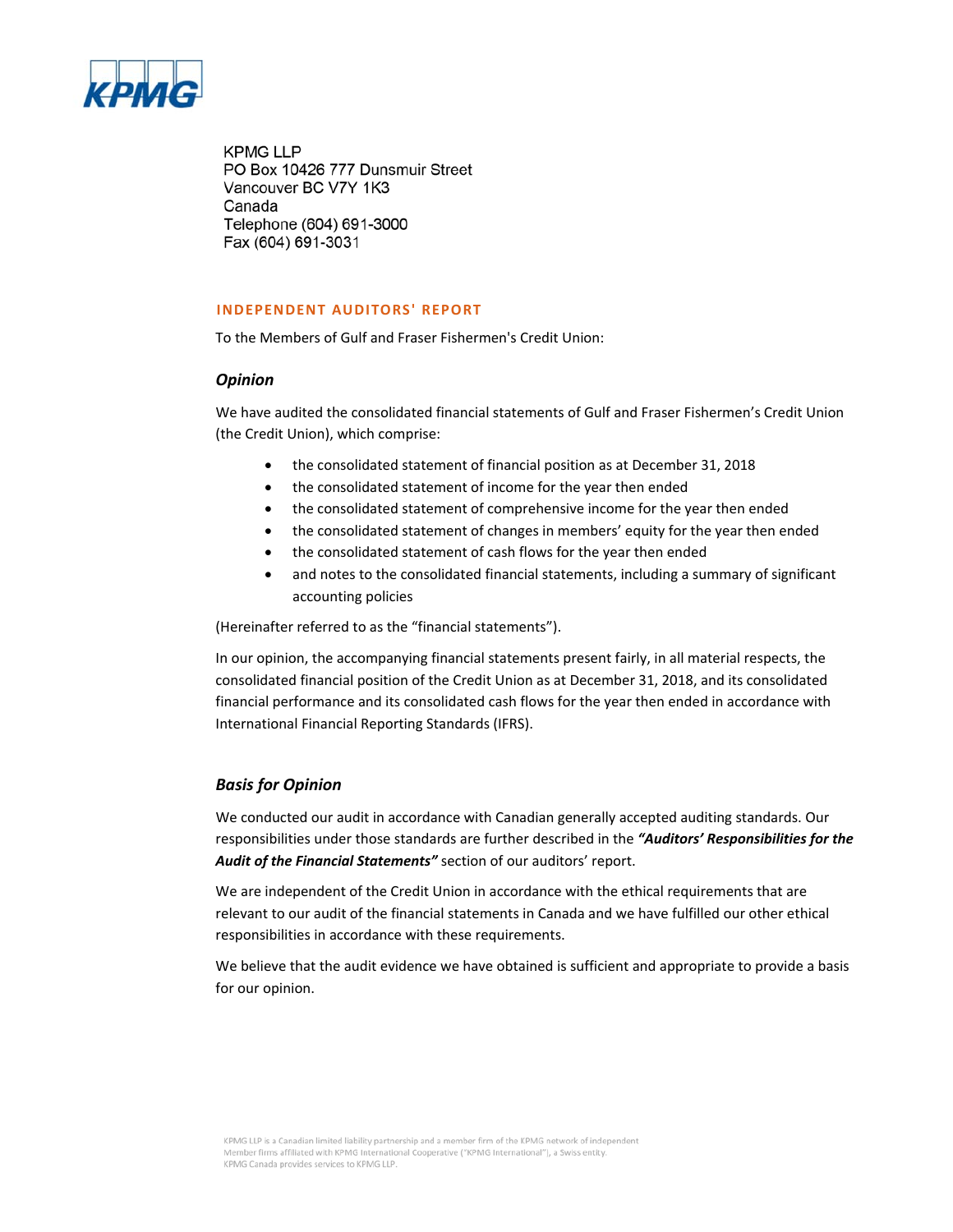KPMG LLP
PO Box 10426 777 Dunsmuir Street
Vancouver BC V7Y 1K3
Canada
Telephone (604) 691-3000
Fax (604) 691-3031

## INDEPENDENT AUDITORS' REPORT

To the Members of Gulf and Fraser Fishermen's Credit Union:

### *Opinion*

We have audited the consolidated financial statements of Gulf and Fraser Fishermen's Credit Union (the Credit Union), which comprise:

- the consolidated statement of financial position as at December 31, 2018
- the consolidated statement of income for the year then ended
- the consolidated statement of comprehensive income for the year then ended
- the consolidated statement of changes in members' equity for the year then ended
- the consolidated statement of cash flows for the year then ended
- and notes to the consolidated financial statements, including a summary of significant accounting policies

(Hereinafter referred to as the "financial statements").

In our opinion, the accompanying financial statements present fairly, in all material respects, the consolidated financial position of the Credit Union as at December 31, 2018, and its consolidated financial performance and its consolidated cash flows for the year then ended in accordance with International Financial Reporting Standards (IFRS).

### *Basis for Opinion*

We conducted our audit in accordance with Canadian generally accepted auditing standards. Our responsibilities under those standards are further described in the ***"Auditors' Responsibilities for the Audit of the Financial Statements"*** section of our auditors' report.

We are independent of the Credit Union in accordance with the ethical requirements that are relevant to our audit of the financial statements in Canada and we have fulfilled our other ethical responsibilities in accordance with these requirements.

We believe that the audit evidence we have obtained is sufficient and appropriate to provide a basis for our opinion.

KPMG LLP is a Canadian limited liability partnership and a member firm of the KPMG network of independent Member firms affiliated with KPMG International Cooperative ("KPMG International"), a Swiss entity. KPMG Canada provides services to KPMG LLP.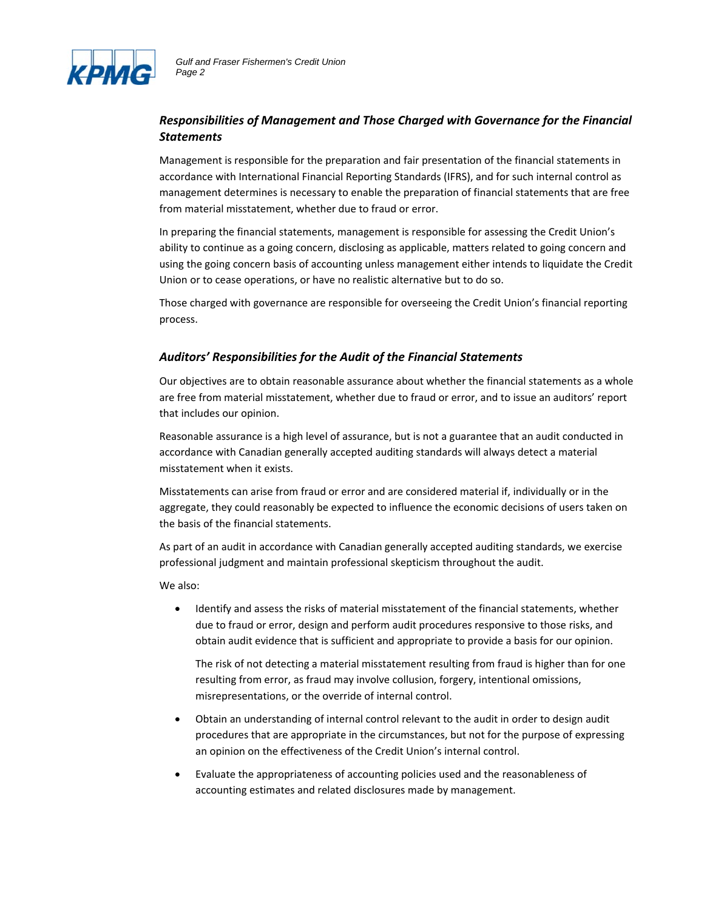### *Responsibilities of Management and Those Charged with Governance for the Financial Statements*

Management is responsible for the preparation and fair presentation of the financial statements in accordance with International Financial Reporting Standards (IFRS), and for such internal control as management determines is necessary to enable the preparation of financial statements that are free from material misstatement, whether due to fraud or error.

In preparing the financial statements, management is responsible for assessing the Credit Union's ability to continue as a going concern, disclosing as applicable, matters related to going concern and using the going concern basis of accounting unless management either intends to liquidate the Credit Union or to cease operations, or have no realistic alternative but to do so.

Those charged with governance are responsible for overseeing the Credit Union's financial reporting process.

### *Auditors' Responsibilities for the Audit of the Financial Statements*

Our objectives are to obtain reasonable assurance about whether the financial statements as a whole are free from material misstatement, whether due to fraud or error, and to issue an auditors' report that includes our opinion.

Reasonable assurance is a high level of assurance, but is not a guarantee that an audit conducted in accordance with Canadian generally accepted auditing standards will always detect a material misstatement when it exists.

Misstatements can arise from fraud or error and are considered material if, individually or in the aggregate, they could reasonably be expected to influence the economic decisions of users taken on the basis of the financial statements.

As part of an audit in accordance with Canadian generally accepted auditing standards, we exercise professional judgment and maintain professional skepticism throughout the audit.

We also:

- Identify and assess the risks of material misstatement of the financial statements, whether due to fraud or error, design and perform audit procedures responsive to those risks, and obtain audit evidence that is sufficient and appropriate to provide a basis for our opinion.

  The risk of not detecting a material misstatement resulting from fraud is higher than for one resulting from error, as fraud may involve collusion, forgery, intentional omissions, misrepresentations, or the override of internal control.

- Obtain an understanding of internal control relevant to the audit in order to design audit procedures that are appropriate in the circumstances, but not for the purpose of expressing an opinion on the effectiveness of the Credit Union's internal control.

- Evaluate the appropriateness of accounting policies used and the reasonableness of accounting estimates and related disclosures made by management.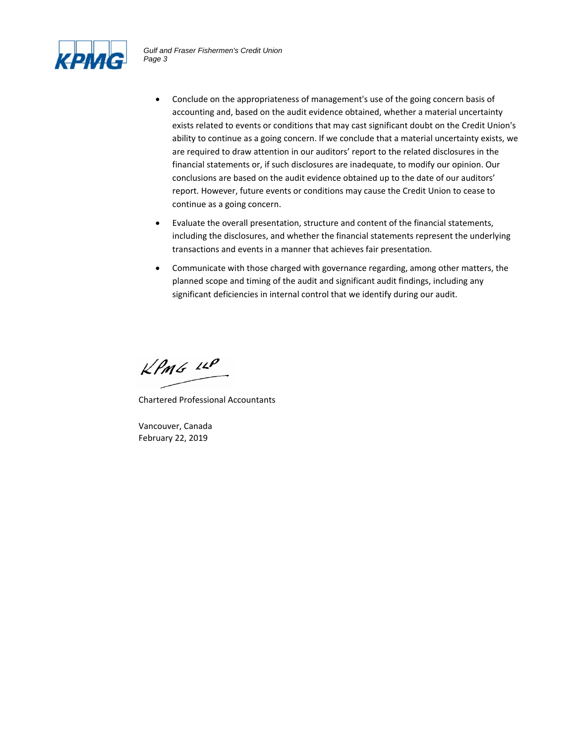- Conclude on the appropriateness of management's use of the going concern basis of accounting and, based on the audit evidence obtained, whether a material uncertainty exists related to events or conditions that may cast significant doubt on the Credit Union's ability to continue as a going concern. If we conclude that a material uncertainty exists, we are required to draw attention in our auditors' report to the related disclosures in the financial statements or, if such disclosures are inadequate, to modify our opinion. Our conclusions are based on the audit evidence obtained up to the date of our auditors' report. However, future events or conditions may cause the Credit Union to cease to continue as a going concern.
- Evaluate the overall presentation, structure and content of the financial statements, including the disclosures, and whether the financial statements represent the underlying transactions and events in a manner that achieves fair presentation.
- Communicate with those charged with governance regarding, among other matters, the planned scope and timing of the audit and significant audit findings, including any significant deficiencies in internal control that we identify during our audit.

KPMG LLP

Chartered Professional Accountants

Vancouver, Canada
February 22, 2019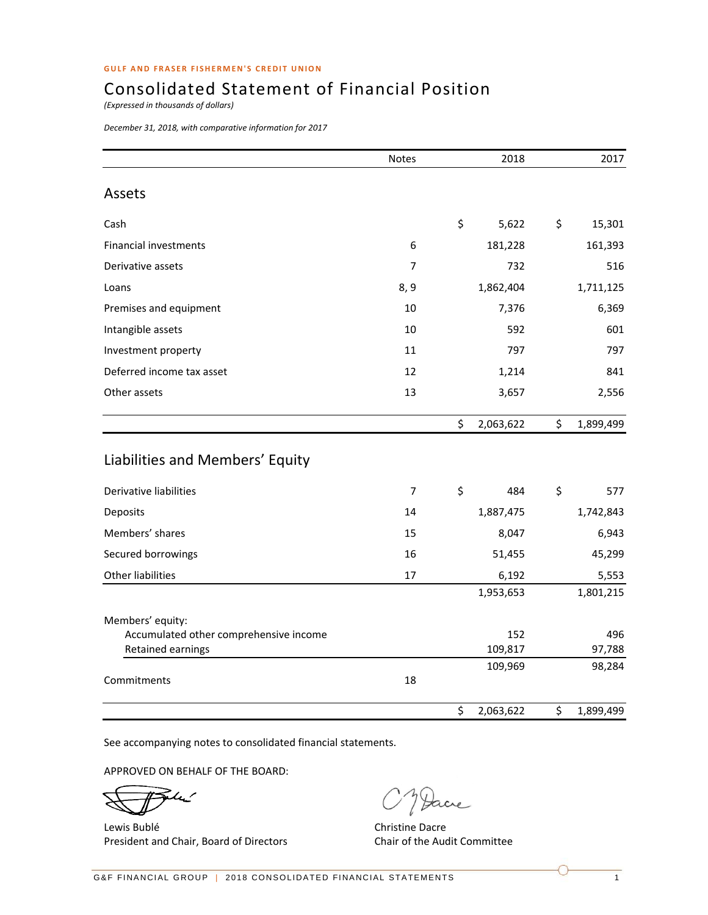GULF AND FRASER FISHERMEN'S CREDIT UNION

# Consolidated Statement of Financial Position

*(Expressed in thousands of dollars)*

*December 31, 2018, with comparative information for 2017*

| | Notes | 2018 | 2017 |
|---|---|---|---|
| **Assets** | | | |
| Cash | | $ 5,622 | $ 15,301 |
| Financial investments | 6 | 181,228 | 161,393 |
| Derivative assets | 7 | 732 | 516 |
| Loans | 8, 9 | 1,862,404 | 1,711,125 |
| Premises and equipment | 10 | 7,376 | 6,369 |
| Intangible assets | 10 | 592 | 601 |
| Investment property | 11 | 797 | 797 |
| Deferred income tax asset | 12 | 1,214 | 841 |
| Other assets | 13 | 3,657 | 2,556 |
| | | $ 2,063,622 | $ 1,899,499 |
| **Liabilities and Members' Equity** | | | |
| Derivative liabilities | 7 | $ 484 | $ 577 |
| Deposits | 14 | 1,887,475 | 1,742,843 |
| Members' shares | 15 | 8,047 | 6,943 |
| Secured borrowings | 16 | 51,455 | 45,299 |
| Other liabilities | 17 | 6,192 | 5,553 |
| | | 1,953,653 | 1,801,215 |
| Members' equity: | | | |
| Accumulated other comprehensive income | | 152 | 496 |
| Retained earnings | | 109,817 | 97,788 |
| | | 109,969 | 98,284 |
| Commitments | 18 | | |
| | | $ 2,063,622 | $ 1,899,499 |

See accompanying notes to consolidated financial statements.

APPROVED ON BEHALF OF THE BOARD:

Lewis Bublé
President and Chair, Board of Directors

Christine Dacre
Chair of the Audit Committee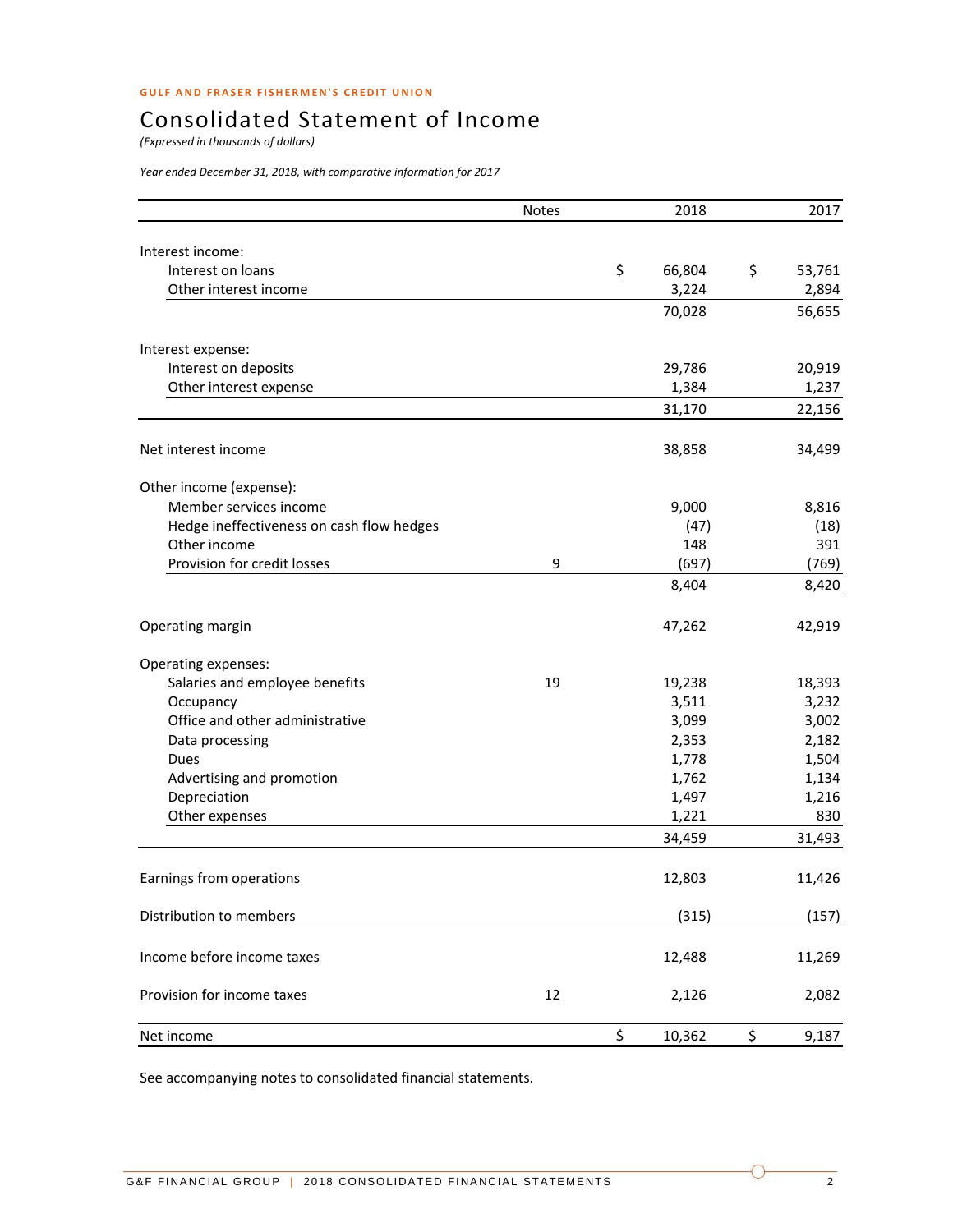GULF AND FRASER FISHERMEN'S CREDIT UNION

# Consolidated Statement of Income

*(Expressed in thousands of dollars)*

*Year ended December 31, 2018, with comparative information for 2017*

| | Notes | 2018 | 2017 |
|---|---|---|---|
| Interest income: | | | |
| Interest on loans | | $ 66,804 | $ 53,761 |
| Other interest income | | 3,224 | 2,894 |
| | | 70,028 | 56,655 |
| Interest expense: | | | |
| Interest on deposits | | 29,786 | 20,919 |
| Other interest expense | | 1,384 | 1,237 |
| | | 31,170 | 22,156 |
| Net interest income | | 38,858 | 34,499 |
| Other income (expense): | | | |
| Member services income | | 9,000 | 8,816 |
| Hedge ineffectiveness on cash flow hedges | | (47) | (18) |
| Other income | | 148 | 391 |
| Provision for credit losses | 9 | (697) | (769) |
| | | 8,404 | 8,420 |
| Operating margin | | 47,262 | 42,919 |
| Operating expenses: | | | |
| Salaries and employee benefits | 19 | 19,238 | 18,393 |
| Occupancy | | 3,511 | 3,232 |
| Office and other administrative | | 3,099 | 3,002 |
| Data processing | | 2,353 | 2,182 |
| Dues | | 1,778 | 1,504 |
| Advertising and promotion | | 1,762 | 1,134 |
| Depreciation | | 1,497 | 1,216 |
| Other expenses | | 1,221 | 830 |
| | | 34,459 | 31,493 |
| Earnings from operations | | 12,803 | 11,426 |
| Distribution to members | | (315) | (157) |
| Income before income taxes | | 12,488 | 11,269 |
| Provision for income taxes | 12 | 2,126 | 2,082 |
| Net income | | $ 10,362 | $ 9,187 |

See accompanying notes to consolidated financial statements.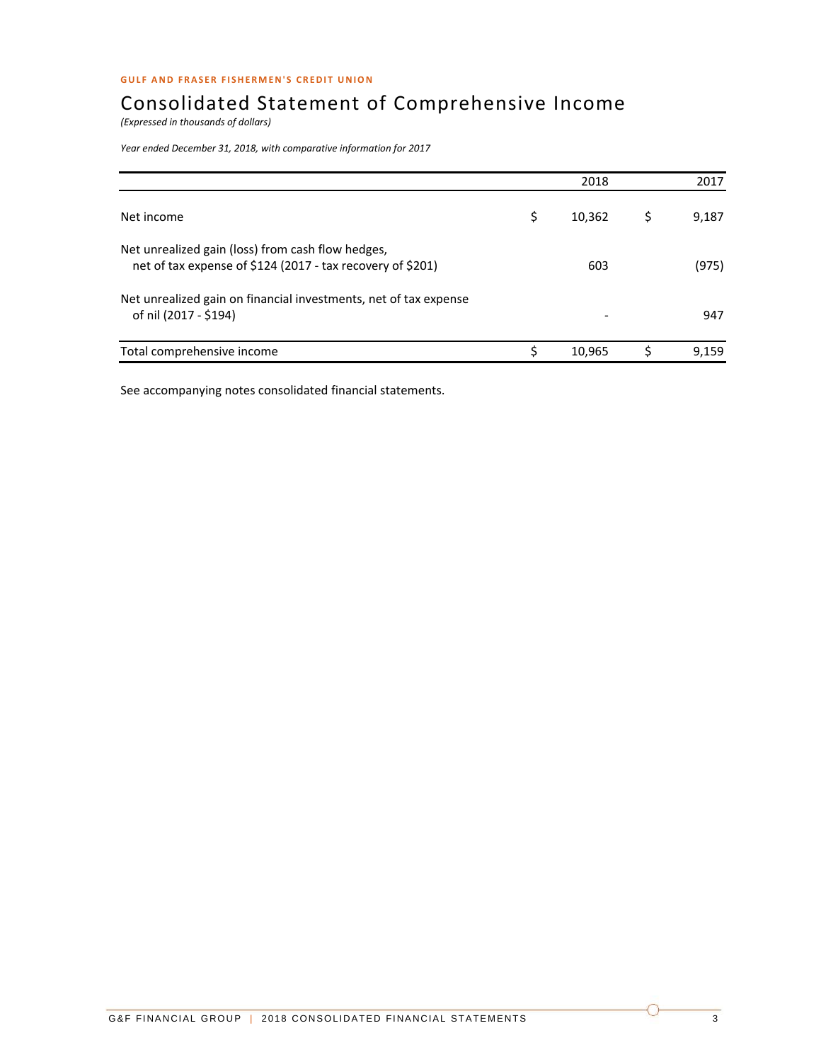GULF AND FRASER FISHERMEN'S CREDIT UNION

# Consolidated Statement of Comprehensive Income

*(Expressed in thousands of dollars)*

*Year ended December 31, 2018, with comparative information for 2017*

| | 2018 | 2017 |
|---|---|---|
| Net income | $ 10,362 | $ 9,187 |
| Net unrealized gain (loss) from cash flow hedges, net of tax expense of $124 (2017 - tax recovery of $201) | 603 | (975) |
| Net unrealized gain on financial investments, net of tax expense of nil (2017 - $194) | - | 947 |
| Total comprehensive income | $ 10,965 | $ 9,159 |

See accompanying notes consolidated financial statements.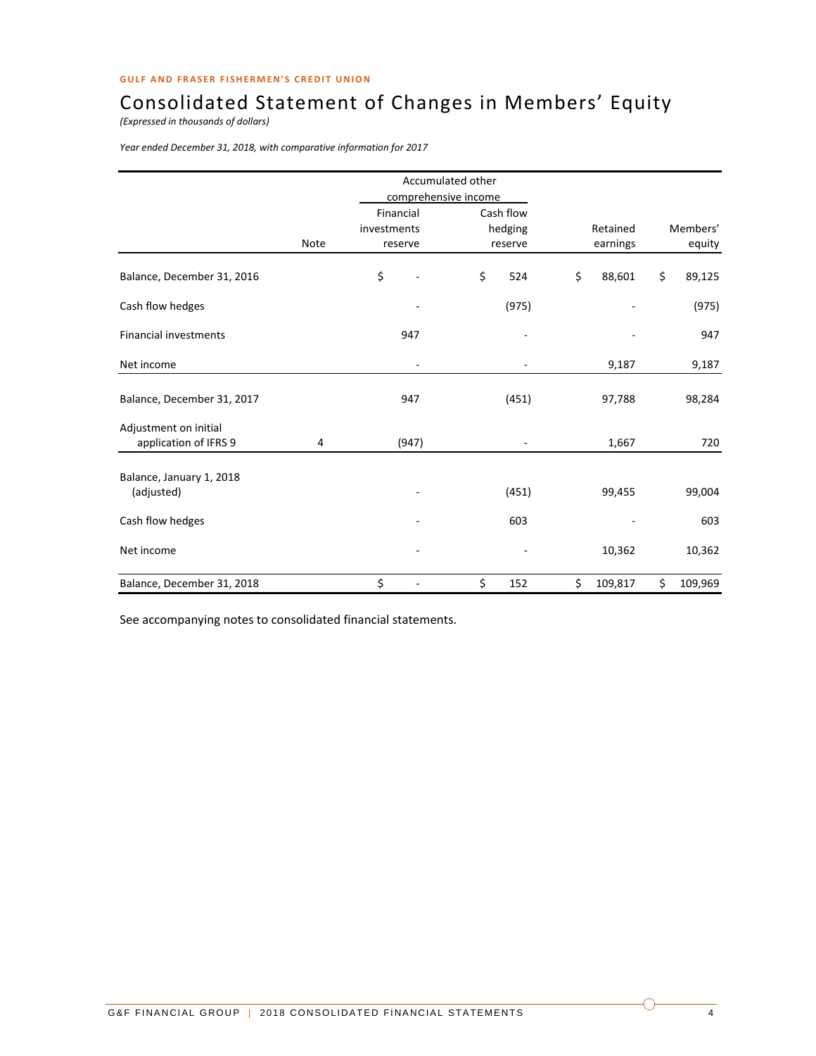GULF AND FRASER FISHERMEN'S CREDIT UNION

# Consolidated Statement of Changes in Members' Equity

*(Expressed in thousands of dollars)*

*Year ended December 31, 2018, with comparative information for 2017*

| | | Accumulated other comprehensive income | | | |
|---|---|---|---|---|---|
| | Note | Financial investments reserve | Cash flow hedging reserve | Retained earnings | Members' equity |
| Balance, December 31, 2016 | | $ - | $ 524 | $ 88,601 | $ 89,125 |
| Cash flow hedges | | - | (975) | - | (975) |
| Financial investments | | 947 | - | - | 947 |
| Net income | | - | - | 9,187 | 9,187 |
| Balance, December 31, 2017 | | 947 | (451) | 97,788 | 98,284 |
| Adjustment on initial application of IFRS 9 | 4 | (947) | - | 1,667 | 720 |
| Balance, January 1, 2018 (adjusted) | | - | (451) | 99,455 | 99,004 |
| Cash flow hedges | | - | 603 | - | 603 |
| Net income | | - | - | 10,362 | 10,362 |
| Balance, December 31, 2018 | | $ - | $ 152 | $ 109,817 | $ 109,969 |

See accompanying notes to consolidated financial statements.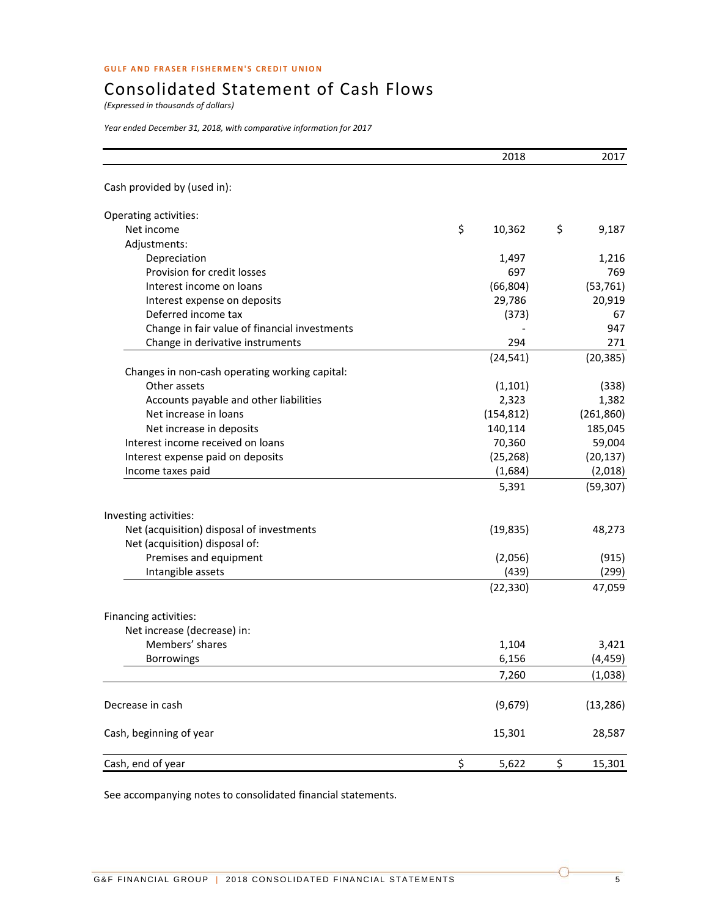GULF AND FRASER FISHERMEN'S CREDIT UNION

# Consolidated Statement of Cash Flows

*(Expressed in thousands of dollars)*

*Year ended December 31, 2018, with comparative information for 2017*

| | 2018 | 2017 |
|---|---|---|
| Cash provided by (used in): | | |
| Operating activities: | | |
| Net income | $ 10,362 | $ 9,187 |
| Adjustments: | | |
| Depreciation | 1,497 | 1,216 |
| Provision for credit losses | 697 | 769 |
| Interest income on loans | (66,804) | (53,761) |
| Interest expense on deposits | 29,786 | 20,919 |
| Deferred income tax | (373) | 67 |
| Change in fair value of financial investments | - | 947 |
| Change in derivative instruments | 294 | 271 |
| | (24,541) | (20,385) |
| Changes in non-cash operating working capital: | | |
| Other assets | (1,101) | (338) |
| Accounts payable and other liabilities | 2,323 | 1,382 |
| Net increase in loans | (154,812) | (261,860) |
| Net increase in deposits | 140,114 | 185,045 |
| Interest income received on loans | 70,360 | 59,004 |
| Interest expense paid on deposits | (25,268) | (20,137) |
| Income taxes paid | (1,684) | (2,018) |
| | 5,391 | (59,307) |
| Investing activities: | | |
| Net (acquisition) disposal of investments | (19,835) | 48,273 |
| Net (acquisition) disposal of: | | |
| Premises and equipment | (2,056) | (915) |
| Intangible assets | (439) | (299) |
| | (22,330) | 47,059 |
| Financing activities: | | |
| Net increase (decrease) in: | | |
| Members' shares | 1,104 | 3,421 |
| Borrowings | 6,156 | (4,459) |
| | 7,260 | (1,038) |
| Decrease in cash | (9,679) | (13,286) |
| Cash, beginning of year | 15,301 | 28,587 |
| Cash, end of year | $ 5,622 | $ 15,301 |

See accompanying notes to consolidated financial statements.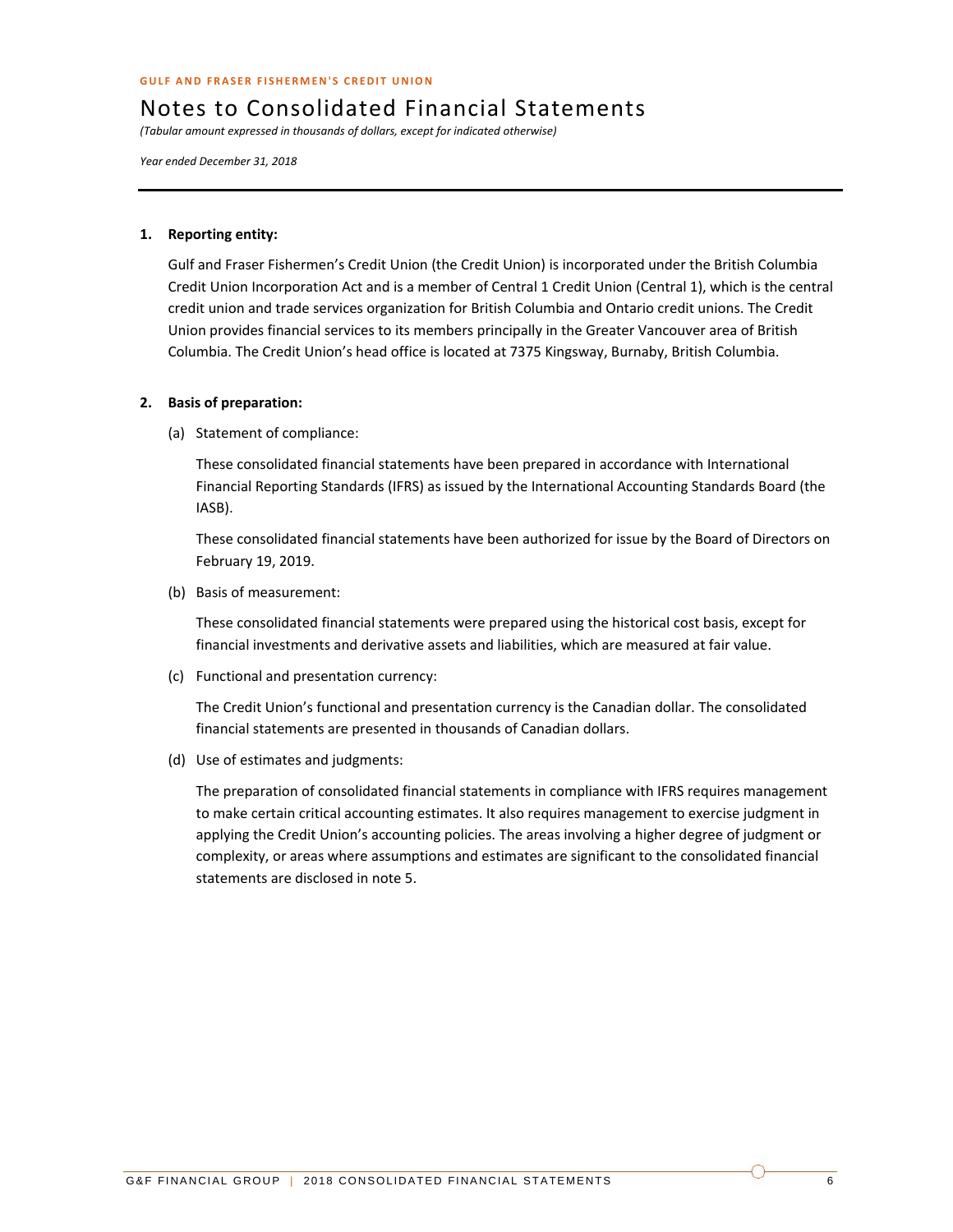**GULF AND FRASER FISHERMEN'S CREDIT UNION**

# Notes to Consolidated Financial Statements

*(Tabular amount expressed in thousands of dollars, except for indicated otherwise)*

*Year ended December 31, 2018*

---

**1. Reporting entity:**

Gulf and Fraser Fishermen's Credit Union (the Credit Union) is incorporated under the British Columbia Credit Union Incorporation Act and is a member of Central 1 Credit Union (Central 1), which is the central credit union and trade services organization for British Columbia and Ontario credit unions. The Credit Union provides financial services to its members principally in the Greater Vancouver area of British Columbia. The Credit Union's head office is located at 7375 Kingsway, Burnaby, British Columbia.

**2. Basis of preparation:**

(a) Statement of compliance:

These consolidated financial statements have been prepared in accordance with International Financial Reporting Standards (IFRS) as issued by the International Accounting Standards Board (the IASB).

These consolidated financial statements have been authorized for issue by the Board of Directors on February 19, 2019.

(b) Basis of measurement:

These consolidated financial statements were prepared using the historical cost basis, except for financial investments and derivative assets and liabilities, which are measured at fair value.

(c) Functional and presentation currency:

The Credit Union's functional and presentation currency is the Canadian dollar. The consolidated financial statements are presented in thousands of Canadian dollars.

(d) Use of estimates and judgments:

The preparation of consolidated financial statements in compliance with IFRS requires management to make certain critical accounting estimates. It also requires management to exercise judgment in applying the Credit Union's accounting policies. The areas involving a higher degree of judgment or complexity, or areas where assumptions and estimates are significant to the consolidated financial statements are disclosed in note 5.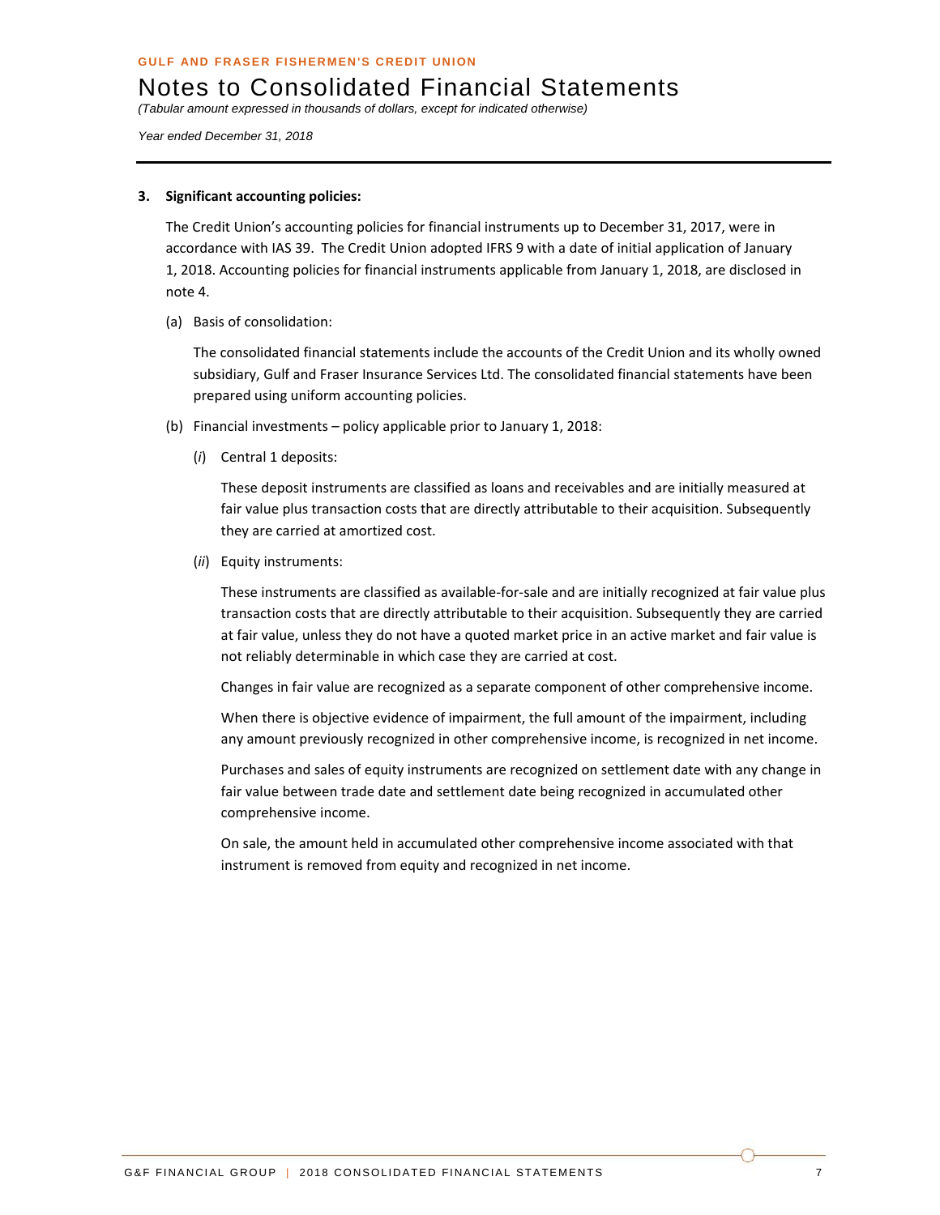## 3. Significant accounting policies:

The Credit Union's accounting policies for financial instruments up to December 31, 2017, were in accordance with IAS 39. The Credit Union adopted IFRS 9 with a date of initial application of January 1, 2018. Accounting policies for financial instruments applicable from January 1, 2018, are disclosed in note 4.

(a) Basis of consolidation:

The consolidated financial statements include the accounts of the Credit Union and its wholly owned subsidiary, Gulf and Fraser Insurance Services Ltd. The consolidated financial statements have been prepared using uniform accounting policies.

(b) Financial investments – policy applicable prior to January 1, 2018:

(*i*) Central 1 deposits:

These deposit instruments are classified as loans and receivables and are initially measured at fair value plus transaction costs that are directly attributable to their acquisition. Subsequently they are carried at amortized cost.

(*ii*) Equity instruments:

These instruments are classified as available-for-sale and are initially recognized at fair value plus transaction costs that are directly attributable to their acquisition. Subsequently they are carried at fair value, unless they do not have a quoted market price in an active market and fair value is not reliably determinable in which case they are carried at cost.

Changes in fair value are recognized as a separate component of other comprehensive income.

When there is objective evidence of impairment, the full amount of the impairment, including any amount previously recognized in other comprehensive income, is recognized in net income.

Purchases and sales of equity instruments are recognized on settlement date with any change in fair value between trade date and settlement date being recognized in accumulated other comprehensive income.

On sale, the amount held in accumulated other comprehensive income associated with that instrument is removed from equity and recognized in net income.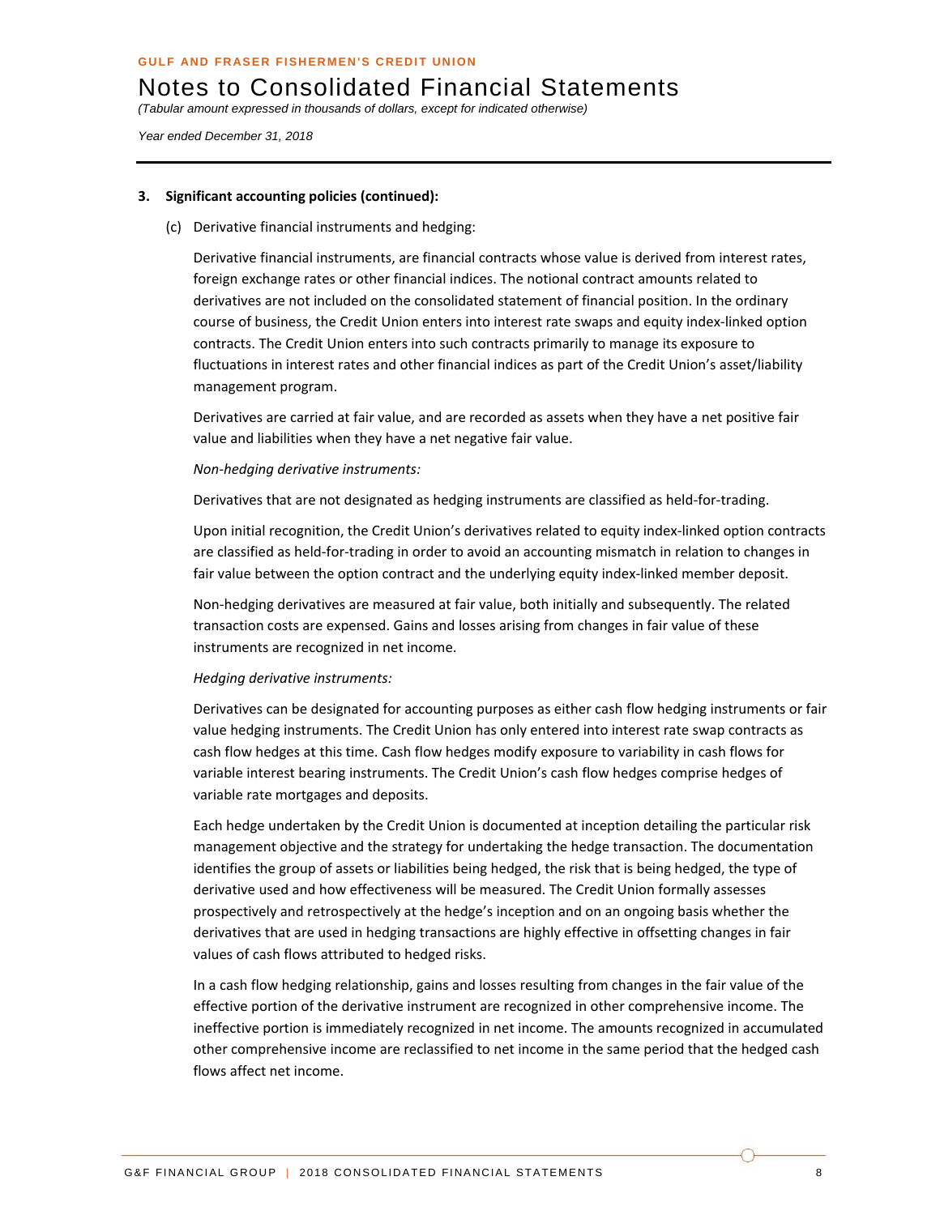**3. Significant accounting policies (continued):**

(c) Derivative financial instruments and hedging:

Derivative financial instruments, are financial contracts whose value is derived from interest rates, foreign exchange rates or other financial indices. The notional contract amounts related to derivatives are not included on the consolidated statement of financial position. In the ordinary course of business, the Credit Union enters into interest rate swaps and equity index-linked option contracts. The Credit Union enters into such contracts primarily to manage its exposure to fluctuations in interest rates and other financial indices as part of the Credit Union's asset/liability management program.

Derivatives are carried at fair value, and are recorded as assets when they have a net positive fair value and liabilities when they have a net negative fair value.

*Non-hedging derivative instruments:*

Derivatives that are not designated as hedging instruments are classified as held-for-trading.

Upon initial recognition, the Credit Union's derivatives related to equity index-linked option contracts are classified as held-for-trading in order to avoid an accounting mismatch in relation to changes in fair value between the option contract and the underlying equity index-linked member deposit.

Non-hedging derivatives are measured at fair value, both initially and subsequently. The related transaction costs are expensed. Gains and losses arising from changes in fair value of these instruments are recognized in net income.

*Hedging derivative instruments:*

Derivatives can be designated for accounting purposes as either cash flow hedging instruments or fair value hedging instruments. The Credit Union has only entered into interest rate swap contracts as cash flow hedges at this time. Cash flow hedges modify exposure to variability in cash flows for variable interest bearing instruments. The Credit Union's cash flow hedges comprise hedges of variable rate mortgages and deposits.

Each hedge undertaken by the Credit Union is documented at inception detailing the particular risk management objective and the strategy for undertaking the hedge transaction. The documentation identifies the group of assets or liabilities being hedged, the risk that is being hedged, the type of derivative used and how effectiveness will be measured. The Credit Union formally assesses prospectively and retrospectively at the hedge's inception and on an ongoing basis whether the derivatives that are used in hedging transactions are highly effective in offsetting changes in fair values of cash flows attributed to hedged risks.

In a cash flow hedging relationship, gains and losses resulting from changes in the fair value of the effective portion of the derivative instrument are recognized in other comprehensive income. The ineffective portion is immediately recognized in net income. The amounts recognized in accumulated other comprehensive income are reclassified to net income in the same period that the hedged cash flows affect net income.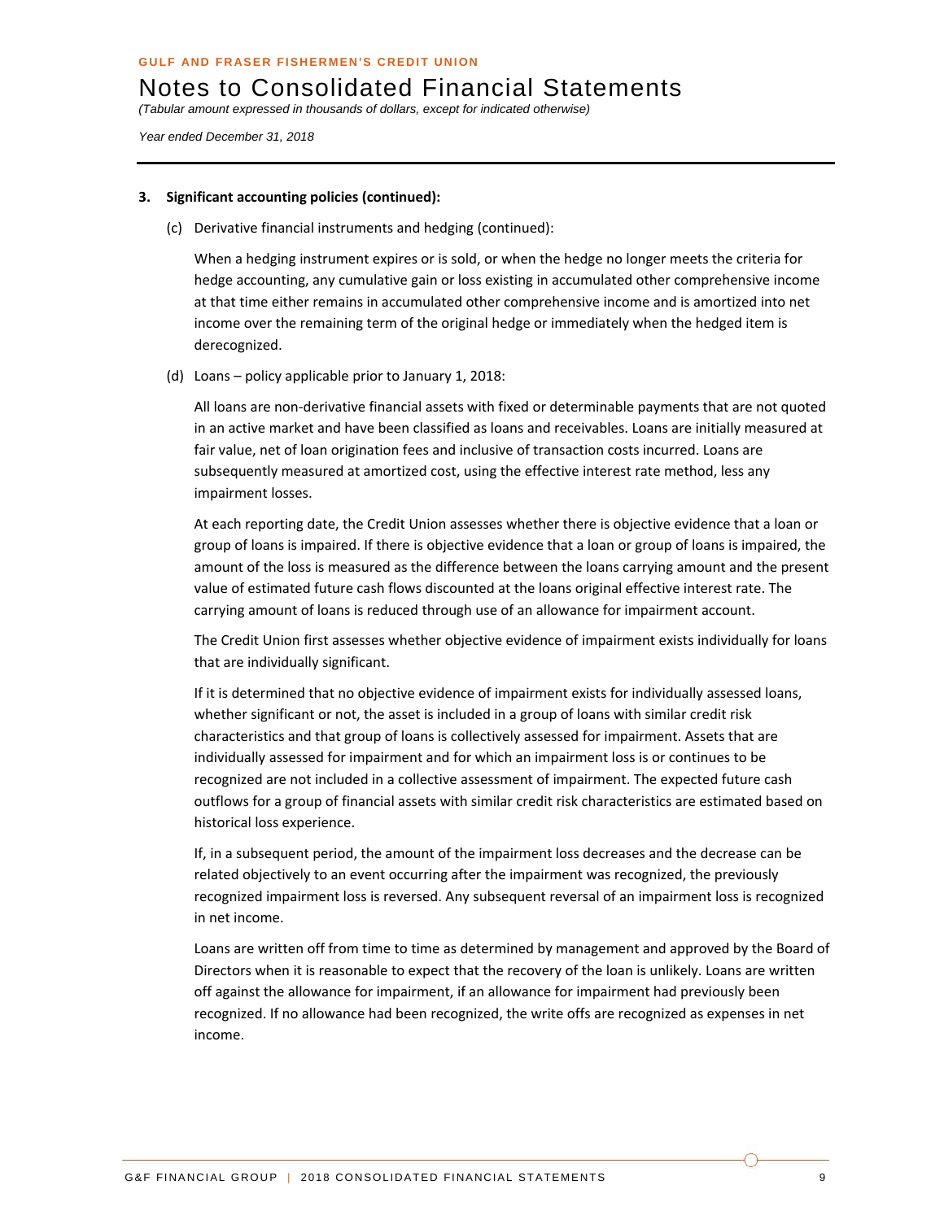### 3. Significant accounting policies (continued):

(c) Derivative financial instruments and hedging (continued):

When a hedging instrument expires or is sold, or when the hedge no longer meets the criteria for hedge accounting, any cumulative gain or loss existing in accumulated other comprehensive income at that time either remains in accumulated other comprehensive income and is amortized into net income over the remaining term of the original hedge or immediately when the hedged item is derecognized.

(d) Loans – policy applicable prior to January 1, 2018:

All loans are non-derivative financial assets with fixed or determinable payments that are not quoted in an active market and have been classified as loans and receivables. Loans are initially measured at fair value, net of loan origination fees and inclusive of transaction costs incurred. Loans are subsequently measured at amortized cost, using the effective interest rate method, less any impairment losses.

At each reporting date, the Credit Union assesses whether there is objective evidence that a loan or group of loans is impaired. If there is objective evidence that a loan or group of loans is impaired, the amount of the loss is measured as the difference between the loans carrying amount and the present value of estimated future cash flows discounted at the loans original effective interest rate. The carrying amount of loans is reduced through use of an allowance for impairment account.

The Credit Union first assesses whether objective evidence of impairment exists individually for loans that are individually significant.

If it is determined that no objective evidence of impairment exists for individually assessed loans, whether significant or not, the asset is included in a group of loans with similar credit risk characteristics and that group of loans is collectively assessed for impairment. Assets that are individually assessed for impairment and for which an impairment loss is or continues to be recognized are not included in a collective assessment of impairment. The expected future cash outflows for a group of financial assets with similar credit risk characteristics are estimated based on historical loss experience.

If, in a subsequent period, the amount of the impairment loss decreases and the decrease can be related objectively to an event occurring after the impairment was recognized, the previously recognized impairment loss is reversed. Any subsequent reversal of an impairment loss is recognized in net income.

Loans are written off from time to time as determined by management and approved by the Board of Directors when it is reasonable to expect that the recovery of the loan is unlikely. Loans are written off against the allowance for impairment, if an allowance for impairment had previously been recognized. If no allowance had been recognized, the write offs are recognized as expenses in net income.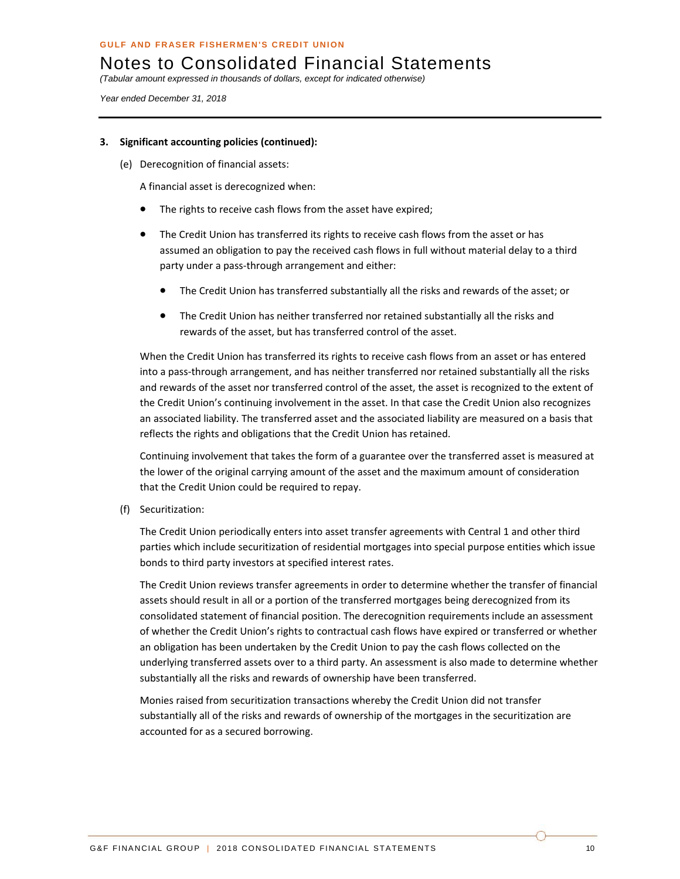### 3. Significant accounting policies (continued):

(e) Derecognition of financial assets:

A financial asset is derecognized when:

- The rights to receive cash flows from the asset have expired;
- The Credit Union has transferred its rights to receive cash flows from the asset or has assumed an obligation to pay the received cash flows in full without material delay to a third party under a pass-through arrangement and either:
  - The Credit Union has transferred substantially all the risks and rewards of the asset; or
  - The Credit Union has neither transferred nor retained substantially all the risks and rewards of the asset, but has transferred control of the asset.

When the Credit Union has transferred its rights to receive cash flows from an asset or has entered into a pass-through arrangement, and has neither transferred nor retained substantially all the risks and rewards of the asset nor transferred control of the asset, the asset is recognized to the extent of the Credit Union's continuing involvement in the asset. In that case the Credit Union also recognizes an associated liability. The transferred asset and the associated liability are measured on a basis that reflects the rights and obligations that the Credit Union has retained.

Continuing involvement that takes the form of a guarantee over the transferred asset is measured at the lower of the original carrying amount of the asset and the maximum amount of consideration that the Credit Union could be required to repay.

(f) Securitization:

The Credit Union periodically enters into asset transfer agreements with Central 1 and other third parties which include securitization of residential mortgages into special purpose entities which issue bonds to third party investors at specified interest rates.

The Credit Union reviews transfer agreements in order to determine whether the transfer of financial assets should result in all or a portion of the transferred mortgages being derecognized from its consolidated statement of financial position. The derecognition requirements include an assessment of whether the Credit Union's rights to contractual cash flows have expired or transferred or whether an obligation has been undertaken by the Credit Union to pay the cash flows collected on the underlying transferred assets over to a third party. An assessment is also made to determine whether substantially all the risks and rewards of ownership have been transferred.

Monies raised from securitization transactions whereby the Credit Union did not transfer substantially all of the risks and rewards of ownership of the mortgages in the securitization are accounted for as a secured borrowing.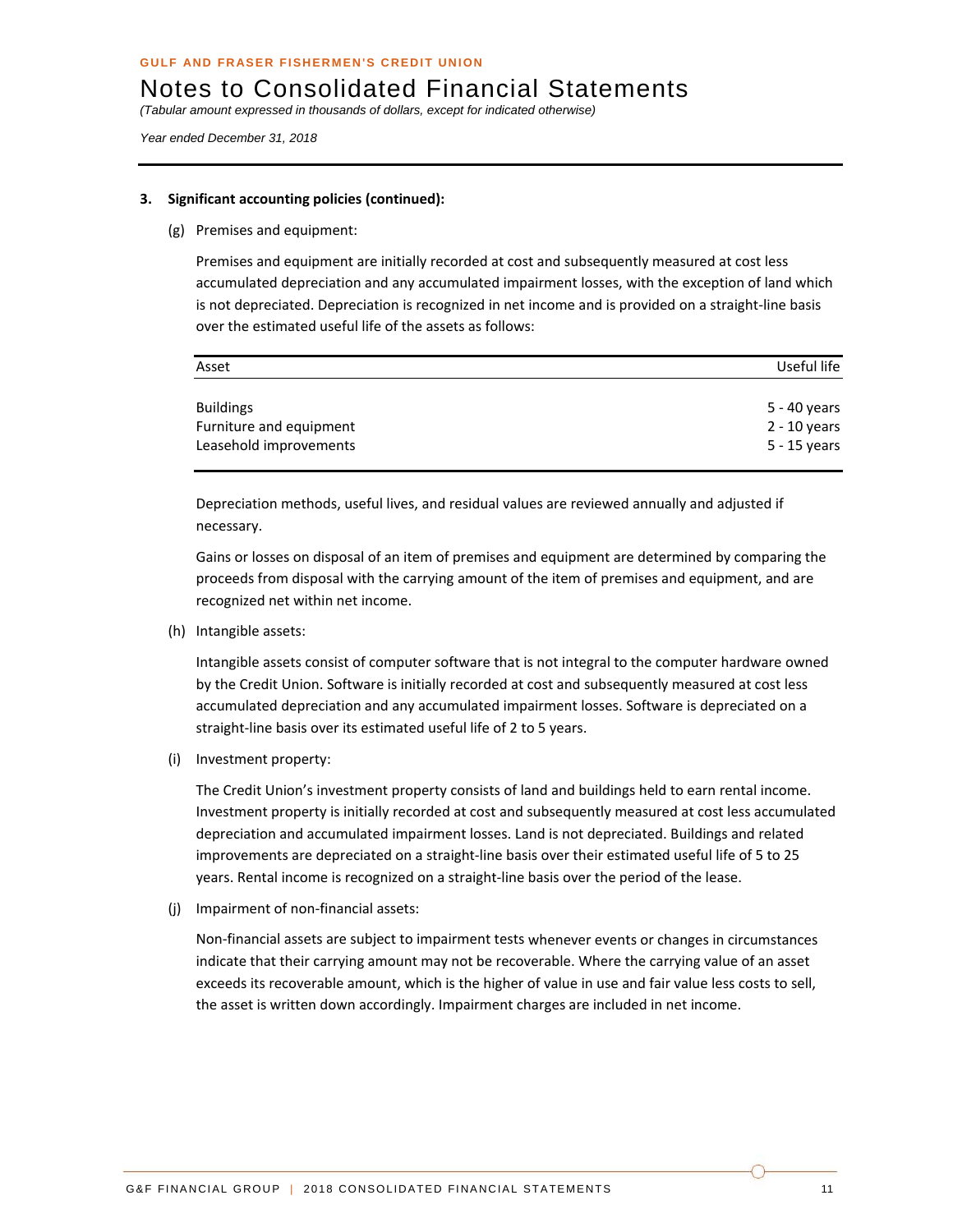GULF AND FRASER FISHERMEN'S CREDIT UNION

# Notes to Consolidated Financial Statements

*(Tabular amount expressed in thousands of dollars, except for indicated otherwise)*

*Year ended December 31, 2018*

**3. Significant accounting policies (continued):**

(g) Premises and equipment:

Premises and equipment are initially recorded at cost and subsequently measured at cost less accumulated depreciation and any accumulated impairment losses, with the exception of land which is not depreciated. Depreciation is recognized in net income and is provided on a straight-line basis over the estimated useful life of the assets as follows:

| Asset | Useful life |
|---|---|
| Buildings | 5 - 40 years |
| Furniture and equipment | 2 - 10 years |
| Leasehold improvements | 5 - 15 years |

Depreciation methods, useful lives, and residual values are reviewed annually and adjusted if necessary.

Gains or losses on disposal of an item of premises and equipment are determined by comparing the proceeds from disposal with the carrying amount of the item of premises and equipment, and are recognized net within net income.

(h) Intangible assets:

Intangible assets consist of computer software that is not integral to the computer hardware owned by the Credit Union. Software is initially recorded at cost and subsequently measured at cost less accumulated depreciation and any accumulated impairment losses. Software is depreciated on a straight-line basis over its estimated useful life of 2 to 5 years.

(i) Investment property:

The Credit Union's investment property consists of land and buildings held to earn rental income. Investment property is initially recorded at cost and subsequently measured at cost less accumulated depreciation and accumulated impairment losses. Land is not depreciated. Buildings and related improvements are depreciated on a straight-line basis over their estimated useful life of 5 to 25 years. Rental income is recognized on a straight-line basis over the period of the lease.

(j) Impairment of non-financial assets:

Non-financial assets are subject to impairment tests whenever events or changes in circumstances indicate that their carrying amount may not be recoverable. Where the carrying value of an asset exceeds its recoverable amount, which is the higher of value in use and fair value less costs to sell, the asset is written down accordingly. Impairment charges are included in net income.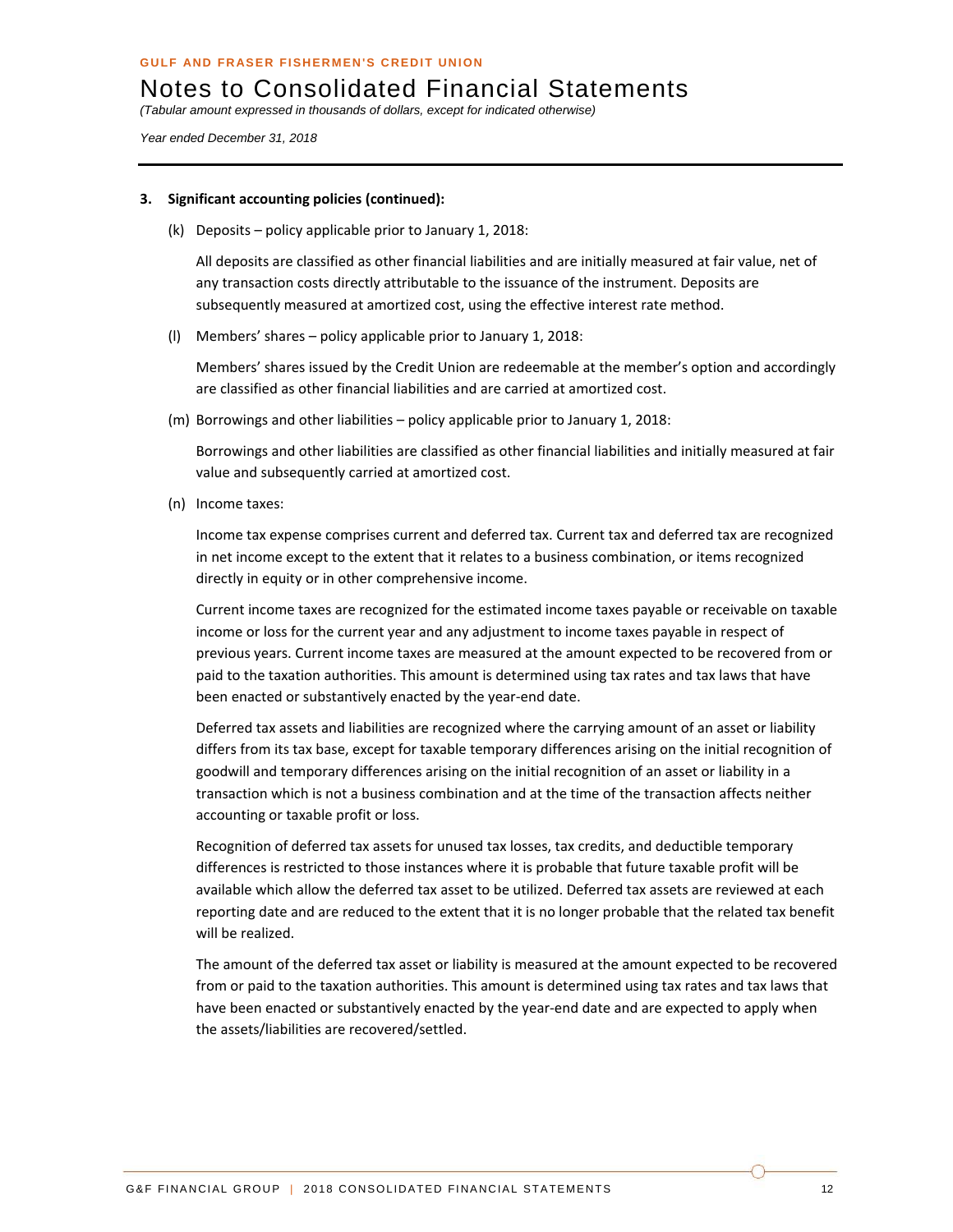**3. Significant accounting policies (continued):**

(k) Deposits – policy applicable prior to January 1, 2018:

All deposits are classified as other financial liabilities and are initially measured at fair value, net of any transaction costs directly attributable to the issuance of the instrument. Deposits are subsequently measured at amortized cost, using the effective interest rate method.

(l) Members' shares – policy applicable prior to January 1, 2018:

Members' shares issued by the Credit Union are redeemable at the member's option and accordingly are classified as other financial liabilities and are carried at amortized cost.

(m) Borrowings and other liabilities – policy applicable prior to January 1, 2018:

Borrowings and other liabilities are classified as other financial liabilities and initially measured at fair value and subsequently carried at amortized cost.

(n) Income taxes:

Income tax expense comprises current and deferred tax. Current tax and deferred tax are recognized in net income except to the extent that it relates to a business combination, or items recognized directly in equity or in other comprehensive income.

Current income taxes are recognized for the estimated income taxes payable or receivable on taxable income or loss for the current year and any adjustment to income taxes payable in respect of previous years. Current income taxes are measured at the amount expected to be recovered from or paid to the taxation authorities. This amount is determined using tax rates and tax laws that have been enacted or substantively enacted by the year-end date.

Deferred tax assets and liabilities are recognized where the carrying amount of an asset or liability differs from its tax base, except for taxable temporary differences arising on the initial recognition of goodwill and temporary differences arising on the initial recognition of an asset or liability in a transaction which is not a business combination and at the time of the transaction affects neither accounting or taxable profit or loss.

Recognition of deferred tax assets for unused tax losses, tax credits, and deductible temporary differences is restricted to those instances where it is probable that future taxable profit will be available which allow the deferred tax asset to be utilized. Deferred tax assets are reviewed at each reporting date and are reduced to the extent that it is no longer probable that the related tax benefit will be realized.

The amount of the deferred tax asset or liability is measured at the amount expected to be recovered from or paid to the taxation authorities. This amount is determined using tax rates and tax laws that have been enacted or substantively enacted by the year-end date and are expected to apply when the assets/liabilities are recovered/settled.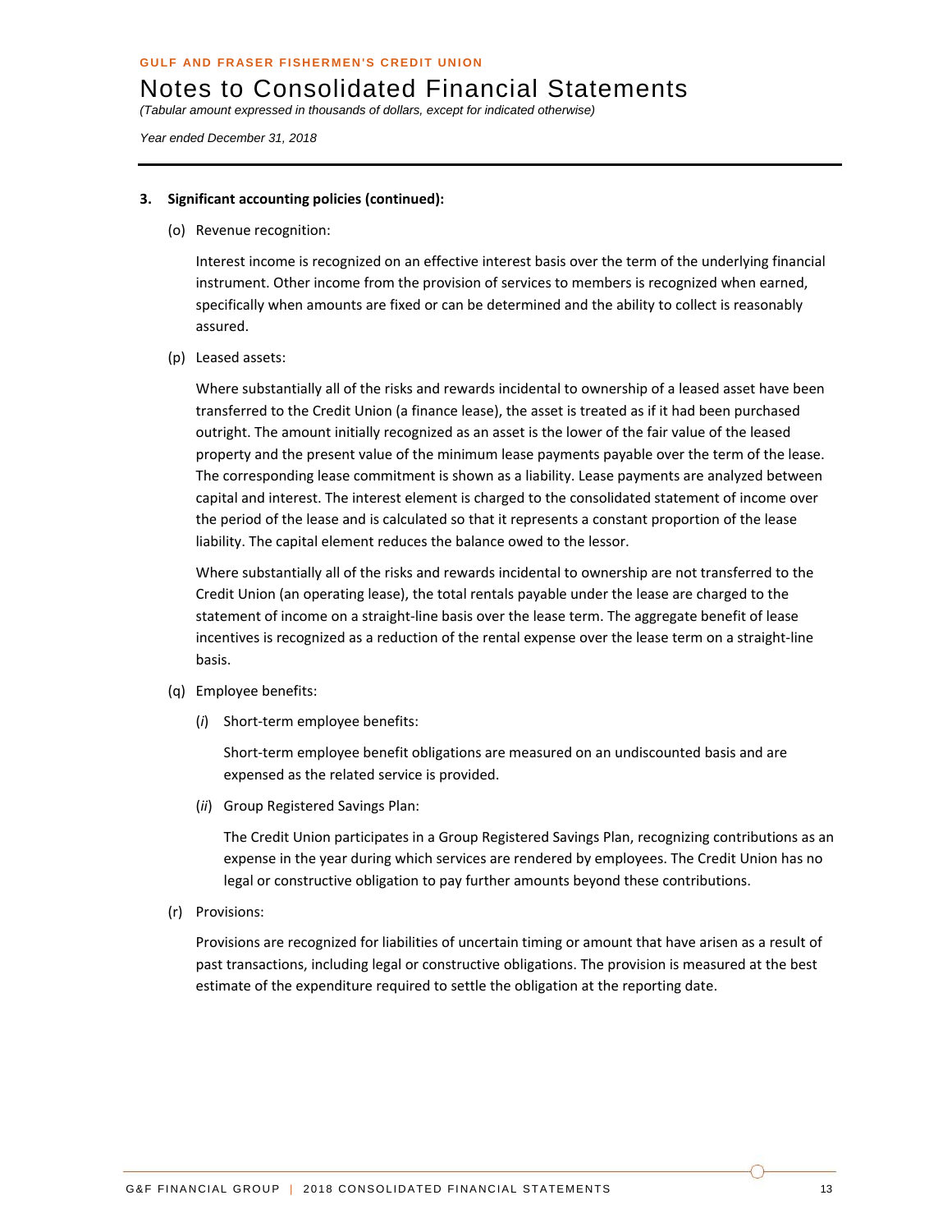**3. Significant accounting policies (continued):**

(o) Revenue recognition:

Interest income is recognized on an effective interest basis over the term of the underlying financial instrument. Other income from the provision of services to members is recognized when earned, specifically when amounts are fixed or can be determined and the ability to collect is reasonably assured.

(p) Leased assets:

Where substantially all of the risks and rewards incidental to ownership of a leased asset have been transferred to the Credit Union (a finance lease), the asset is treated as if it had been purchased outright. The amount initially recognized as an asset is the lower of the fair value of the leased property and the present value of the minimum lease payments payable over the term of the lease. The corresponding lease commitment is shown as a liability. Lease payments are analyzed between capital and interest. The interest element is charged to the consolidated statement of income over the period of the lease and is calculated so that it represents a constant proportion of the lease liability. The capital element reduces the balance owed to the lessor.

Where substantially all of the risks and rewards incidental to ownership are not transferred to the Credit Union (an operating lease), the total rentals payable under the lease are charged to the statement of income on a straight-line basis over the lease term. The aggregate benefit of lease incentives is recognized as a reduction of the rental expense over the lease term on a straight-line basis.

(q) Employee benefits:

(*i*) Short-term employee benefits:

Short-term employee benefit obligations are measured on an undiscounted basis and are expensed as the related service is provided.

(*ii*) Group Registered Savings Plan:

The Credit Union participates in a Group Registered Savings Plan, recognizing contributions as an expense in the year during which services are rendered by employees. The Credit Union has no legal or constructive obligation to pay further amounts beyond these contributions.

(r) Provisions:

Provisions are recognized for liabilities of uncertain timing or amount that have arisen as a result of past transactions, including legal or constructive obligations. The provision is measured at the best estimate of the expenditure required to settle the obligation at the reporting date.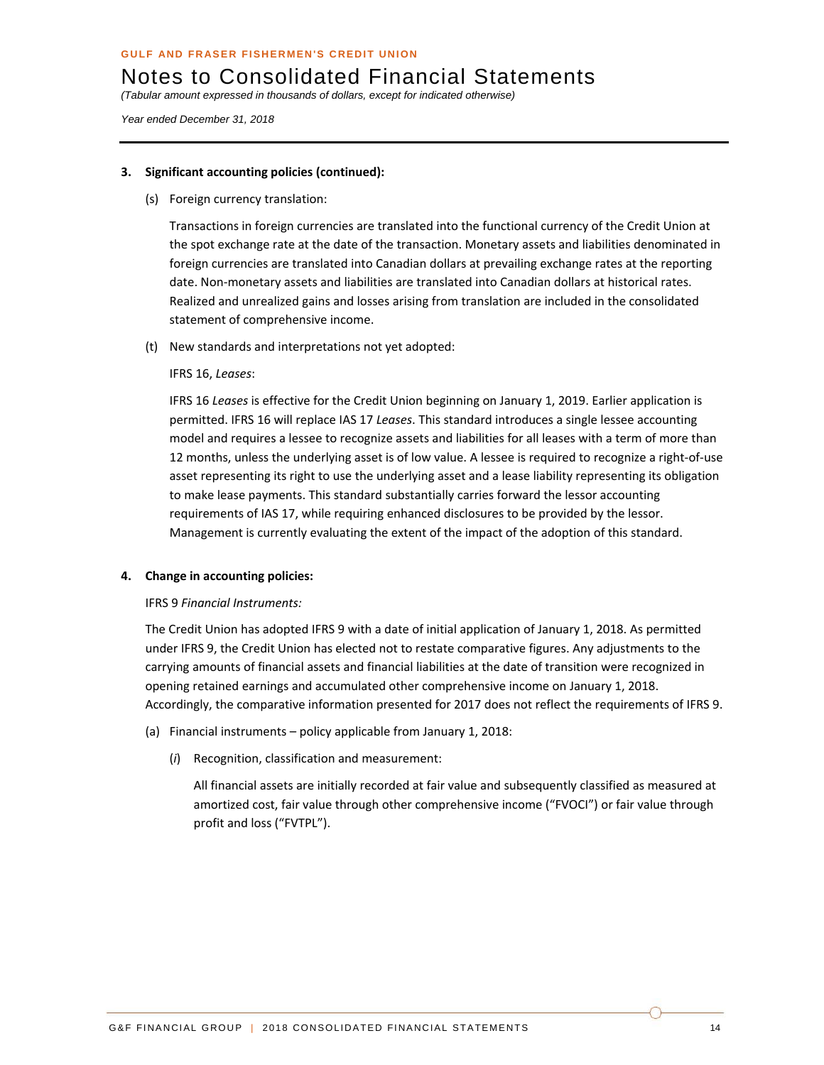**3. Significant accounting policies (continued):**

(s) Foreign currency translation:

Transactions in foreign currencies are translated into the functional currency of the Credit Union at the spot exchange rate at the date of the transaction. Monetary assets and liabilities denominated in foreign currencies are translated into Canadian dollars at prevailing exchange rates at the reporting date. Non-monetary assets and liabilities are translated into Canadian dollars at historical rates. Realized and unrealized gains and losses arising from translation are included in the consolidated statement of comprehensive income.

(t) New standards and interpretations not yet adopted:

IFRS 16, *Leases*:

IFRS 16 *Leases* is effective for the Credit Union beginning on January 1, 2019. Earlier application is permitted. IFRS 16 will replace IAS 17 *Leases*. This standard introduces a single lessee accounting model and requires a lessee to recognize assets and liabilities for all leases with a term of more than 12 months, unless the underlying asset is of low value. A lessee is required to recognize a right-of-use asset representing its right to use the underlying asset and a lease liability representing its obligation to make lease payments. This standard substantially carries forward the lessor accounting requirements of IAS 17, while requiring enhanced disclosures to be provided by the lessor. Management is currently evaluating the extent of the impact of the adoption of this standard.

**4. Change in accounting policies:**

IFRS 9 *Financial Instruments:*

The Credit Union has adopted IFRS 9 with a date of initial application of January 1, 2018. As permitted under IFRS 9, the Credit Union has elected not to restate comparative figures. Any adjustments to the carrying amounts of financial assets and financial liabilities at the date of transition were recognized in opening retained earnings and accumulated other comprehensive income on January 1, 2018. Accordingly, the comparative information presented for 2017 does not reflect the requirements of IFRS 9.

(a) Financial instruments – policy applicable from January 1, 2018:

(*i*) Recognition, classification and measurement:

All financial assets are initially recorded at fair value and subsequently classified as measured at amortized cost, fair value through other comprehensive income ("FVOCI") or fair value through profit and loss ("FVTPL").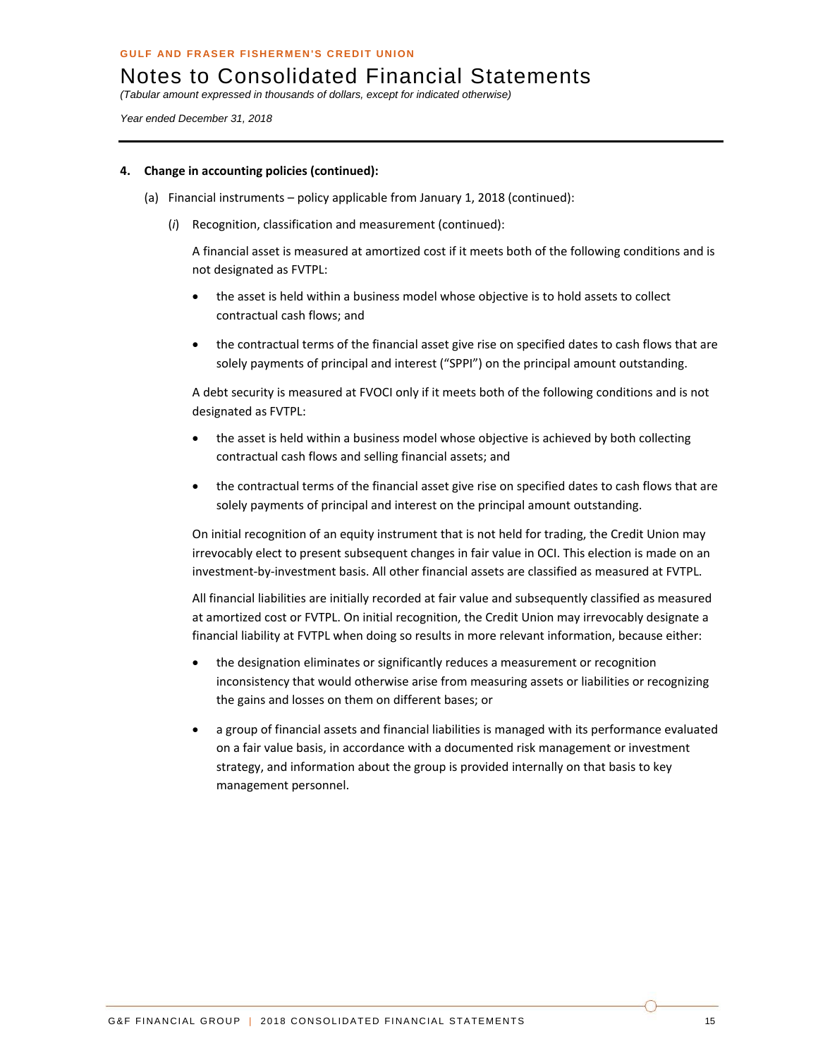**4. Change in accounting policies (continued):**

(a) Financial instruments – policy applicable from January 1, 2018 (continued):

(*i*) Recognition, classification and measurement (continued):

A financial asset is measured at amortized cost if it meets both of the following conditions and is not designated as FVTPL:

- the asset is held within a business model whose objective is to hold assets to collect contractual cash flows; and
- the contractual terms of the financial asset give rise on specified dates to cash flows that are solely payments of principal and interest ("SPPI") on the principal amount outstanding.

A debt security is measured at FVOCI only if it meets both of the following conditions and is not designated as FVTPL:

- the asset is held within a business model whose objective is achieved by both collecting contractual cash flows and selling financial assets; and
- the contractual terms of the financial asset give rise on specified dates to cash flows that are solely payments of principal and interest on the principal amount outstanding.

On initial recognition of an equity instrument that is not held for trading, the Credit Union may irrevocably elect to present subsequent changes in fair value in OCI. This election is made on an investment-by-investment basis. All other financial assets are classified as measured at FVTPL.

All financial liabilities are initially recorded at fair value and subsequently classified as measured at amortized cost or FVTPL. On initial recognition, the Credit Union may irrevocably designate a financial liability at FVTPL when doing so results in more relevant information, because either:

- the designation eliminates or significantly reduces a measurement or recognition inconsistency that would otherwise arise from measuring assets or liabilities or recognizing the gains and losses on them on different bases; or
- a group of financial assets and financial liabilities is managed with its performance evaluated on a fair value basis, in accordance with a documented risk management or investment strategy, and information about the group is provided internally on that basis to key management personnel.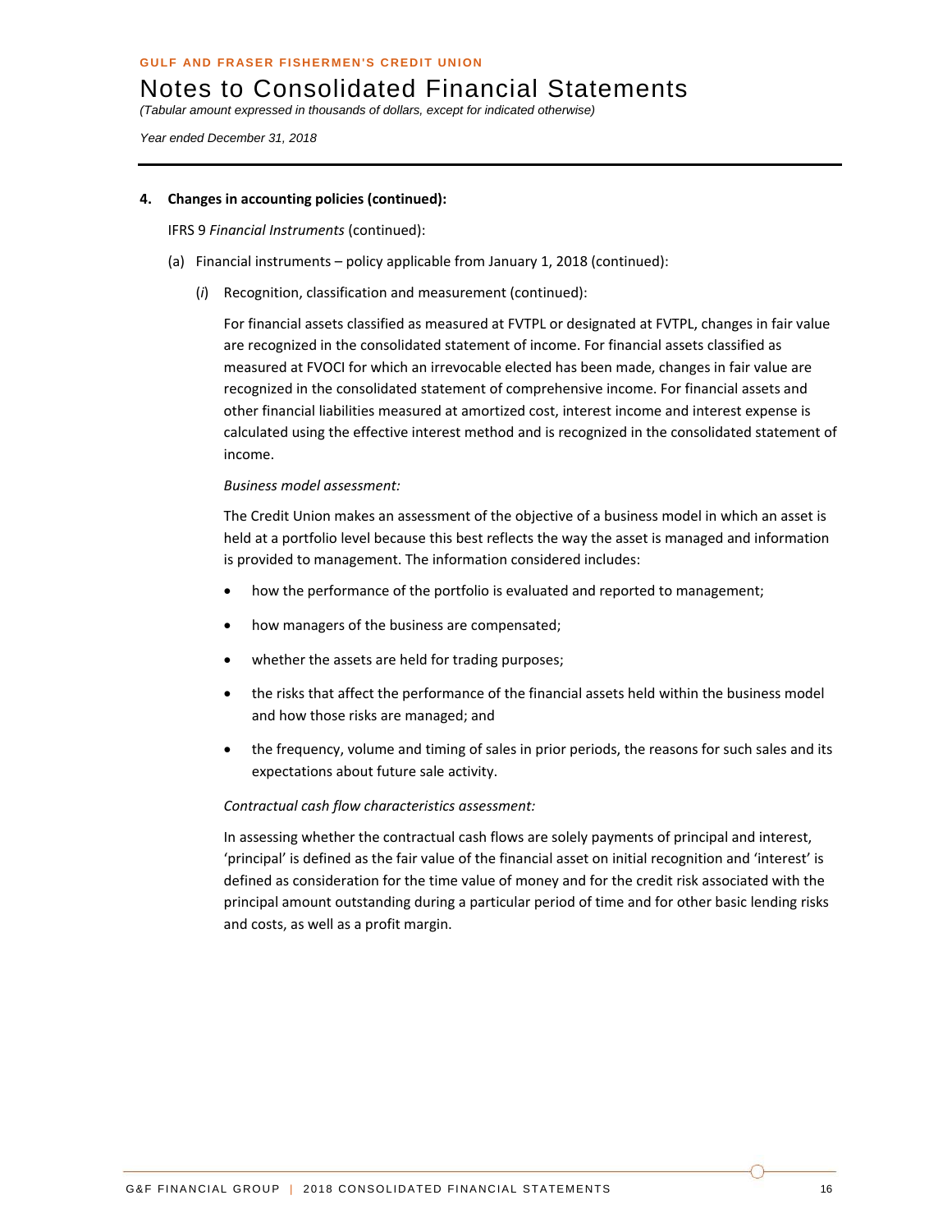**4. Changes in accounting policies (continued):**

IFRS 9 *Financial Instruments* (continued):

(a) Financial instruments – policy applicable from January 1, 2018 (continued):

(*i*) Recognition, classification and measurement (continued):

For financial assets classified as measured at FVTPL or designated at FVTPL, changes in fair value are recognized in the consolidated statement of income. For financial assets classified as measured at FVOCI for which an irrevocable elected has been made, changes in fair value are recognized in the consolidated statement of comprehensive income. For financial assets and other financial liabilities measured at amortized cost, interest income and interest expense is calculated using the effective interest method and is recognized in the consolidated statement of income.

*Business model assessment:*

The Credit Union makes an assessment of the objective of a business model in which an asset is held at a portfolio level because this best reflects the way the asset is managed and information is provided to management. The information considered includes:

- how the performance of the portfolio is evaluated and reported to management;
- how managers of the business are compensated;
- whether the assets are held for trading purposes;
- the risks that affect the performance of the financial assets held within the business model and how those risks are managed; and
- the frequency, volume and timing of sales in prior periods, the reasons for such sales and its expectations about future sale activity.

*Contractual cash flow characteristics assessment:*

In assessing whether the contractual cash flows are solely payments of principal and interest, 'principal' is defined as the fair value of the financial asset on initial recognition and 'interest' is defined as consideration for the time value of money and for the credit risk associated with the principal amount outstanding during a particular period of time and for other basic lending risks and costs, as well as a profit margin.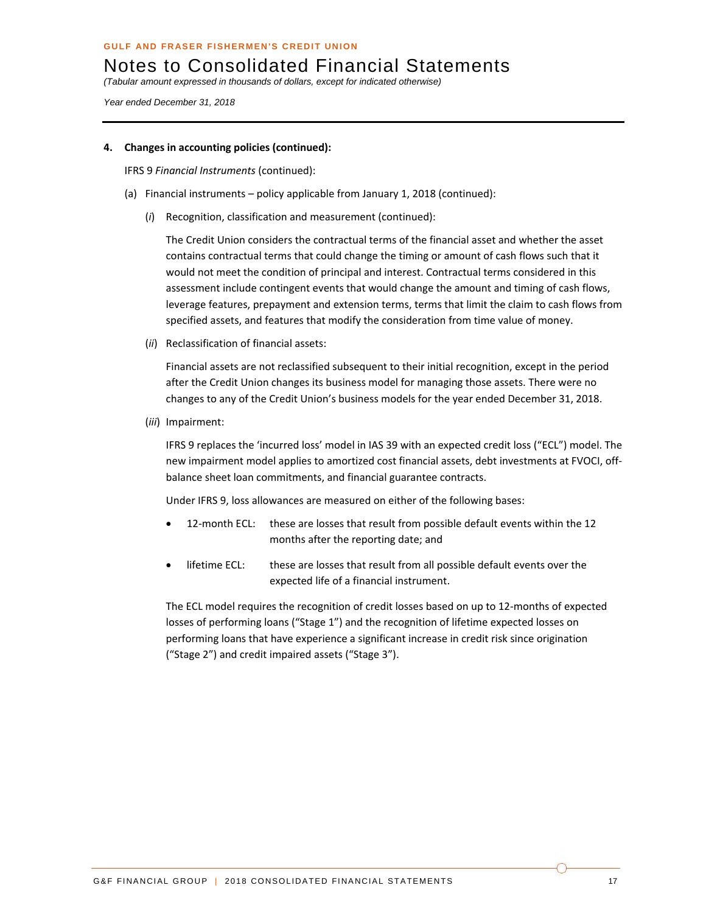**4. Changes in accounting policies (continued):**

IFRS 9 *Financial Instruments* (continued):

(a) Financial instruments – policy applicable from January 1, 2018 (continued):

(*i*) Recognition, classification and measurement (continued):

The Credit Union considers the contractual terms of the financial asset and whether the asset contains contractual terms that could change the timing or amount of cash flows such that it would not meet the condition of principal and interest. Contractual terms considered in this assessment include contingent events that would change the amount and timing of cash flows, leverage features, prepayment and extension terms, terms that limit the claim to cash flows from specified assets, and features that modify the consideration from time value of money.

(*ii*) Reclassification of financial assets:

Financial assets are not reclassified subsequent to their initial recognition, except in the period after the Credit Union changes its business model for managing those assets. There were no changes to any of the Credit Union's business models for the year ended December 31, 2018.

(*iii*) Impairment:

IFRS 9 replaces the 'incurred loss' model in IAS 39 with an expected credit loss ("ECL") model. The new impairment model applies to amortized cost financial assets, debt investments at FVOCI, off-balance sheet loan commitments, and financial guarantee contracts.

Under IFRS 9, loss allowances are measured on either of the following bases:

- 12-month ECL: these are losses that result from possible default events within the 12 months after the reporting date; and
- lifetime ECL: these are losses that result from all possible default events over the expected life of a financial instrument.

The ECL model requires the recognition of credit losses based on up to 12-months of expected losses of performing loans ("Stage 1") and the recognition of lifetime expected losses on performing loans that have experience a significant increase in credit risk since origination ("Stage 2") and credit impaired assets ("Stage 3").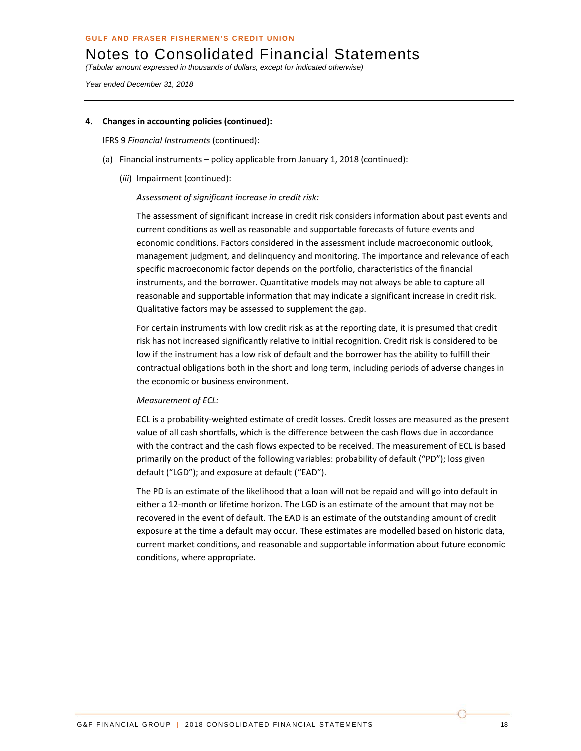**4. Changes in accounting policies (continued):**

IFRS 9 *Financial Instruments* (continued):

(a) Financial instruments – policy applicable from January 1, 2018 (continued):

(*iii*) Impairment (continued):

*Assessment of significant increase in credit risk:*

The assessment of significant increase in credit risk considers information about past events and current conditions as well as reasonable and supportable forecasts of future events and economic conditions. Factors considered in the assessment include macroeconomic outlook, management judgment, and delinquency and monitoring. The importance and relevance of each specific macroeconomic factor depends on the portfolio, characteristics of the financial instruments, and the borrower. Quantitative models may not always be able to capture all reasonable and supportable information that may indicate a significant increase in credit risk. Qualitative factors may be assessed to supplement the gap.

For certain instruments with low credit risk as at the reporting date, it is presumed that credit risk has not increased significantly relative to initial recognition. Credit risk is considered to be low if the instrument has a low risk of default and the borrower has the ability to fulfill their contractual obligations both in the short and long term, including periods of adverse changes in the economic or business environment.

*Measurement of ECL:*

ECL is a probability-weighted estimate of credit losses. Credit losses are measured as the present value of all cash shortfalls, which is the difference between the cash flows due in accordance with the contract and the cash flows expected to be received. The measurement of ECL is based primarily on the product of the following variables: probability of default ("PD"); loss given default ("LGD"); and exposure at default ("EAD").

The PD is an estimate of the likelihood that a loan will not be repaid and will go into default in either a 12-month or lifetime horizon. The LGD is an estimate of the amount that may not be recovered in the event of default. The EAD is an estimate of the outstanding amount of credit exposure at the time a default may occur. These estimates are modelled based on historic data, current market conditions, and reasonable and supportable information about future economic conditions, where appropriate.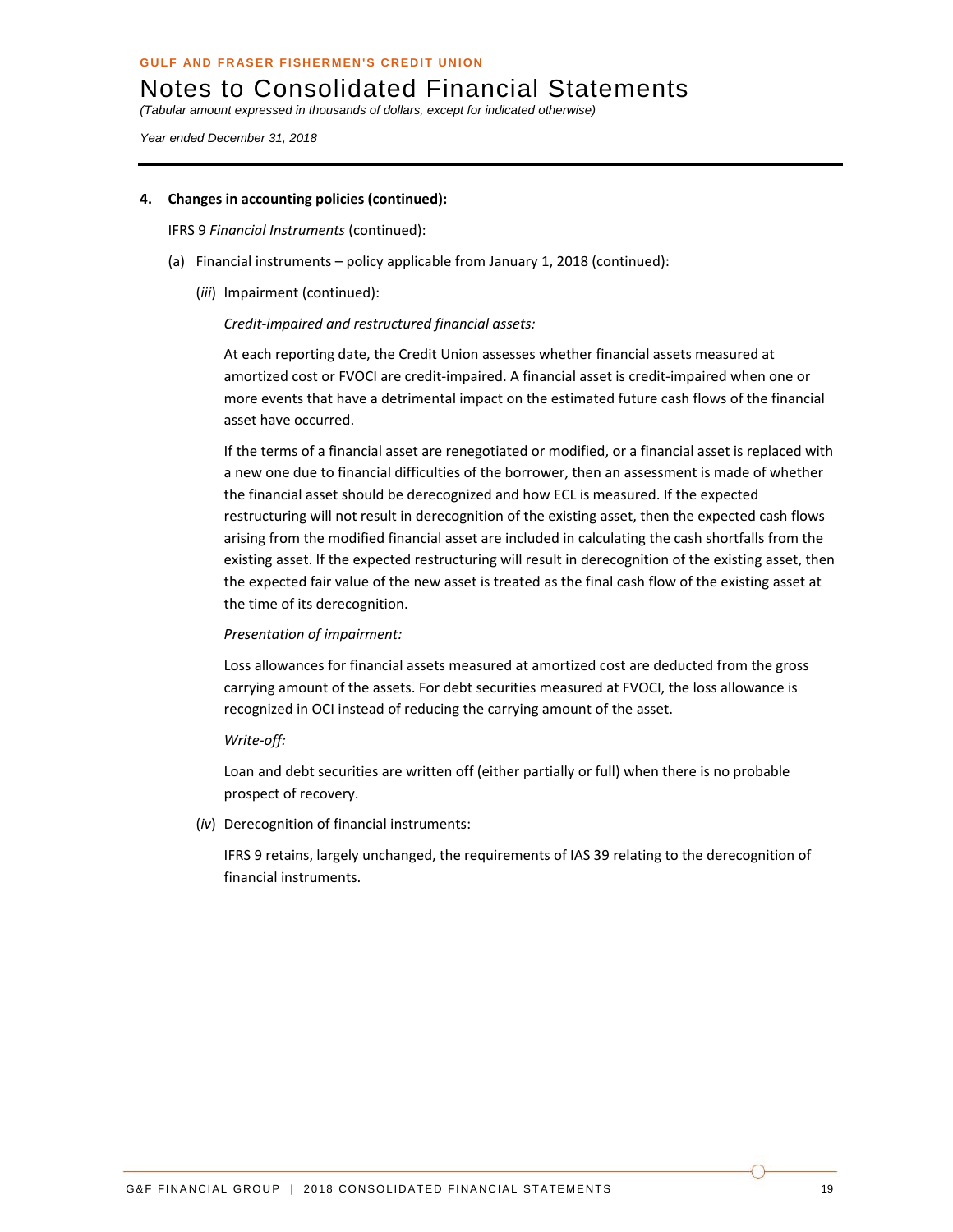**4. Changes in accounting policies (continued):**

IFRS 9 *Financial Instruments* (continued):

(a) Financial instruments – policy applicable from January 1, 2018 (continued):

(*iii*) Impairment (continued):

*Credit-impaired and restructured financial assets:*

At each reporting date, the Credit Union assesses whether financial assets measured at amortized cost or FVOCI are credit-impaired. A financial asset is credit-impaired when one or more events that have a detrimental impact on the estimated future cash flows of the financial asset have occurred.

If the terms of a financial asset are renegotiated or modified, or a financial asset is replaced with a new one due to financial difficulties of the borrower, then an assessment is made of whether the financial asset should be derecognized and how ECL is measured. If the expected restructuring will not result in derecognition of the existing asset, then the expected cash flows arising from the modified financial asset are included in calculating the cash shortfalls from the existing asset. If the expected restructuring will result in derecognition of the existing asset, then the expected fair value of the new asset is treated as the final cash flow of the existing asset at the time of its derecognition.

*Presentation of impairment:*

Loss allowances for financial assets measured at amortized cost are deducted from the gross carrying amount of the assets. For debt securities measured at FVOCI, the loss allowance is recognized in OCI instead of reducing the carrying amount of the asset.

*Write-off:*

Loan and debt securities are written off (either partially or full) when there is no probable prospect of recovery.

(*iv*) Derecognition of financial instruments:

IFRS 9 retains, largely unchanged, the requirements of IAS 39 relating to the derecognition of financial instruments.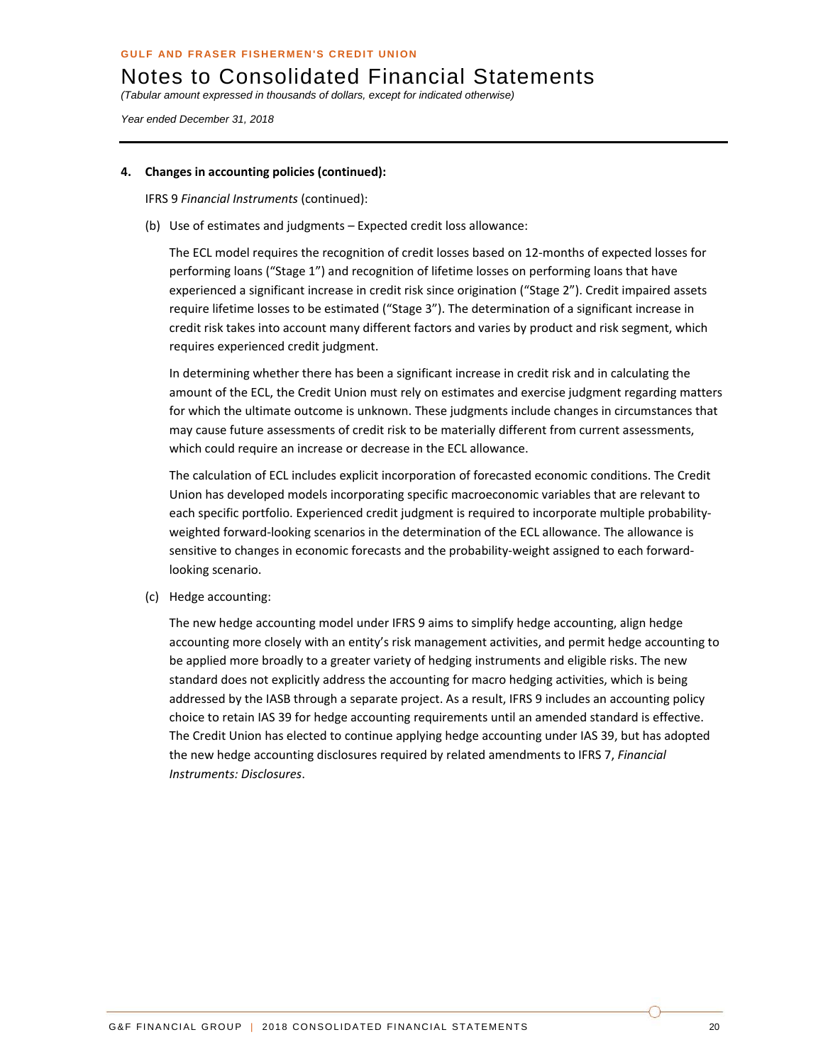**4. Changes in accounting policies (continued):**

IFRS 9 *Financial Instruments* (continued):

(b) Use of estimates and judgments – Expected credit loss allowance:

The ECL model requires the recognition of credit losses based on 12-months of expected losses for performing loans ("Stage 1") and recognition of lifetime losses on performing loans that have experienced a significant increase in credit risk since origination ("Stage 2"). Credit impaired assets require lifetime losses to be estimated ("Stage 3"). The determination of a significant increase in credit risk takes into account many different factors and varies by product and risk segment, which requires experienced credit judgment.

In determining whether there has been a significant increase in credit risk and in calculating the amount of the ECL, the Credit Union must rely on estimates and exercise judgment regarding matters for which the ultimate outcome is unknown. These judgments include changes in circumstances that may cause future assessments of credit risk to be materially different from current assessments, which could require an increase or decrease in the ECL allowance.

The calculation of ECL includes explicit incorporation of forecasted economic conditions. The Credit Union has developed models incorporating specific macroeconomic variables that are relevant to each specific portfolio. Experienced credit judgment is required to incorporate multiple probability-weighted forward-looking scenarios in the determination of the ECL allowance. The allowance is sensitive to changes in economic forecasts and the probability-weight assigned to each forward-looking scenario.

(c) Hedge accounting:

The new hedge accounting model under IFRS 9 aims to simplify hedge accounting, align hedge accounting more closely with an entity's risk management activities, and permit hedge accounting to be applied more broadly to a greater variety of hedging instruments and eligible risks. The new standard does not explicitly address the accounting for macro hedging activities, which is being addressed by the IASB through a separate project. As a result, IFRS 9 includes an accounting policy choice to retain IAS 39 for hedge accounting requirements until an amended standard is effective. The Credit Union has elected to continue applying hedge accounting under IAS 39, but has adopted the new hedge accounting disclosures required by related amendments to IFRS 7, *Financial Instruments: Disclosures*.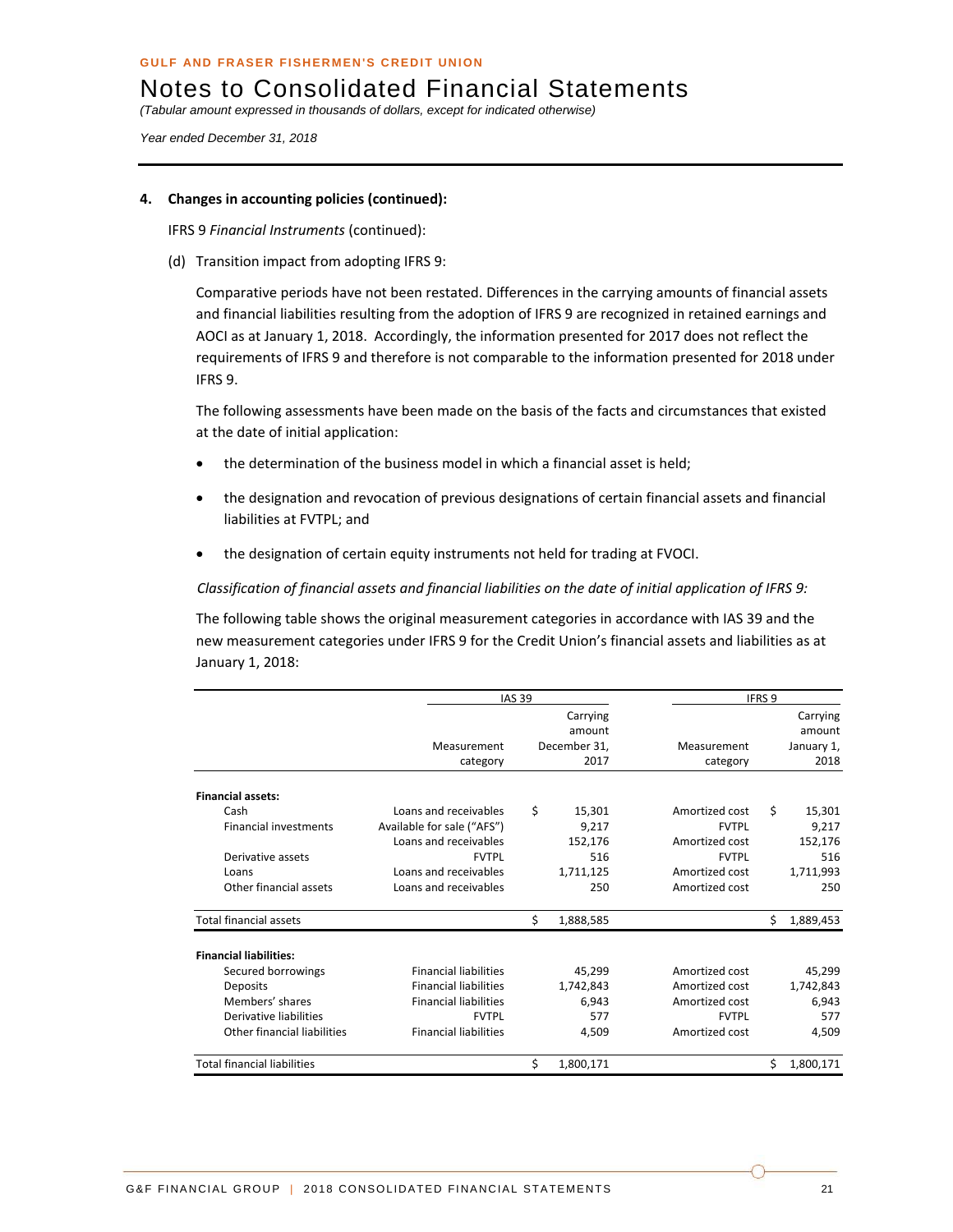**4. Changes in accounting policies (continued):**

IFRS 9 *Financial Instruments* (continued):

(d) Transition impact from adopting IFRS 9:

Comparative periods have not been restated. Differences in the carrying amounts of financial assets and financial liabilities resulting from the adoption of IFRS 9 are recognized in retained earnings and AOCI as at January 1, 2018. Accordingly, the information presented for 2017 does not reflect the requirements of IFRS 9 and therefore is not comparable to the information presented for 2018 under IFRS 9.

The following assessments have been made on the basis of the facts and circumstances that existed at the date of initial application:

- the determination of the business model in which a financial asset is held;
- the designation and revocation of previous designations of certain financial assets and financial liabilities at FVTPL; and
- the designation of certain equity instruments not held for trading at FVOCI.

*Classification of financial assets and financial liabilities on the date of initial application of IFRS 9:*

The following table shows the original measurement categories in accordance with IAS 39 and the new measurement categories under IFRS 9 for the Credit Union's financial assets and liabilities as at January 1, 2018:

| | IAS 39 | | IFRS 9 | |
|---|---|---|---|---|
| | Measurement category | Carrying amount December 31, 2017 | Measurement category | Carrying amount January 1, 2018 |
| **Financial assets:** | | | | |
| Cash | Loans and receivables | $ 15,301 | Amortized cost | $ 15,301 |
| Financial investments | Available for sale ("AFS") | 9,217 | FVTPL | 9,217 |
| | Loans and receivables | 152,176 | Amortized cost | 152,176 |
| Derivative assets | FVTPL | 516 | FVTPL | 516 |
| Loans | Loans and receivables | 1,711,125 | Amortized cost | 1,711,993 |
| Other financial assets | Loans and receivables | 250 | Amortized cost | 250 |
| Total financial assets | | $ 1,888,585 | | $ 1,889,453 |
| **Financial liabilities:** | | | | |
| Secured borrowings | Financial liabilities | 45,299 | Amortized cost | 45,299 |
| Deposits | Financial liabilities | 1,742,843 | Amortized cost | 1,742,843 |
| Members' shares | Financial liabilities | 6,943 | Amortized cost | 6,943 |
| Derivative liabilities | FVTPL | 577 | FVTPL | 577 |
| Other financial liabilities | Financial liabilities | 4,509 | Amortized cost | 4,509 |
| Total financial liabilities | | $ 1,800,171 | | $ 1,800,171 |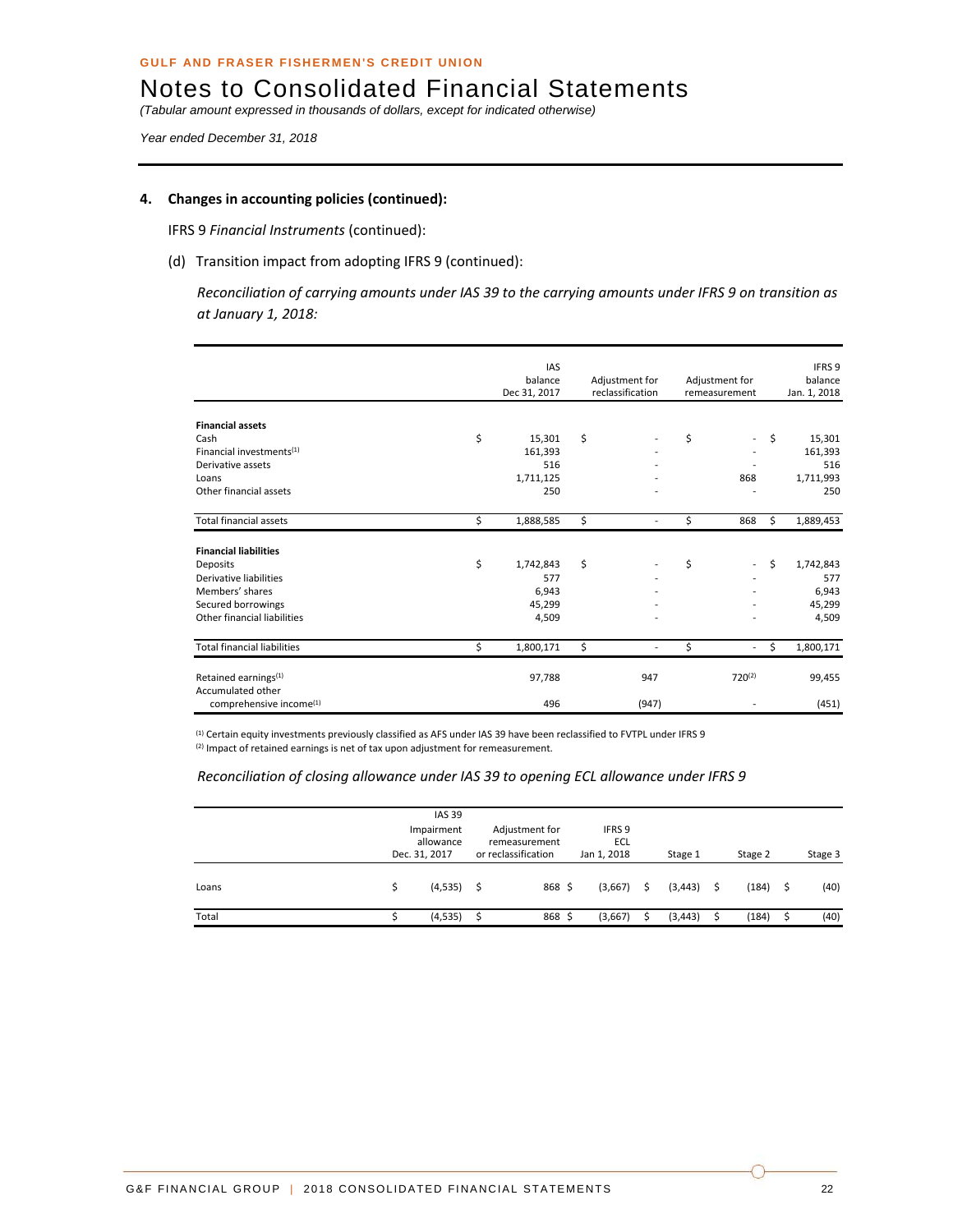**GULF AND FRASER FISHERMEN'S CREDIT UNION**

# Notes to Consolidated Financial Statements

*(Tabular amount expressed in thousands of dollars, except for indicated otherwise)*

*Year ended December 31, 2018*

## 4. Changes in accounting policies (continued):

IFRS 9 *Financial Instruments* (continued):

(d) Transition impact from adopting IFRS 9 (continued):

*Reconciliation of carrying amounts under IAS 39 to the carrying amounts under IFRS 9 on transition as at January 1, 2018:*

| | IAS balance Dec 31, 2017 | Adjustment for reclassification | Adjustment for remeasurement | IFRS 9 balance Jan. 1, 2018 |
|---|---|---|---|---|
| **Financial assets** | | | | |
| Cash | $ 15,301 | $ - | $ - | $ 15,301 |
| Financial investments[1] | 161,393 | - | - | 161,393 |
| Derivative assets | 516 | - | - | 516 |
| Loans | 1,711,125 | - | 868 | 1,711,993 |
| Other financial assets | 250 | - | - | 250 |
| Total financial assets | $ 1,888,585 | $ - | $ 868 | $ 1,889,453 |
| **Financial liabilities** | | | | |
| Deposits | $ 1,742,843 | $ - | $ - | $ 1,742,843 |
| Derivative liabilities | 577 | - | - | 577 |
| Members' shares | 6,943 | - | - | 6,943 |
| Secured borrowings | 45,299 | - | - | 45,299 |
| Other financial liabilities | 4,509 | - | - | 4,509 |
| Total financial liabilities | $ 1,800,171 | $ - | $ - | $ 1,800,171 |
| Retained earnings[1] | 97,788 | 947 | 720[2] | 99,455 |
| Accumulated other comprehensive income[1] | 496 | (947) | - | (451) |

[1] Certain equity investments previously classified as AFS under IAS 39 have been reclassified to FVTPL under IFRS 9

[2] Impact of retained earnings is net of tax upon adjustment for remeasurement.

*Reconciliation of closing allowance under IAS 39 to opening ECL allowance under IFRS 9*

| | IAS 39 Impairment allowance Dec. 31, 2017 | Adjustment for remeasurement or reclassification | IFRS 9 ECL Jan 1, 2018 | Stage 1 | Stage 2 | Stage 3 |
|---|---|---|---|---|---|---|
| Loans | $ (4,535) | $ 868 | $ (3,667) | $ (3,443) | $ (184) | $ (40) |
| Total | $ (4,535) | $ 868 | $ (3,667) | $ (3,443) | $ (184) | $ (40) |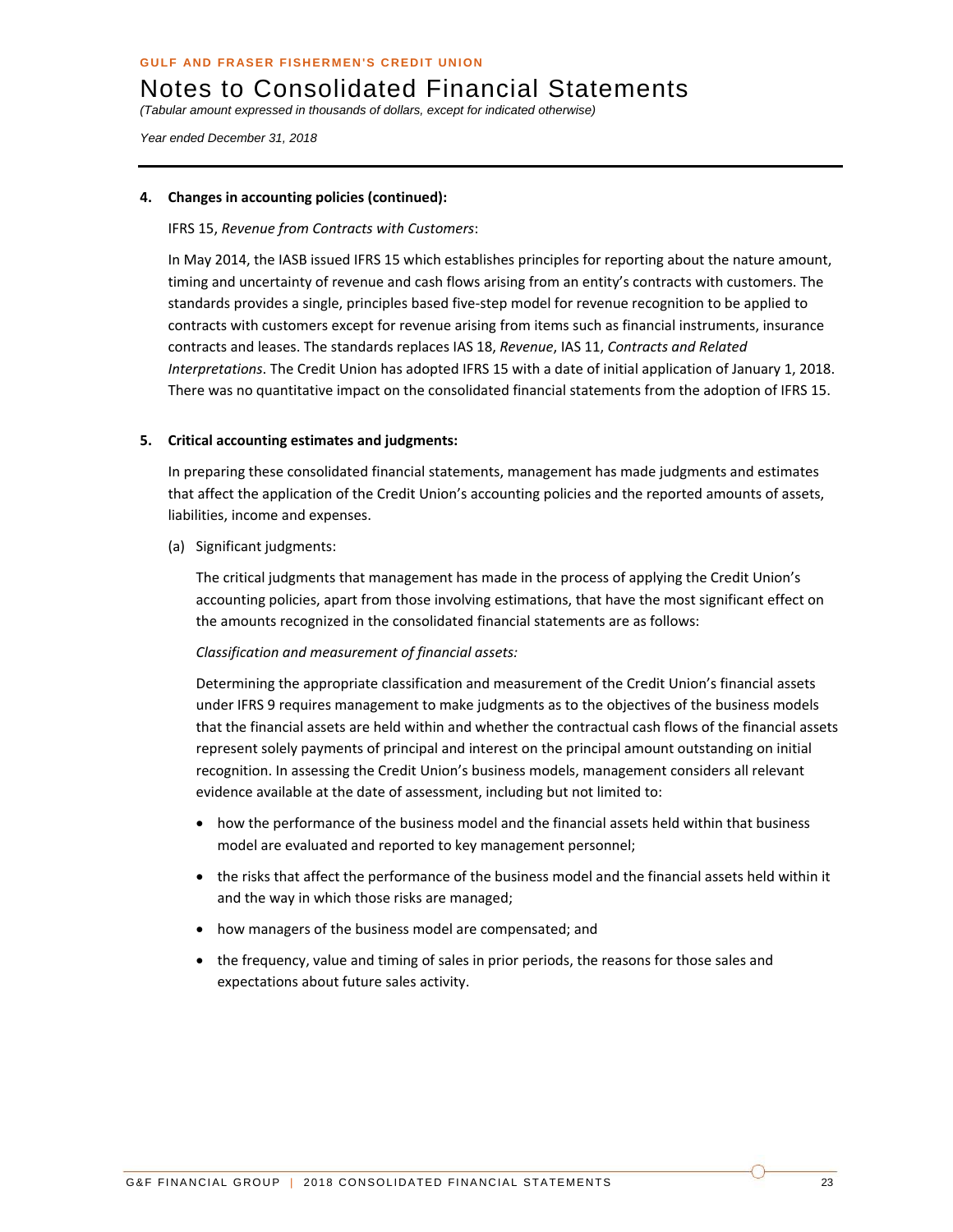**4. Changes in accounting policies (continued):**

IFRS 15, *Revenue from Contracts with Customers*:

In May 2014, the IASB issued IFRS 15 which establishes principles for reporting about the nature amount, timing and uncertainty of revenue and cash flows arising from an entity's contracts with customers. The standards provides a single, principles based five-step model for revenue recognition to be applied to contracts with customers except for revenue arising from items such as financial instruments, insurance contracts and leases. The standards replaces IAS 18, *Revenue*, IAS 11, *Contracts and Related Interpretations*. The Credit Union has adopted IFRS 15 with a date of initial application of January 1, 2018. There was no quantitative impact on the consolidated financial statements from the adoption of IFRS 15.

**5. Critical accounting estimates and judgments:**

In preparing these consolidated financial statements, management has made judgments and estimates that affect the application of the Credit Union's accounting policies and the reported amounts of assets, liabilities, income and expenses.

(a) Significant judgments:

The critical judgments that management has made in the process of applying the Credit Union's accounting policies, apart from those involving estimations, that have the most significant effect on the amounts recognized in the consolidated financial statements are as follows:

*Classification and measurement of financial assets:*

Determining the appropriate classification and measurement of the Credit Union's financial assets under IFRS 9 requires management to make judgments as to the objectives of the business models that the financial assets are held within and whether the contractual cash flows of the financial assets represent solely payments of principal and interest on the principal amount outstanding on initial recognition. In assessing the Credit Union's business models, management considers all relevant evidence available at the date of assessment, including but not limited to:

- how the performance of the business model and the financial assets held within that business model are evaluated and reported to key management personnel;
- the risks that affect the performance of the business model and the financial assets held within it and the way in which those risks are managed;
- how managers of the business model are compensated; and
- the frequency, value and timing of sales in prior periods, the reasons for those sales and expectations about future sales activity.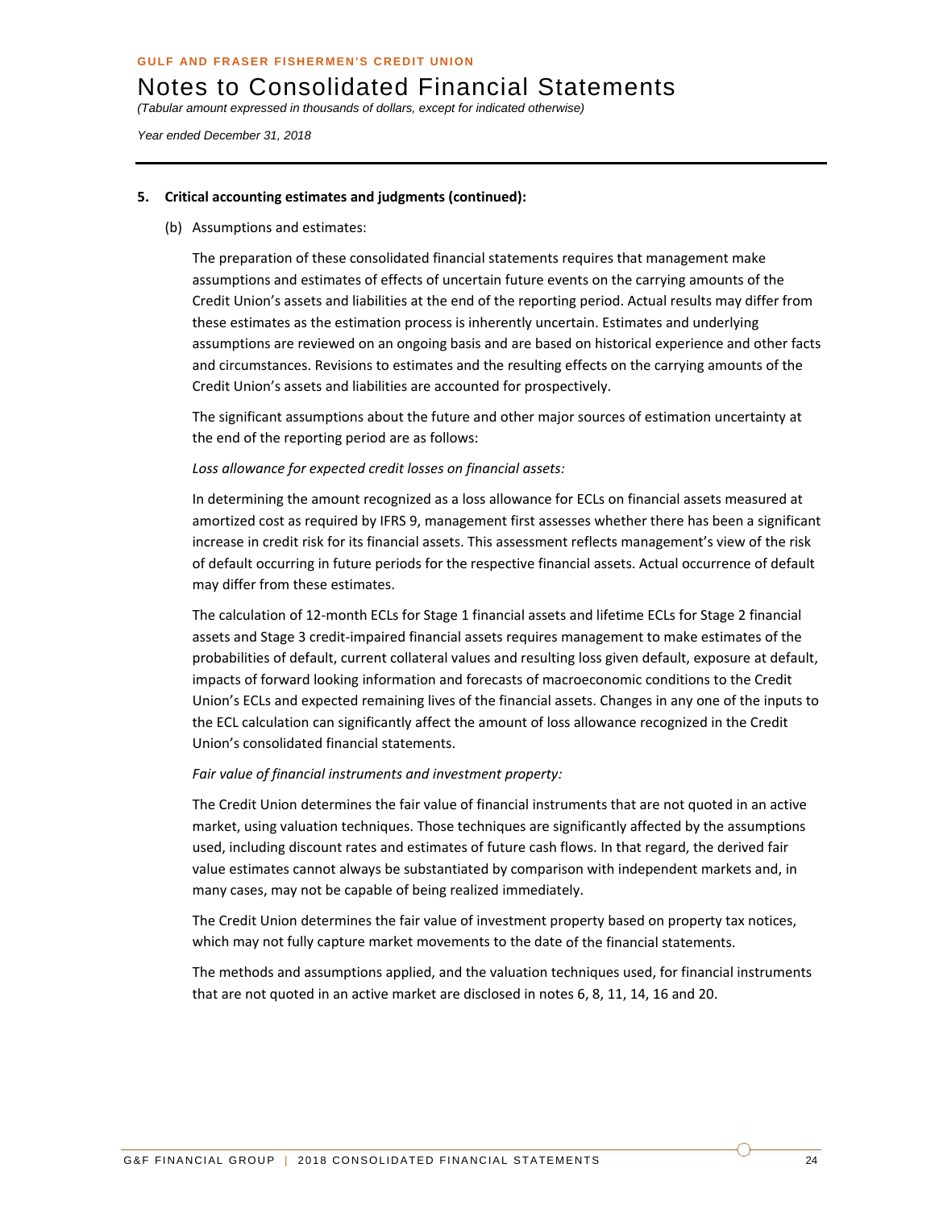**5. Critical accounting estimates and judgments (continued):**

(b) Assumptions and estimates:

The preparation of these consolidated financial statements requires that management make assumptions and estimates of effects of uncertain future events on the carrying amounts of the Credit Union's assets and liabilities at the end of the reporting period. Actual results may differ from these estimates as the estimation process is inherently uncertain. Estimates and underlying assumptions are reviewed on an ongoing basis and are based on historical experience and other facts and circumstances. Revisions to estimates and the resulting effects on the carrying amounts of the Credit Union's assets and liabilities are accounted for prospectively.

The significant assumptions about the future and other major sources of estimation uncertainty at the end of the reporting period are as follows:

*Loss allowance for expected credit losses on financial assets:*

In determining the amount recognized as a loss allowance for ECLs on financial assets measured at amortized cost as required by IFRS 9, management first assesses whether there has been a significant increase in credit risk for its financial assets. This assessment reflects management's view of the risk of default occurring in future periods for the respective financial assets. Actual occurrence of default may differ from these estimates.

The calculation of 12-month ECLs for Stage 1 financial assets and lifetime ECLs for Stage 2 financial assets and Stage 3 credit-impaired financial assets requires management to make estimates of the probabilities of default, current collateral values and resulting loss given default, exposure at default, impacts of forward looking information and forecasts of macroeconomic conditions to the Credit Union's ECLs and expected remaining lives of the financial assets. Changes in any one of the inputs to the ECL calculation can significantly affect the amount of loss allowance recognized in the Credit Union's consolidated financial statements.

*Fair value of financial instruments and investment property:*

The Credit Union determines the fair value of financial instruments that are not quoted in an active market, using valuation techniques. Those techniques are significantly affected by the assumptions used, including discount rates and estimates of future cash flows. In that regard, the derived fair value estimates cannot always be substantiated by comparison with independent markets and, in many cases, may not be capable of being realized immediately.

The Credit Union determines the fair value of investment property based on property tax notices, which may not fully capture market movements to the date of the financial statements.

The methods and assumptions applied, and the valuation techniques used, for financial instruments that are not quoted in an active market are disclosed in notes 6, 8, 11, 14, 16 and 20.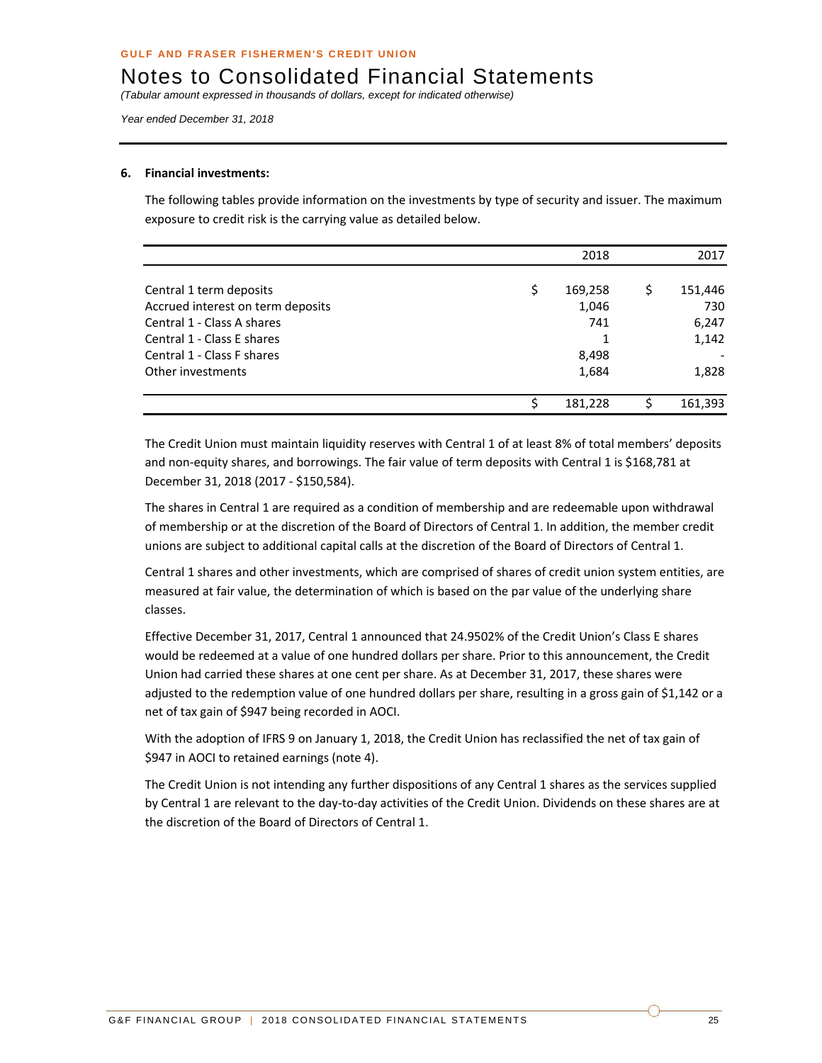**GULF AND FRASER FISHERMEN'S CREDIT UNION**

# Notes to Consolidated Financial Statements

*(Tabular amount expressed in thousands of dollars, except for indicated otherwise)*

*Year ended December 31, 2018*

**6. Financial investments:**

The following tables provide information on the investments by type of security and issuer. The maximum exposure to credit risk is the carrying value as detailed below.

| | 2018 | 2017 |
|---|---|---|
| Central 1 term deposits | $ 169,258 | $ 151,446 |
| Accrued interest on term deposits | 1,046 | 730 |
| Central 1 - Class A shares | 741 | 6,247 |
| Central 1 - Class E shares | 1 | 1,142 |
| Central 1 - Class F shares | 8,498 | - |
| Other investments | 1,684 | 1,828 |
| | $ 181,228 | $ 161,393 |

The Credit Union must maintain liquidity reserves with Central 1 of at least 8% of total members' deposits and non-equity shares, and borrowings. The fair value of term deposits with Central 1 is $168,781 at December 31, 2018 (2017 - $150,584).

The shares in Central 1 are required as a condition of membership and are redeemable upon withdrawal of membership or at the discretion of the Board of Directors of Central 1. In addition, the member credit unions are subject to additional capital calls at the discretion of the Board of Directors of Central 1.

Central 1 shares and other investments, which are comprised of shares of credit union system entities, are measured at fair value, the determination of which is based on the par value of the underlying share classes.

Effective December 31, 2017, Central 1 announced that 24.9502% of the Credit Union's Class E shares would be redeemed at a value of one hundred dollars per share. Prior to this announcement, the Credit Union had carried these shares at one cent per share. As at December 31, 2017, these shares were adjusted to the redemption value of one hundred dollars per share, resulting in a gross gain of $1,142 or a net of tax gain of $947 being recorded in AOCI.

With the adoption of IFRS 9 on January 1, 2018, the Credit Union has reclassified the net of tax gain of $947 in AOCI to retained earnings (note 4).

The Credit Union is not intending any further dispositions of any Central 1 shares as the services supplied by Central 1 are relevant to the day-to-day activities of the Credit Union. Dividends on these shares are at the discretion of the Board of Directors of Central 1.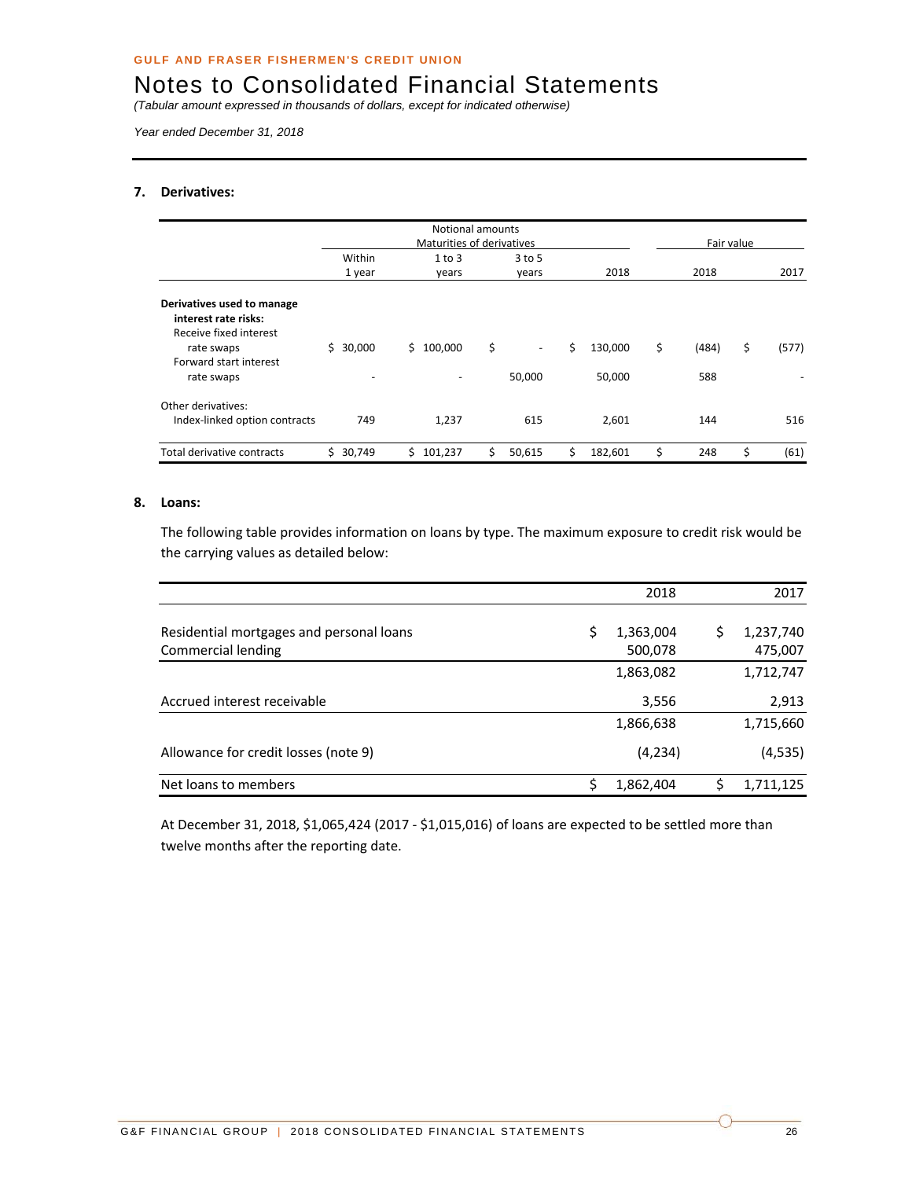GULF AND FRASER FISHERMEN'S CREDIT UNION

# Notes to Consolidated Financial Statements

*(Tabular amount expressed in thousands of dollars, except for indicated otherwise)*

*Year ended December 31, 2018*

## 7. Derivatives:

| | Notional amounts Maturities of derivatives | | | | Fair value | |
|---|---|---|---|---|---|---|
| | Within 1 year | 1 to 3 years | 3 to 5 years | 2018 | 2018 | 2017 |
| **Derivatives used to manage interest rate risks:** | | | | | | |
| Receive fixed interest rate swaps | $ 30,000 | $ 100,000 | $ - | $ 130,000 | $ (484) | $ (577) |
| Forward start interest rate swaps | - | - | 50,000 | 50,000 | 588 | - |
| Other derivatives: | | | | | | |
| Index-linked option contracts | 749 | 1,237 | 615 | 2,601 | 144 | 516 |
| Total derivative contracts | $ 30,749 | $ 101,237 | $ 50,615 | $ 182,601 | $ 248 | $ (61) |

## 8. Loans:

The following table provides information on loans by type. The maximum exposure to credit risk would be the carrying values as detailed below:

| | 2018 | 2017 |
|---|---|---|
| Residential mortgages and personal loans | $ 1,363,004 | $ 1,237,740 |
| Commercial lending | 500,078 | 475,007 |
| | 1,863,082 | 1,712,747 |
| Accrued interest receivable | 3,556 | 2,913 |
| | 1,866,638 | 1,715,660 |
| Allowance for credit losses (note 9) | (4,234) | (4,535) |
| Net loans to members | $ 1,862,404 | $ 1,711,125 |

At December 31, 2018, $1,065,424 (2017 - $1,015,016) of loans are expected to be settled more than twelve months after the reporting date.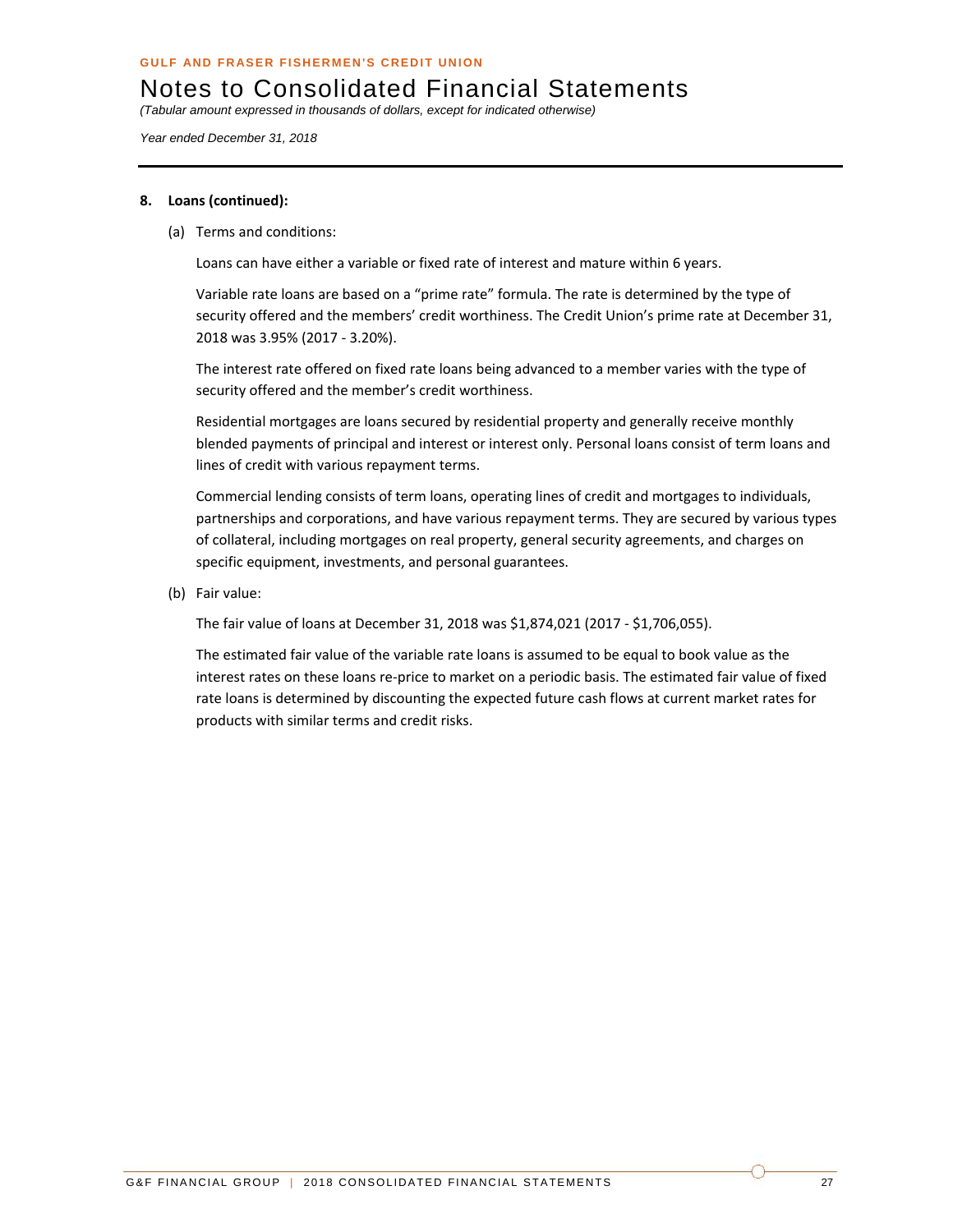**8. Loans (continued):**

(a) Terms and conditions:

Loans can have either a variable or fixed rate of interest and mature within 6 years.

Variable rate loans are based on a "prime rate" formula. The rate is determined by the type of security offered and the members' credit worthiness. The Credit Union's prime rate at December 31, 2018 was 3.95% (2017 - 3.20%).

The interest rate offered on fixed rate loans being advanced to a member varies with the type of security offered and the member's credit worthiness.

Residential mortgages are loans secured by residential property and generally receive monthly blended payments of principal and interest or interest only. Personal loans consist of term loans and lines of credit with various repayment terms.

Commercial lending consists of term loans, operating lines of credit and mortgages to individuals, partnerships and corporations, and have various repayment terms. They are secured by various types of collateral, including mortgages on real property, general security agreements, and charges on specific equipment, investments, and personal guarantees.

(b) Fair value:

The fair value of loans at December 31, 2018 was $1,874,021 (2017 - $1,706,055).

The estimated fair value of the variable rate loans is assumed to be equal to book value as the interest rates on these loans re-price to market on a periodic basis. The estimated fair value of fixed rate loans is determined by discounting the expected future cash flows at current market rates for products with similar terms and credit risks.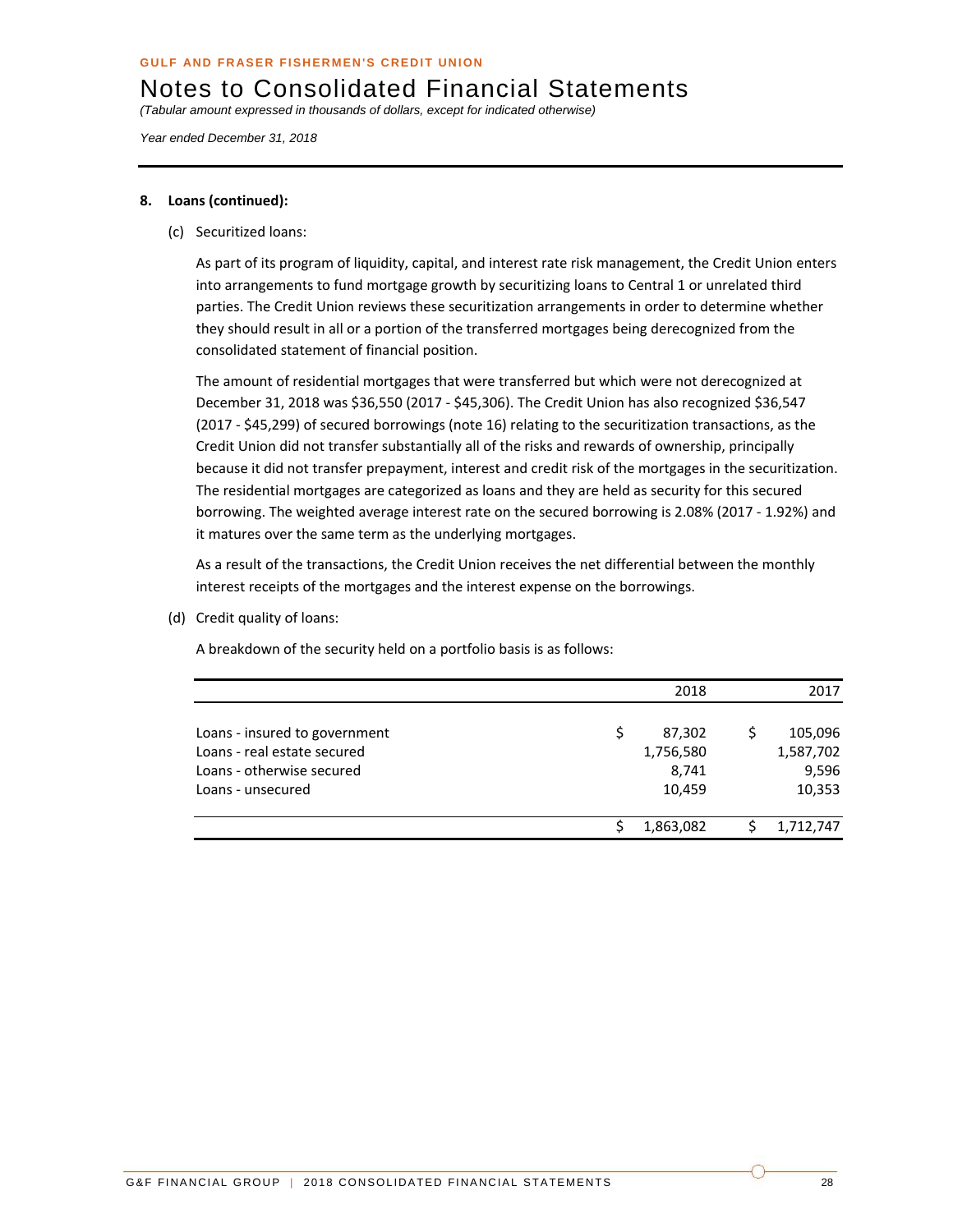**8. Loans (continued):**

(c) Securitized loans:

As part of its program of liquidity, capital, and interest rate risk management, the Credit Union enters into arrangements to fund mortgage growth by securitizing loans to Central 1 or unrelated third parties. The Credit Union reviews these securitization arrangements in order to determine whether they should result in all or a portion of the transferred mortgages being derecognized from the consolidated statement of financial position.

The amount of residential mortgages that were transferred but which were not derecognized at December 31, 2018 was $36,550 (2017 - $45,306). The Credit Union has also recognized $36,547 (2017 - $45,299) of secured borrowings (note 16) relating to the securitization transactions, as the Credit Union did not transfer substantially all of the risks and rewards of ownership, principally because it did not transfer prepayment, interest and credit risk of the mortgages in the securitization. The residential mortgages are categorized as loans and they are held as security for this secured borrowing. The weighted average interest rate on the secured borrowing is 2.08% (2017 - 1.92%) and it matures over the same term as the underlying mortgages.

As a result of the transactions, the Credit Union receives the net differential between the monthly interest receipts of the mortgages and the interest expense on the borrowings.

(d) Credit quality of loans:

A breakdown of the security held on a portfolio basis is as follows:

| | 2018 | 2017 |
|---|---|---|
| Loans - insured to government | $ 87,302 | $ 105,096 |
| Loans - real estate secured | 1,756,580 | 1,587,702 |
| Loans - otherwise secured | 8,741 | 9,596 |
| Loans - unsecured | 10,459 | 10,353 |
| | $ 1,863,082 | $ 1,712,747 |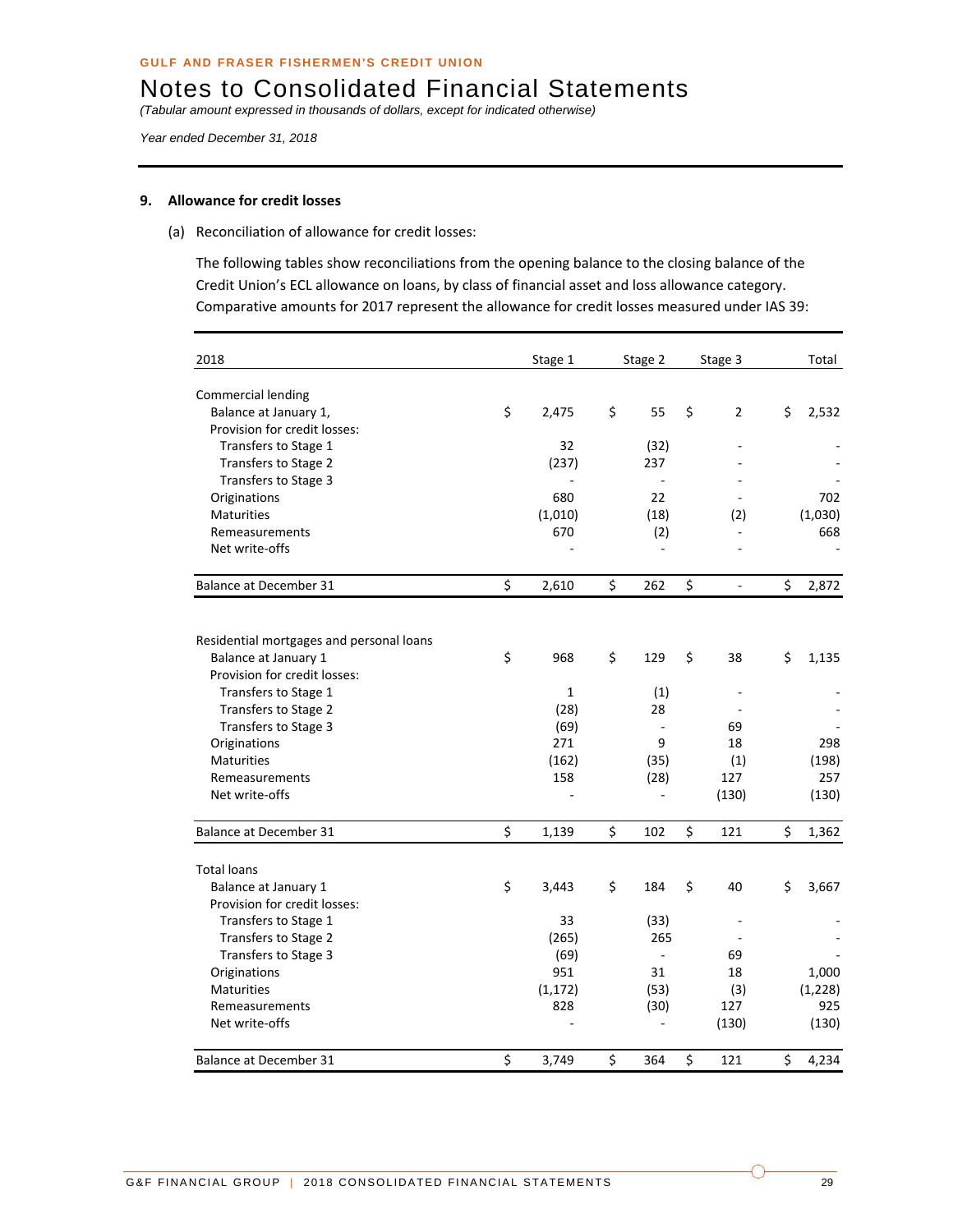GULF AND FRASER FISHERMEN'S CREDIT UNION

# Notes to Consolidated Financial Statements

*(Tabular amount expressed in thousands of dollars, except for indicated otherwise)*

*Year ended December 31, 2018*

## 9. Allowance for credit losses

(a) Reconciliation of allowance for credit losses:

The following tables show reconciliations from the opening balance to the closing balance of the Credit Union's ECL allowance on loans, by class of financial asset and loss allowance category. Comparative amounts for 2017 represent the allowance for credit losses measured under IAS 39:

| 2018 | Stage 1 | Stage 2 | Stage 3 | Total |
|---|---|---|---|---|
| Commercial lending | | | | |
| Balance at January 1, | $ 2,475 | $ 55 | $ 2 | $ 2,532 |
| Provision for credit losses: | | | | |
| Transfers to Stage 1 | 32 | (32) | - | - |
| Transfers to Stage 2 | (237) | 237 | - | - |
| Transfers to Stage 3 | - | - | - | - |
| Originations | 680 | 22 | - | 702 |
| Maturities | (1,010) | (18) | (2) | (1,030) |
| Remeasurements | 670 | (2) | - | 668 |
| Net write-offs | - | - | - | - |
| Balance at December 31 | $ 2,610 | $ 262 | $ - | $ 2,872 |
| | | | | |
| Residential mortgages and personal loans | | | | |
| Balance at January 1 | $ 968 | $ 129 | $ 38 | $ 1,135 |
| Provision for credit losses: | | | | |
| Transfers to Stage 1 | 1 | (1) | - | - |
| Transfers to Stage 2 | (28) | 28 | - | - |
| Transfers to Stage 3 | (69) | - | 69 | - |
| Originations | 271 | 9 | 18 | 298 |
| Maturities | (162) | (35) | (1) | (198) |
| Remeasurements | 158 | (28) | 127 | 257 |
| Net write-offs | - | - | (130) | (130) |
| Balance at December 31 | $ 1,139 | $ 102 | $ 121 | $ 1,362 |
| | | | | |
| Total loans | | | | |
| Balance at January 1 | $ 3,443 | $ 184 | $ 40 | $ 3,667 |
| Provision for credit losses: | | | | |
| Transfers to Stage 1 | 33 | (33) | - | - |
| Transfers to Stage 2 | (265) | 265 | - | - |
| Transfers to Stage 3 | (69) | - | 69 | - |
| Originations | 951 | 31 | 18 | 1,000 |
| Maturities | (1,172) | (53) | (3) | (1,228) |
| Remeasurements | 828 | (30) | 127 | 925 |
| Net write-offs | - | - | (130) | (130) |
| Balance at December 31 | $ 3,749 | $ 364 | $ 121 | $ 4,234 |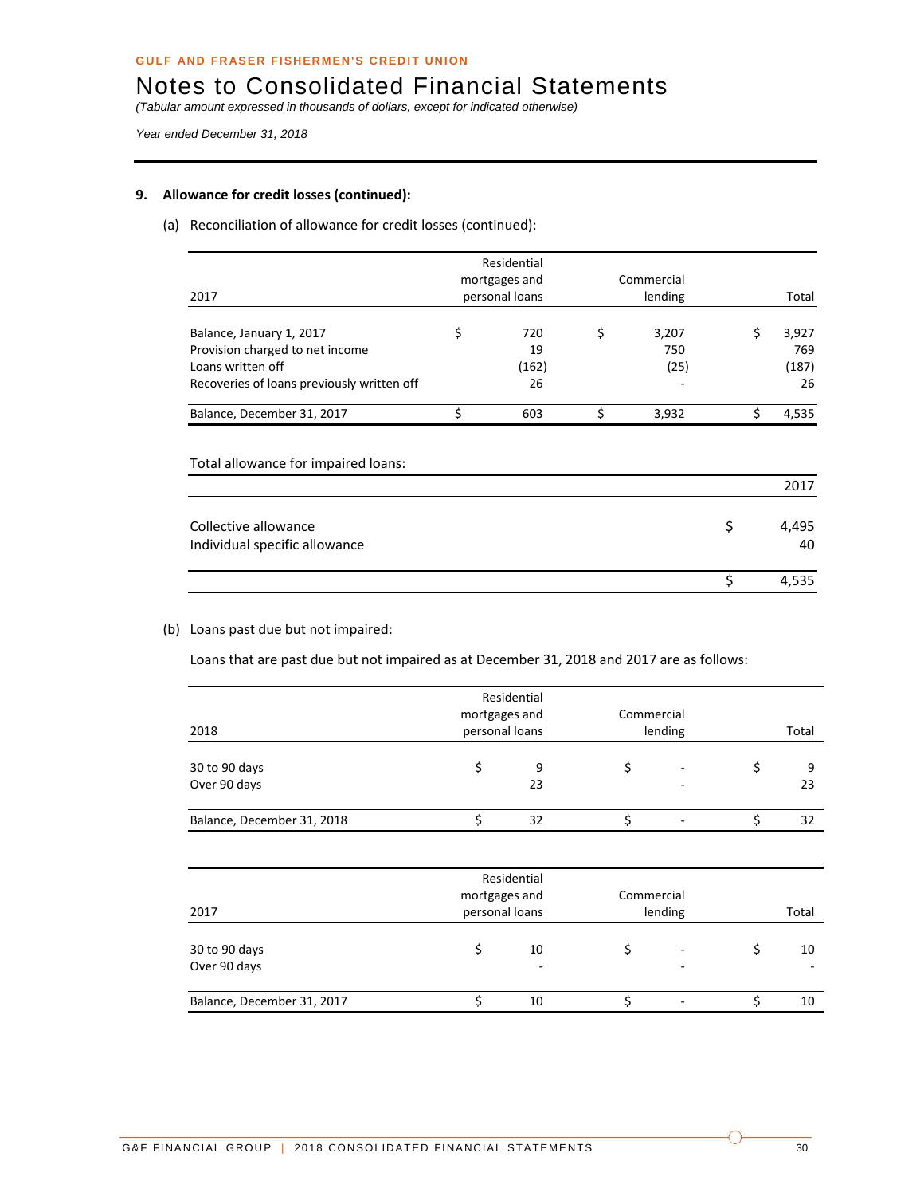GULF AND FRASER FISHERMEN'S CREDIT UNION

# Notes to Consolidated Financial Statements

*(Tabular amount expressed in thousands of dollars, except for indicated otherwise)*

*Year ended December 31, 2018*

## 9. Allowance for credit losses (continued):

### (a) Reconciliation of allowance for credit losses (continued):

| 2017 | Residential mortgages and personal loans | Commercial lending | Total |
|---|---|---|---|
| Balance, January 1, 2017 | $ 720 | $ 3,207 | $ 3,927 |
| Provision charged to net income | 19 | 750 | 769 |
| Loans written off | (162) | (25) | (187) |
| Recoveries of loans previously written off | 26 | - | 26 |
| Balance, December 31, 2017 | $ 603 | $ 3,932 | $ 4,535 |

Total allowance for impaired loans:

| | 2017 |
|---|---|
| Collective allowance | $ 4,495 |
| Individual specific allowance | 40 |
| | $ 4,535 |

### (b) Loans past due but not impaired:

Loans that are past due but not impaired as at December 31, 2018 and 2017 are as follows:

| 2018 | Residential mortgages and personal loans | Commercial lending | Total |
|---|---|---|---|
| 30 to 90 days | $ 9 | $ - | $ 9 |
| Over 90 days | 23 | - | 23 |
| Balance, December 31, 2018 | $ 32 | $ - | $ 32 |

| 2017 | Residential mortgages and personal loans | Commercial lending | Total |
|---|---|---|---|
| 30 to 90 days | $ 10 | $ - | $ 10 |
| Over 90 days | - | - | - |
| Balance, December 31, 2017 | $ 10 | $ - | $ 10 |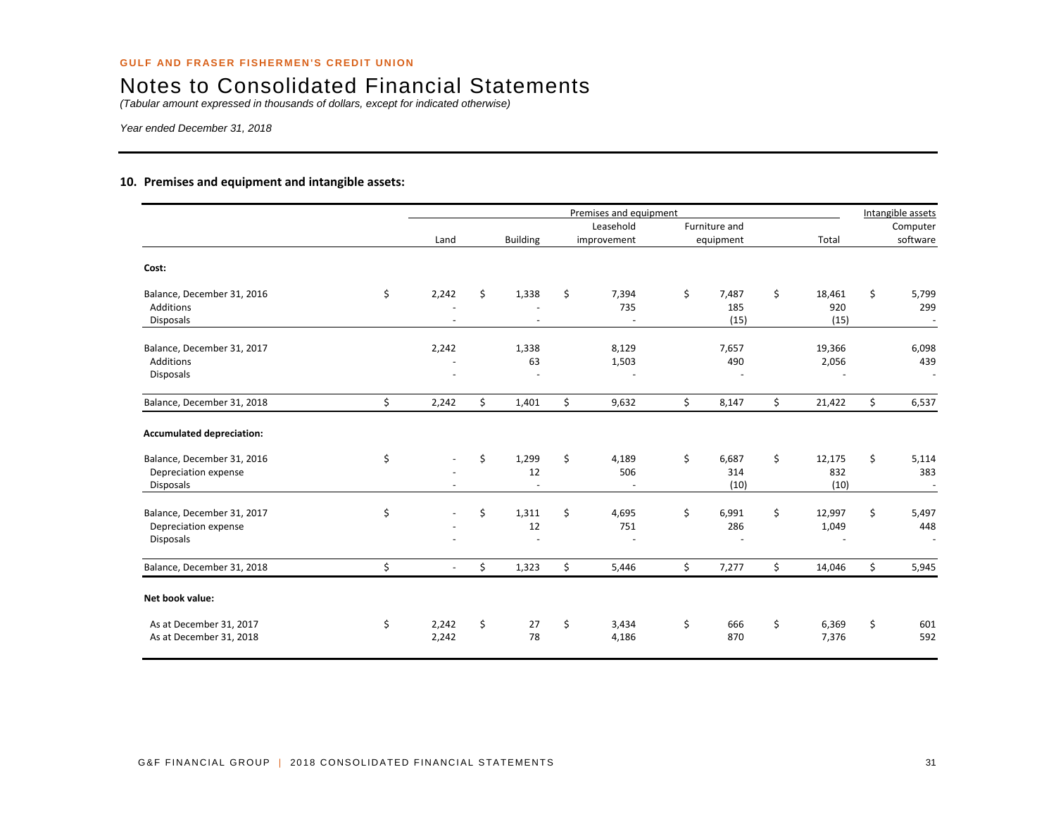GULF AND FRASER FISHERMEN'S CREDIT UNION

# Notes to Consolidated Financial Statements

*(Tabular amount expressed in thousands of dollars, except for indicated otherwise)*

*Year ended December 31, 2018*

## 10. Premises and equipment and intangible assets:

| | Premises and equipment | | | | | Intangible assets |
|---|---|---|---|---|---|---|
| | Land | Building | Leasehold improvement | Furniture and equipment | Total | Computer software |
| **Cost:** | | | | | | |
| Balance, December 31, 2016 | $ 2,242 | $ 1,338 | $ 7,394 | $ 7,487 | $ 18,461 | $ 5,799 |
| Additions | - | - | 735 | 185 | 920 | 299 |
| Disposals | - | - | - | (15) | (15) | - |
| Balance, December 31, 2017 | 2,242 | 1,338 | 8,129 | 7,657 | 19,366 | 6,098 |
| Additions | - | 63 | 1,503 | 490 | 2,056 | 439 |
| Disposals | - | - | - | - | - | - |
| Balance, December 31, 2018 | $ 2,242 | $ 1,401 | $ 9,632 | $ 8,147 | $ 21,422 | $ 6,537 |
| **Accumulated depreciation:** | | | | | | |
| Balance, December 31, 2016 | $ - | $ 1,299 | $ 4,189 | $ 6,687 | $ 12,175 | $ 5,114 |
| Depreciation expense | - | 12 | 506 | 314 | 832 | 383 |
| Disposals | - | - | - | (10) | (10) | - |
| Balance, December 31, 2017 | $ - | $ 1,311 | $ 4,695 | $ 6,991 | $ 12,997 | $ 5,497 |
| Depreciation expense | - | 12 | 751 | 286 | 1,049 | 448 |
| Disposals | - | - | - | - | - | - |
| Balance, December 31, 2018 | $ - | $ 1,323 | $ 5,446 | $ 7,277 | $ 14,046 | $ 5,945 |
| **Net book value:** | | | | | | |
| As at December 31, 2017 | $ 2,242 | $ 27 | $ 3,434 | $ 666 | $ 6,369 | $ 601 |
| As at December 31, 2018 | 2,242 | 78 | 4,186 | 870 | 7,376 | 592 |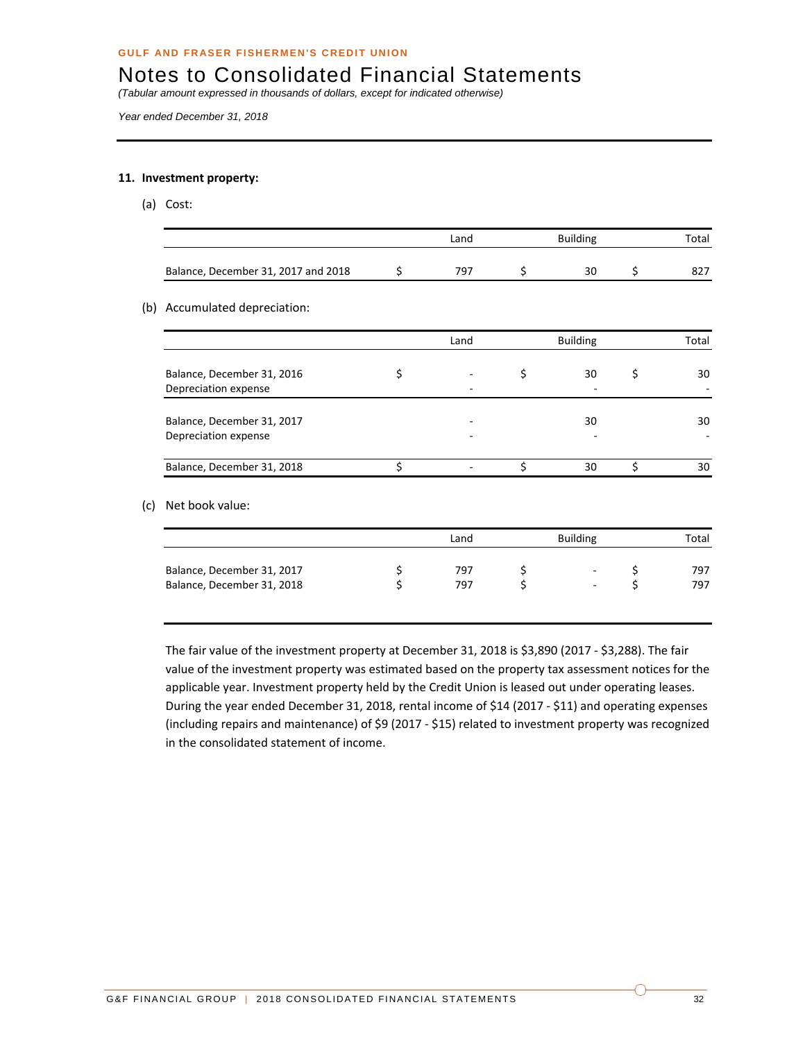**GULF AND FRASER FISHERMEN'S CREDIT UNION**

# Notes to Consolidated Financial Statements

*(Tabular amount expressed in thousands of dollars, except for indicated otherwise)*

*Year ended December 31, 2018*

## 11. Investment property:

(a) Cost:

| | Land | Building | Total |
|---|---|---|---|
| Balance, December 31, 2017 and 2018 | $ 797 | $ 30 | $ 827 |

(b) Accumulated depreciation:

| | Land | Building | Total |
|---|---|---|---|
| Balance, December 31, 2016 | $ - | $ 30 | $ 30 |
| Depreciation expense | - | - | - |
| Balance, December 31, 2017 | - | 30 | 30 |
| Depreciation expense | - | - | - |
| Balance, December 31, 2018 | $ - | $ 30 | $ 30 |

(c) Net book value:

| | Land | Building | Total |
|---|---|---|---|
| Balance, December 31, 2017 | $ 797 | $ - | $ 797 |
| Balance, December 31, 2018 | $ 797 | $ - | $ 797 |

The fair value of the investment property at December 31, 2018 is $3,890 (2017 - $3,288). The fair value of the investment property was estimated based on the property tax assessment notices for the applicable year. Investment property held by the Credit Union is leased out under operating leases. During the year ended December 31, 2018, rental income of $14 (2017 - $11) and operating expenses (including repairs and maintenance) of $9 (2017 - $15) related to investment property was recognized in the consolidated statement of income.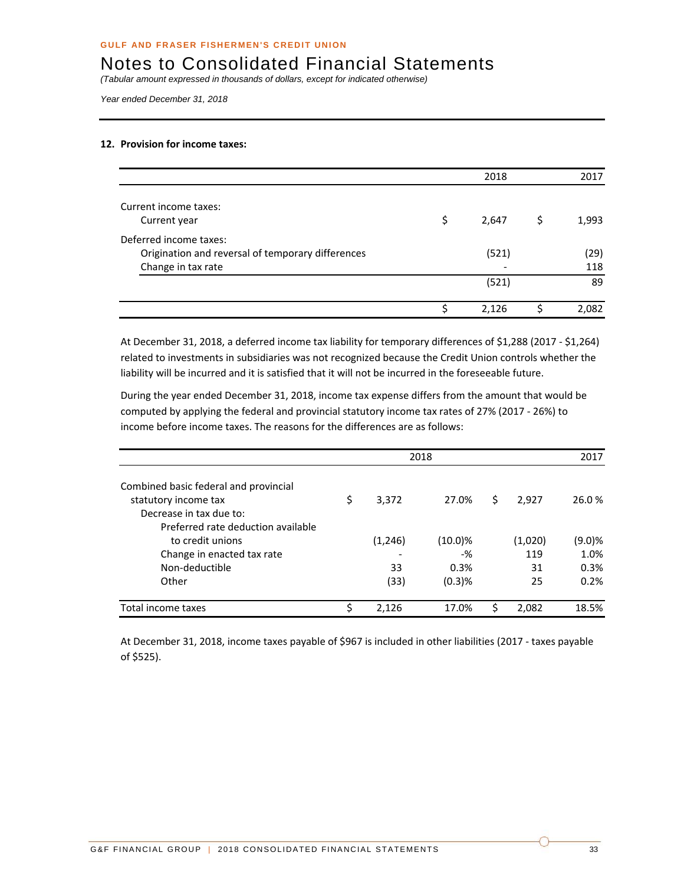**GULF AND FRASER FISHERMEN'S CREDIT UNION**

# Notes to Consolidated Financial Statements

*(Tabular amount expressed in thousands of dollars, except for indicated otherwise)*

*Year ended December 31, 2018*

## 12. Provision for income taxes:

| | 2018 | 2017 |
|---|---|---|
| Current income taxes: | | |
| Current year | $ 2,647 | $ 1,993 |
| Deferred income taxes: | | |
| Origination and reversal of temporary differences | (521) | (29) |
| Change in tax rate | - | 118 |
| | (521) | 89 |
| | $ 2,126 | $ 2,082 |

At December 31, 2018, a deferred income tax liability for temporary differences of $1,288 (2017 - $1,264) related to investments in subsidiaries was not recognized because the Credit Union controls whether the liability will be incurred and it is satisfied that it will not be incurred in the foreseeable future.

During the year ended December 31, 2018, income tax expense differs from the amount that would be computed by applying the federal and provincial statutory income tax rates of 27% (2017 - 26%) to income before income taxes. The reasons for the differences are as follows:

| | 2018 | | 2017 | |
|---|---|---|---|---|
| Combined basic federal and provincial statutory income tax | $ 3,372 | 27.0% | $ 2,927 | 26.0 % |
| Decrease in tax due to: | | | | |
| Preferred rate deduction available to credit unions | (1,246) | (10.0)% | (1,020) | (9.0)% |
| Change in enacted tax rate | - | -% | 119 | 1.0% |
| Non-deductible | 33 | 0.3% | 31 | 0.3% |
| Other | (33) | (0.3)% | 25 | 0.2% |
| Total income taxes | $ 2,126 | 17.0% | $ 2,082 | 18.5% |

At December 31, 2018, income taxes payable of $967 is included in other liabilities (2017 - taxes payable of $525).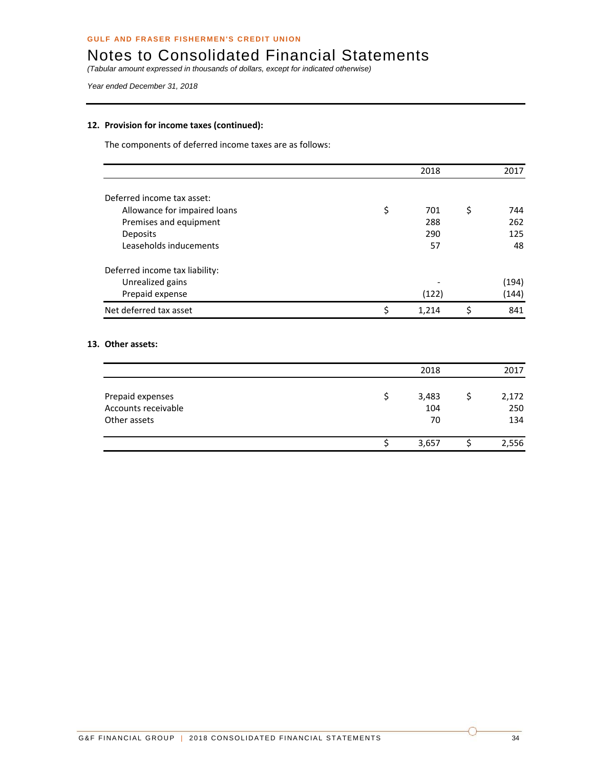## 12. Provision for income taxes (continued):

The components of deferred income taxes are as follows:

| | 2018 | 2017 |
|---|---|---|
| Deferred income tax asset: | | |
| Allowance for impaired loans | $ 701 | $ 744 |
| Premises and equipment | 288 | 262 |
| Deposits | 290 | 125 |
| Leaseholds inducements | 57 | 48 |
| Deferred income tax liability: | | |
| Unrealized gains | - | (194) |
| Prepaid expense | (122) | (144) |
| Net deferred tax asset | $ 1,214 | $ 841 |

## 13. Other assets:

| | 2018 | 2017 |
|---|---|---|
| Prepaid expenses | $ 3,483 | $ 2,172 |
| Accounts receivable | 104 | 250 |
| Other assets | 70 | 134 |
| | $ 3,657 | $ 2,556 |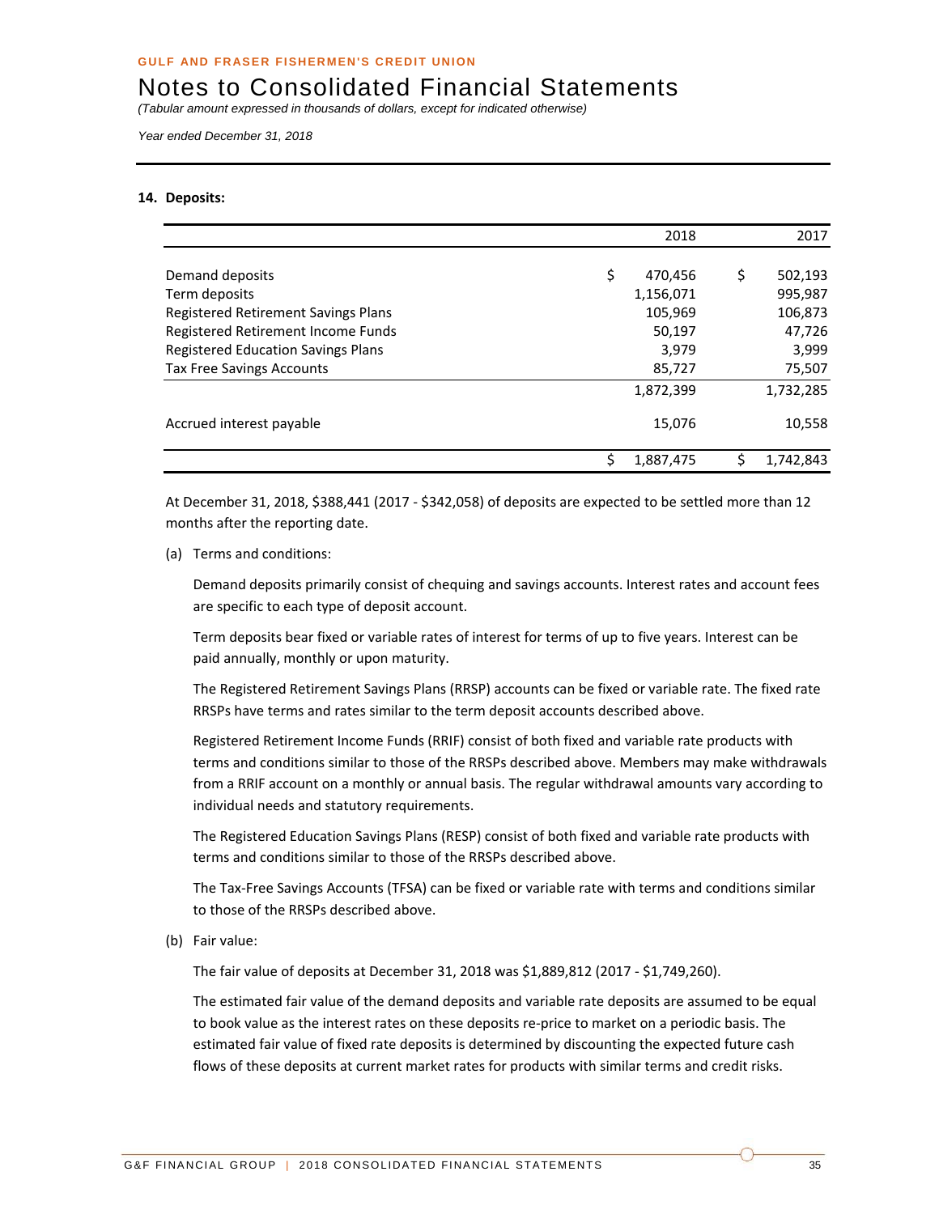# Notes to Consolidated Financial Statements

*(Tabular amount expressed in thousands of dollars, except for indicated otherwise)*

*Year ended December 31, 2018*

**14. Deposits:**

| | 2018 | 2017 |
|---|---|---|
| Demand deposits | $ 470,456 | $ 502,193 |
| Term deposits | 1,156,071 | 995,987 |
| Registered Retirement Savings Plans | 105,969 | 106,873 |
| Registered Retirement Income Funds | 50,197 | 47,726 |
| Registered Education Savings Plans | 3,979 | 3,999 |
| Tax Free Savings Accounts | 85,727 | 75,507 |
| | 1,872,399 | 1,732,285 |
| Accrued interest payable | 15,076 | 10,558 |
| | $ 1,887,475 | $ 1,742,843 |

At December 31, 2018, $388,441 (2017 - $342,058) of deposits are expected to be settled more than 12 months after the reporting date.

(a) Terms and conditions:

Demand deposits primarily consist of chequing and savings accounts. Interest rates and account fees are specific to each type of deposit account.

Term deposits bear fixed or variable rates of interest for terms of up to five years. Interest can be paid annually, monthly or upon maturity.

The Registered Retirement Savings Plans (RRSP) accounts can be fixed or variable rate. The fixed rate RRSPs have terms and rates similar to the term deposit accounts described above.

Registered Retirement Income Funds (RRIF) consist of both fixed and variable rate products with terms and conditions similar to those of the RRSPs described above. Members may make withdrawals from a RRIF account on a monthly or annual basis. The regular withdrawal amounts vary according to individual needs and statutory requirements.

The Registered Education Savings Plans (RESP) consist of both fixed and variable rate products with terms and conditions similar to those of the RRSPs described above.

The Tax-Free Savings Accounts (TFSA) can be fixed or variable rate with terms and conditions similar to those of the RRSPs described above.

(b) Fair value:

The fair value of deposits at December 31, 2018 was $1,889,812 (2017 - $1,749,260).

The estimated fair value of the demand deposits and variable rate deposits are assumed to be equal to book value as the interest rates on these deposits re-price to market on a periodic basis. The estimated fair value of fixed rate deposits is determined by discounting the expected future cash flows of these deposits at current market rates for products with similar terms and credit risks.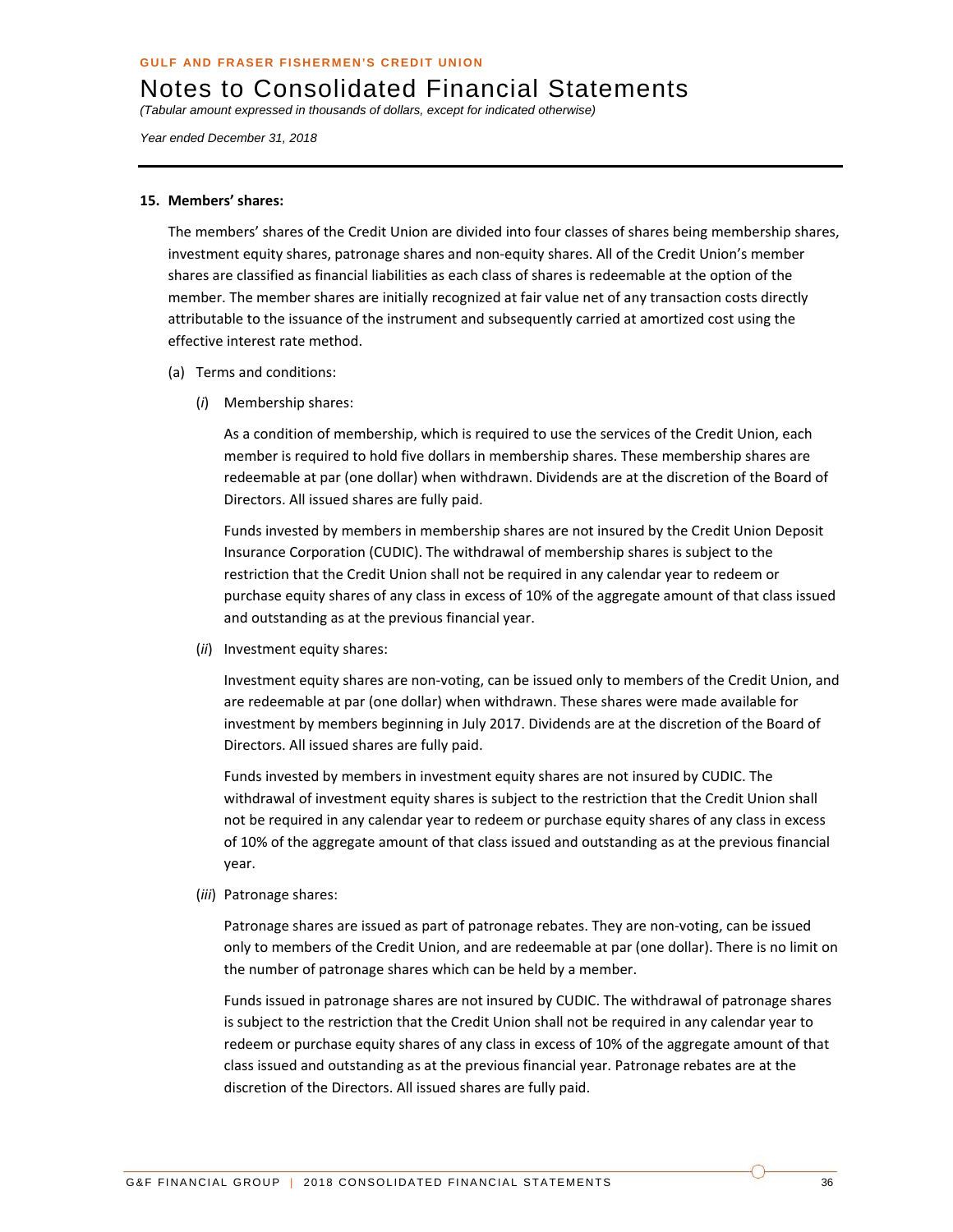## 15. Members' shares:

The members' shares of the Credit Union are divided into four classes of shares being membership shares, investment equity shares, patronage shares and non-equity shares. All of the Credit Union's member shares are classified as financial liabilities as each class of shares is redeemable at the option of the member. The member shares are initially recognized at fair value net of any transaction costs directly attributable to the issuance of the instrument and subsequently carried at amortized cost using the effective interest rate method.

(a) Terms and conditions:

(*i*) Membership shares:

As a condition of membership, which is required to use the services of the Credit Union, each member is required to hold five dollars in membership shares. These membership shares are redeemable at par (one dollar) when withdrawn. Dividends are at the discretion of the Board of Directors. All issued shares are fully paid.

Funds invested by members in membership shares are not insured by the Credit Union Deposit Insurance Corporation (CUDIC). The withdrawal of membership shares is subject to the restriction that the Credit Union shall not be required in any calendar year to redeem or purchase equity shares of any class in excess of 10% of the aggregate amount of that class issued and outstanding as at the previous financial year.

(*ii*) Investment equity shares:

Investment equity shares are non-voting, can be issued only to members of the Credit Union, and are redeemable at par (one dollar) when withdrawn. These shares were made available for investment by members beginning in July 2017. Dividends are at the discretion of the Board of Directors. All issued shares are fully paid.

Funds invested by members in investment equity shares are not insured by CUDIC. The withdrawal of investment equity shares is subject to the restriction that the Credit Union shall not be required in any calendar year to redeem or purchase equity shares of any class in excess of 10% of the aggregate amount of that class issued and outstanding as at the previous financial year.

(*iii*) Patronage shares:

Patronage shares are issued as part of patronage rebates. They are non-voting, can be issued only to members of the Credit Union, and are redeemable at par (one dollar). There is no limit on the number of patronage shares which can be held by a member.

Funds issued in patronage shares are not insured by CUDIC. The withdrawal of patronage shares is subject to the restriction that the Credit Union shall not be required in any calendar year to redeem or purchase equity shares of any class in excess of 10% of the aggregate amount of that class issued and outstanding as at the previous financial year. Patronage rebates are at the discretion of the Directors. All issued shares are fully paid.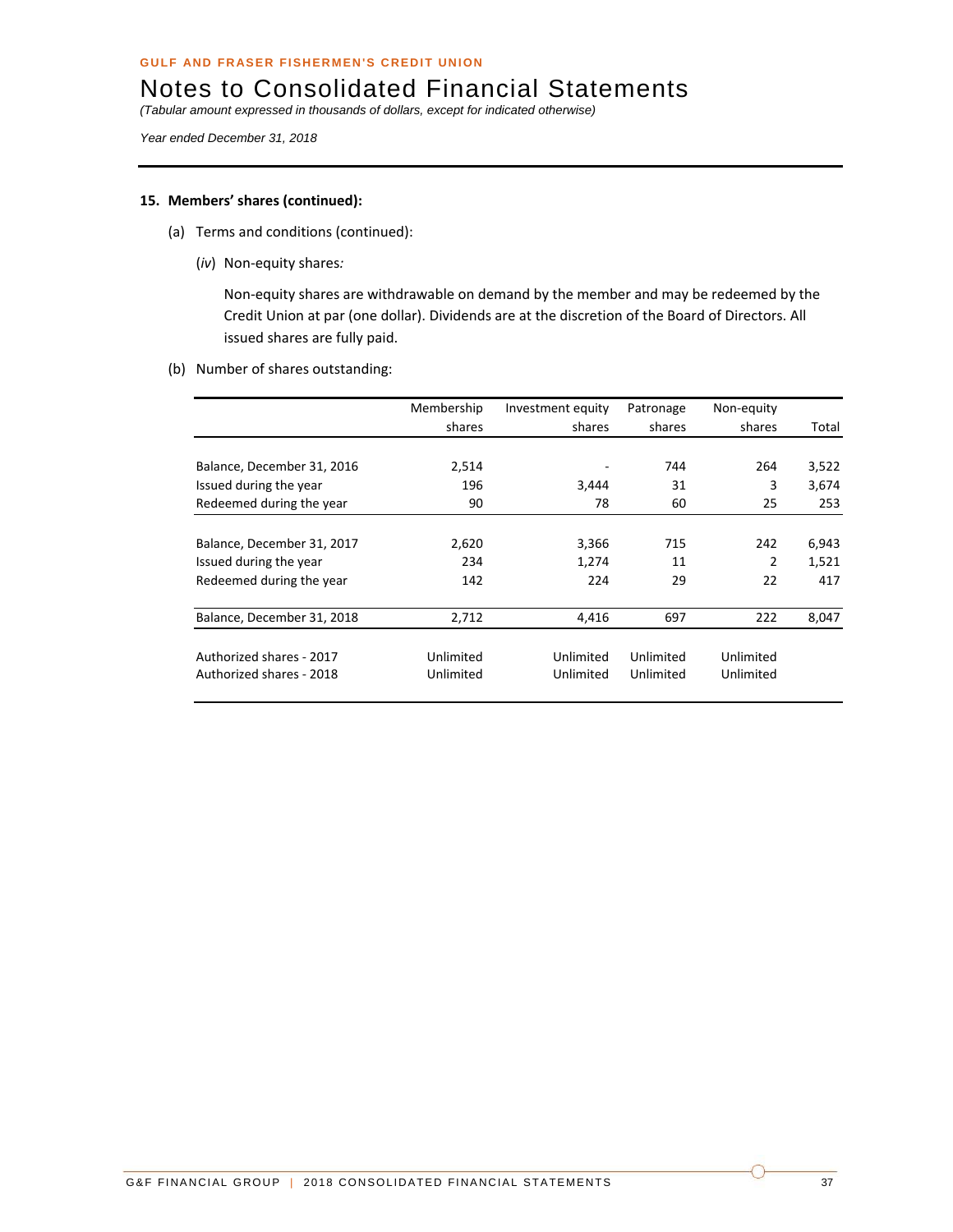GULF AND FRASER FISHERMEN'S CREDIT UNION

# Notes to Consolidated Financial Statements

*(Tabular amount expressed in thousands of dollars, except for indicated otherwise)*

*Year ended December 31, 2018*

**15. Members' shares (continued):**

(a) Terms and conditions (continued):

(*iv*) Non-equity shares*:*

Non-equity shares are withdrawable on demand by the member and may be redeemed by the Credit Union at par (one dollar). Dividends are at the discretion of the Board of Directors. All issued shares are fully paid.

(b) Number of shares outstanding:

| | Membership shares | Investment equity shares | Patronage shares | Non-equity shares | Total |
|---|---|---|---|---|---|
| Balance, December 31, 2016 | 2,514 | - | 744 | 264 | 3,522 |
| Issued during the year | 196 | 3,444 | 31 | 3 | 3,674 |
| Redeemed during the year | 90 | 78 | 60 | 25 | 253 |
| Balance, December 31, 2017 | 2,620 | 3,366 | 715 | 242 | 6,943 |
| Issued during the year | 234 | 1,274 | 11 | 2 | 1,521 |
| Redeemed during the year | 142 | 224 | 29 | 22 | 417 |
| Balance, December 31, 2018 | 2,712 | 4,416 | 697 | 222 | 8,047 |
| Authorized shares - 2017 | Unlimited | Unlimited | Unlimited | Unlimited | |
| Authorized shares - 2018 | Unlimited | Unlimited | Unlimited | Unlimited | |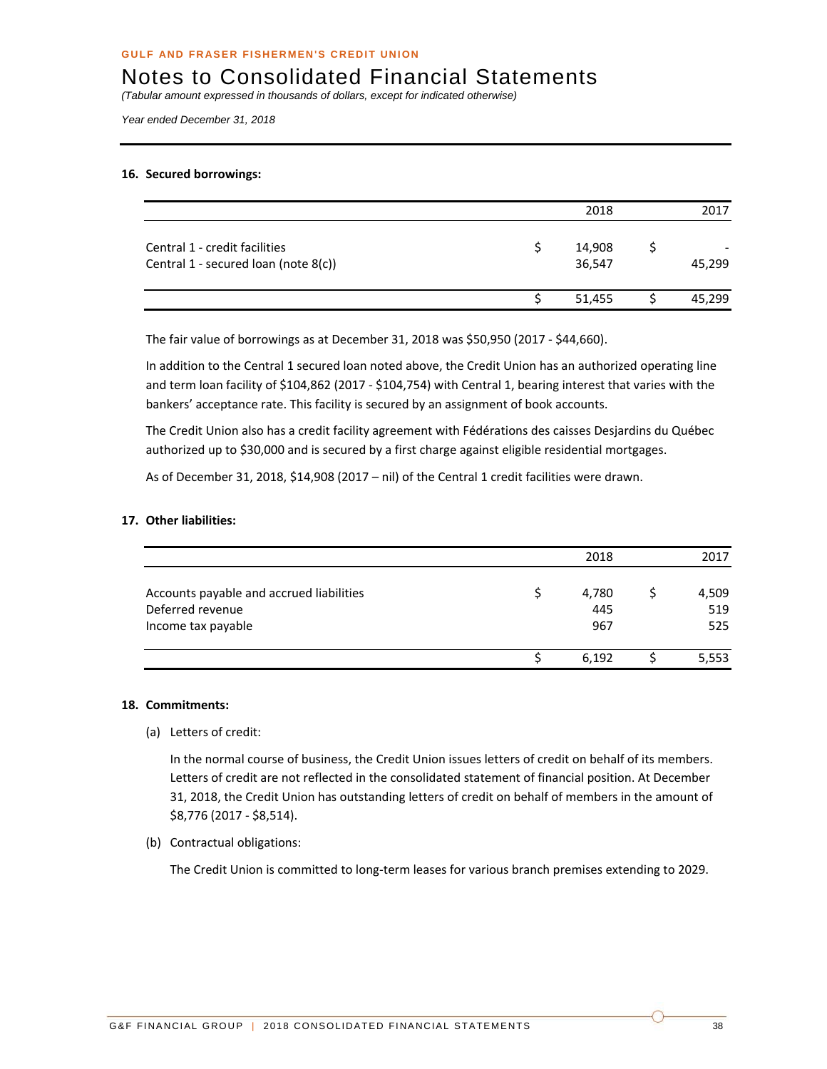**GULF AND FRASER FISHERMEN'S CREDIT UNION**

# Notes to Consolidated Financial Statements

*(Tabular amount expressed in thousands of dollars, except for indicated otherwise)*

*Year ended December 31, 2018*

## 16. Secured borrowings:

| | 2018 | 2017 |
|---|---|---|
| Central 1 - credit facilities | $ 14,908 | $ - |
| Central 1 - secured loan (note 8(c)) | 36,547 | 45,299 |
| | $ 51,455 | $ 45,299 |

The fair value of borrowings as at December 31, 2018 was $50,950 (2017 - $44,660).

In addition to the Central 1 secured loan noted above, the Credit Union has an authorized operating line and term loan facility of $104,862 (2017 - $104,754) with Central 1, bearing interest that varies with the bankers' acceptance rate. This facility is secured by an assignment of book accounts.

The Credit Union also has a credit facility agreement with Fédérations des caisses Desjardins du Québec authorized up to $30,000 and is secured by a first charge against eligible residential mortgages.

As of December 31, 2018, $14,908 (2017 – nil) of the Central 1 credit facilities were drawn.

## 17. Other liabilities:

| | 2018 | 2017 |
|---|---|---|
| Accounts payable and accrued liabilities | $ 4,780 | $ 4,509 |
| Deferred revenue | 445 | 519 |
| Income tax payable | 967 | 525 |
| | $ 6,192 | $ 5,553 |

## 18. Commitments:

(a) Letters of credit:

In the normal course of business, the Credit Union issues letters of credit on behalf of its members. Letters of credit are not reflected in the consolidated statement of financial position. At December 31, 2018, the Credit Union has outstanding letters of credit on behalf of members in the amount of $8,776 (2017 - $8,514).

(b) Contractual obligations:

The Credit Union is committed to long-term leases for various branch premises extending to 2029.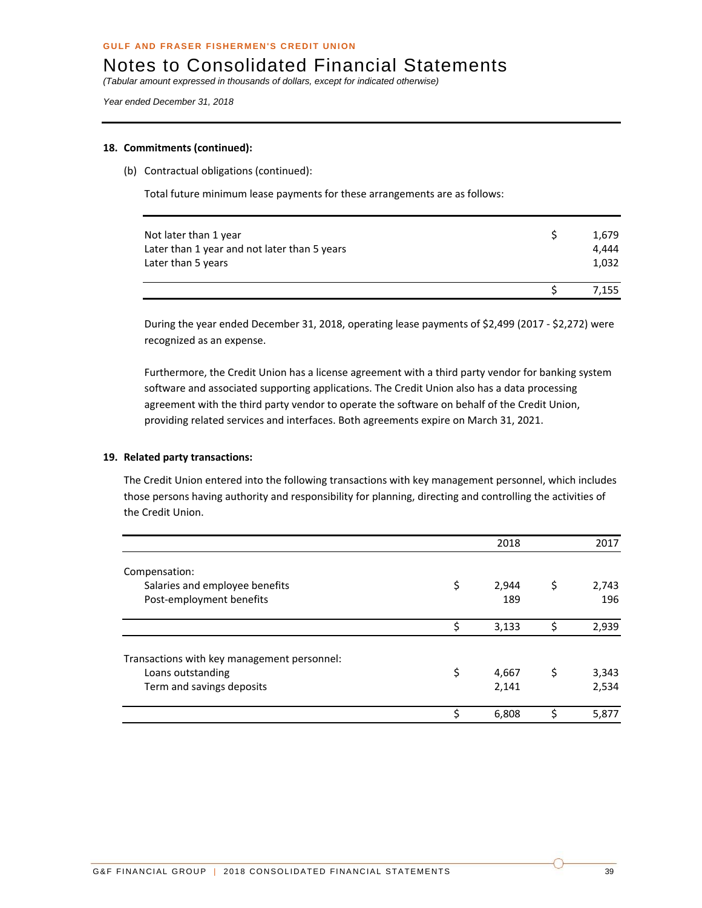**18. Commitments (continued):**

(b) Contractual obligations (continued):

Total future minimum lease payments for these arrangements are as follows:

| | | |
|---|---|---|
| Not later than 1 year | $ | 1,679 |
| Later than 1 year and not later than 5 years | | 4,444 |
| Later than 5 years | | 1,032 |
| | $ | 7,155 |

During the year ended December 31, 2018, operating lease payments of $2,499 (2017 - $2,272) were recognized as an expense.

Furthermore, the Credit Union has a license agreement with a third party vendor for banking system software and associated supporting applications. The Credit Union also has a data processing agreement with the third party vendor to operate the software on behalf of the Credit Union, providing related services and interfaces. Both agreements expire on March 31, 2021.

**19. Related party transactions:**

The Credit Union entered into the following transactions with key management personnel, which includes those persons having authority and responsibility for planning, directing and controlling the activities of the Credit Union.

| | 2018 | 2017 |
|---|---|---|
| Compensation: | | |
| Salaries and employee benefits | $ 2,944 | $ 2,743 |
| Post-employment benefits | 189 | 196 |
| | $ 3,133 | $ 2,939 |
| Transactions with key management personnel: | | |
| Loans outstanding | $ 4,667 | $ 3,343 |
| Term and savings deposits | 2,141 | 2,534 |
| | $ 6,808 | $ 5,877 |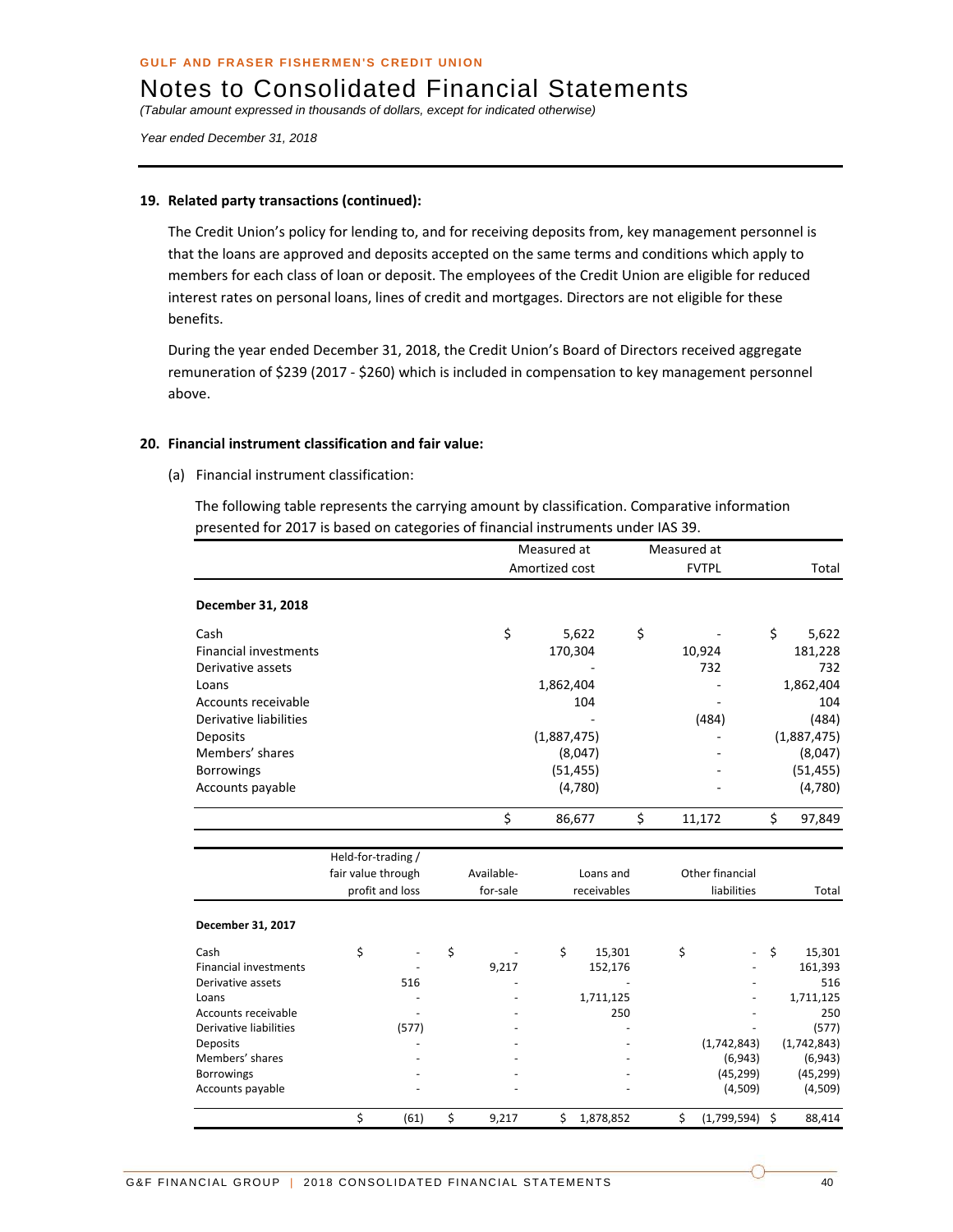**19. Related party transactions (continued):**

The Credit Union's policy for lending to, and for receiving deposits from, key management personnel is that the loans are approved and deposits accepted on the same terms and conditions which apply to members for each class of loan or deposit. The employees of the Credit Union are eligible for reduced interest rates on personal loans, lines of credit and mortgages. Directors are not eligible for these benefits.

During the year ended December 31, 2018, the Credit Union's Board of Directors received aggregate remuneration of $239 (2017 - $260) which is included in compensation to key management personnel above.

**20. Financial instrument classification and fair value:**

(a) Financial instrument classification:

The following table represents the carrying amount by classification. Comparative information presented for 2017 is based on categories of financial instruments under IAS 39.

| | Measured at Amortized cost | Measured at FVTPL | Total |
|---|---|---|---|
| **December 31, 2018** | | | |
| Cash | $ 5,622 | $ - | $ 5,622 |
| Financial investments | 170,304 | 10,924 | 181,228 |
| Derivative assets | - | 732 | 732 |
| Loans | 1,862,404 | - | 1,862,404 |
| Accounts receivable | 104 | - | 104 |
| Derivative liabilities | - | (484) | (484) |
| Deposits | (1,887,475) | - | (1,887,475) |
| Members' shares | (8,047) | - | (8,047) |
| Borrowings | (51,455) | - | (51,455) |
| Accounts payable | (4,780) | - | (4,780) |
| | $ 86,677 | $ 11,172 | $ 97,849 |

| | Held-for-trading / fair value through profit and loss | Available-for-sale | Loans and receivables | Other financial liabilities | Total |
|---|---|---|---|---|---|
| **December 31, 2017** | | | | | |
| Cash | $ - | $ - | $ 15,301 | $ - | $ 15,301 |
| Financial investments | - | 9,217 | 152,176 | - | 161,393 |
| Derivative assets | 516 | - | - | - | 516 |
| Loans | - | - | 1,711,125 | - | 1,711,125 |
| Accounts receivable | - | - | 250 | - | 250 |
| Derivative liabilities | (577) | - | - | - | (577) |
| Deposits | - | - | - | (1,742,843) | (1,742,843) |
| Members' shares | - | - | - | (6,943) | (6,943) |
| Borrowings | - | - | - | (45,299) | (45,299) |
| Accounts payable | - | - | - | (4,509) | (4,509) |
| | $ (61) | $ 9,217 | $ 1,878,852 | $ (1,799,594) | $ 88,414 |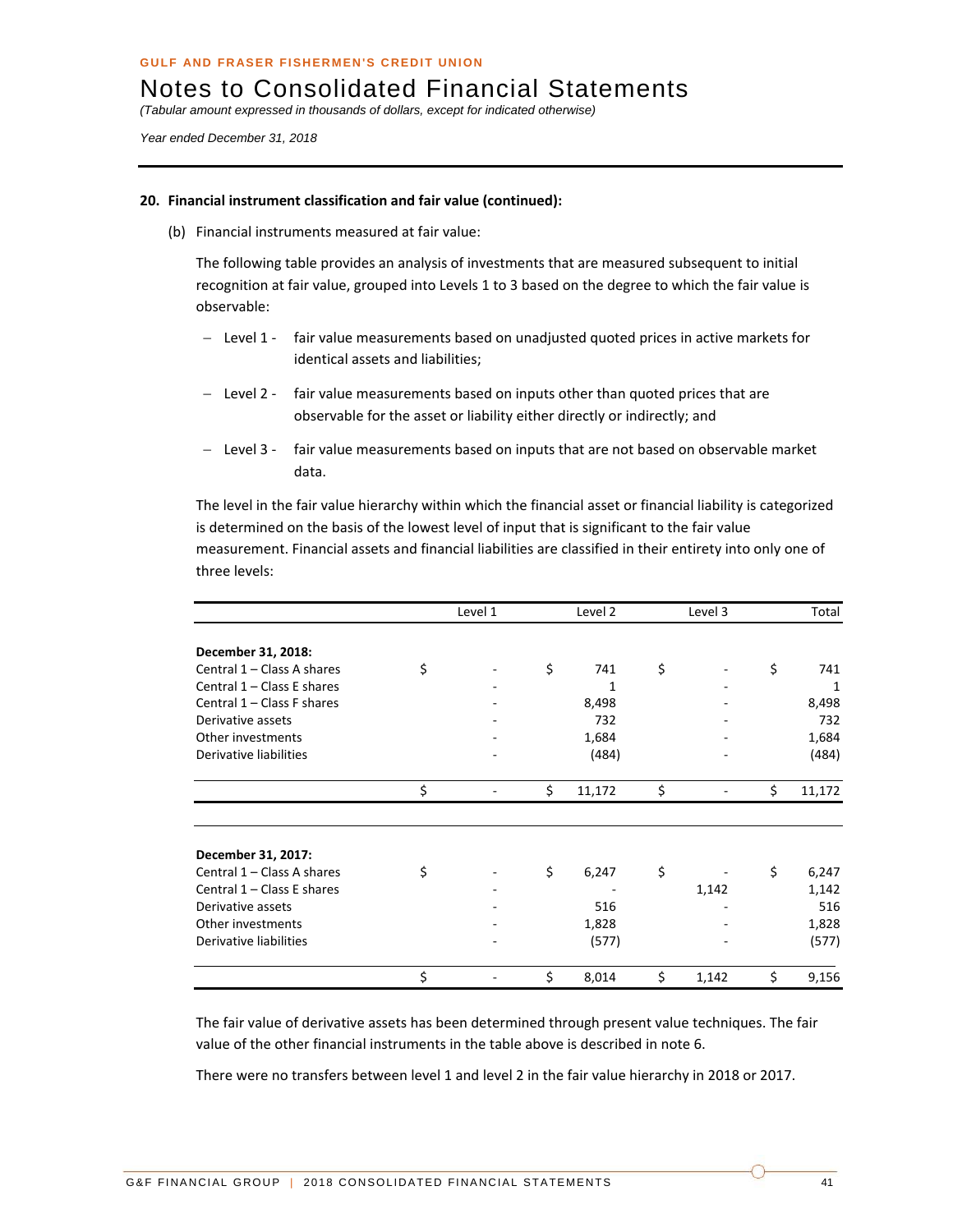GULF AND FRASER FISHERMEN'S CREDIT UNION

# Notes to Consolidated Financial Statements

*(Tabular amount expressed in thousands of dollars, except for indicated otherwise)*

*Year ended December 31, 2018*

**20. Financial instrument classification and fair value (continued):**

(b) Financial instruments measured at fair value:

The following table provides an analysis of investments that are measured subsequent to initial recognition at fair value, grouped into Levels 1 to 3 based on the degree to which the fair value is observable:

- Level 1 - fair value measurements based on unadjusted quoted prices in active markets for identical assets and liabilities;
- Level 2 - fair value measurements based on inputs other than quoted prices that are observable for the asset or liability either directly or indirectly; and
- Level 3 - fair value measurements based on inputs that are not based on observable market data.

The level in the fair value hierarchy within which the financial asset or financial liability is categorized is determined on the basis of the lowest level of input that is significant to the fair value measurement. Financial assets and financial liabilities are classified in their entirety into only one of three levels:

| | Level 1 | Level 2 | Level 3 | Total |
|---|---|---|---|---|
| **December 31, 2018:** | | | | |
| Central 1 – Class A shares | $ - | $ 741 | $ - | $ 741 |
| Central 1 – Class E shares | - | 1 | - | 1 |
| Central 1 – Class F shares | - | 8,498 | - | 8,498 |
| Derivative assets | - | 732 | - | 732 |
| Other investments | - | 1,684 | - | 1,684 |
| Derivative liabilities | - | (484) | - | (484) |
| | $ - | $ 11,172 | $ - | $ 11,172 |
| **December 31, 2017:** | | | | |
| Central 1 – Class A shares | $ - | $ 6,247 | $ - | $ 6,247 |
| Central 1 – Class E shares | - | - | 1,142 | 1,142 |
| Derivative assets | - | 516 | - | 516 |
| Other investments | - | 1,828 | - | 1,828 |
| Derivative liabilities | - | (577) | - | (577) |
| | $ - | $ 8,014 | $ 1,142 | $ 9,156 |

The fair value of derivative assets has been determined through present value techniques. The fair value of the other financial instruments in the table above is described in note 6.

There were no transfers between level 1 and level 2 in the fair value hierarchy in 2018 or 2017.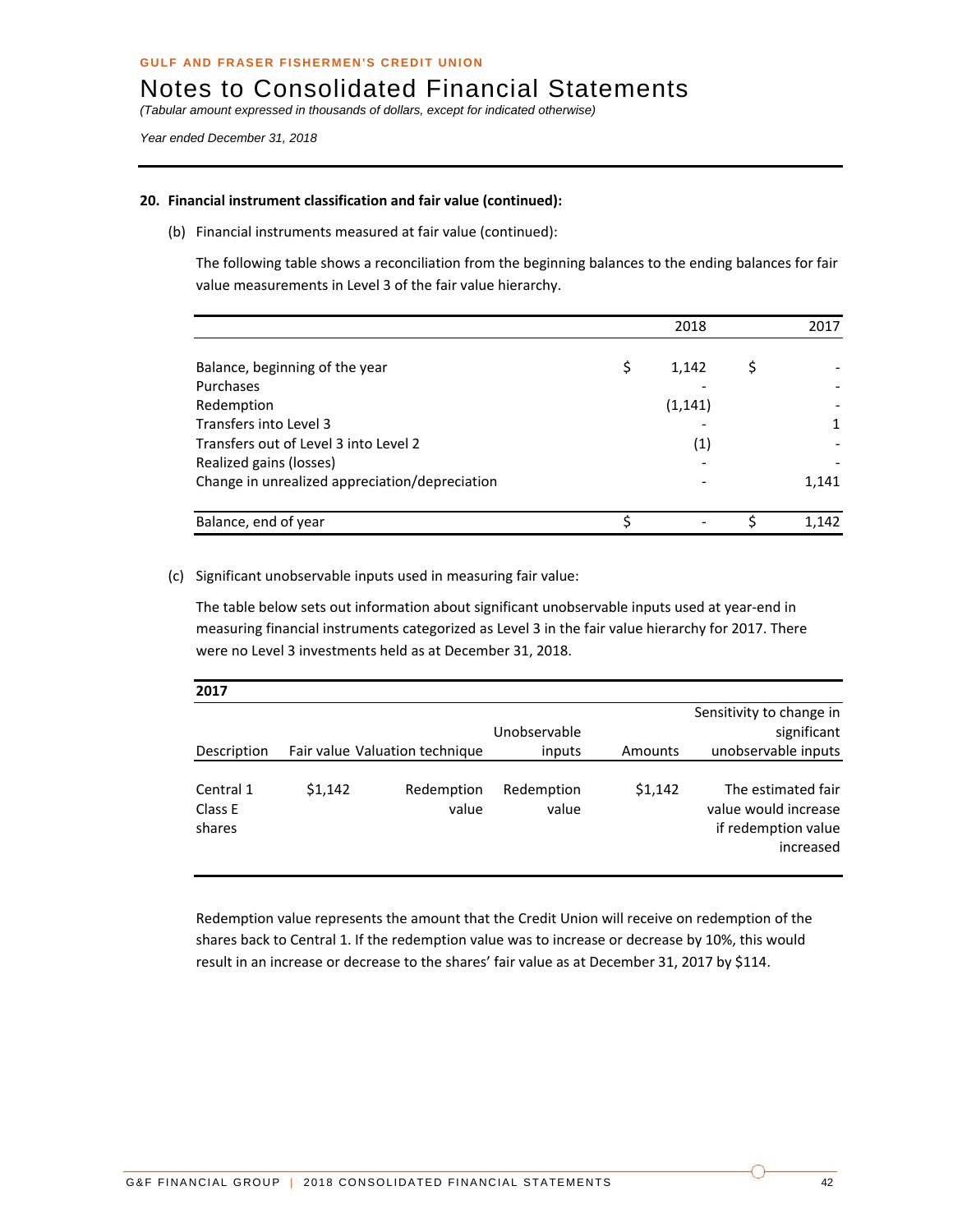GULF AND FRASER FISHERMEN'S CREDIT UNION

# Notes to Consolidated Financial Statements

*(Tabular amount expressed in thousands of dollars, except for indicated otherwise)*

*Year ended December 31, 2018*

**20. Financial instrument classification and fair value (continued):**

(b) Financial instruments measured at fair value (continued):

The following table shows a reconciliation from the beginning balances to the ending balances for fair value measurements in Level 3 of the fair value hierarchy.

| | 2018 | 2017 |
|---|---|---|
| Balance, beginning of the year | $ 1,142 | $ - |
| Purchases | - | - |
| Redemption | (1,141) | - |
| Transfers into Level 3 | - | 1 |
| Transfers out of Level 3 into Level 2 | (1) | - |
| Realized gains (losses) | - | - |
| Change in unrealized appreciation/depreciation | - | 1,141 |
| Balance, end of year | $ - | $ 1,142 |

(c) Significant unobservable inputs used in measuring fair value:

The table below sets out information about significant unobservable inputs used at year-end in measuring financial instruments categorized as Level 3 in the fair value hierarchy for 2017. There were no Level 3 investments held as at December 31, 2018.

**2017**

| Description | Fair value | Valuation technique | Unobservable inputs | Amounts | Sensitivity to change in significant unobservable inputs |
|---|---|---|---|---|---|
| Central 1 Class E shares | $1,142 | Redemption value | Redemption value | $1,142 | The estimated fair value would increase if redemption value increased |

Redemption value represents the amount that the Credit Union will receive on redemption of the shares back to Central 1. If the redemption value was to increase or decrease by 10%, this would result in an increase or decrease to the shares' fair value as at December 31, 2017 by $114.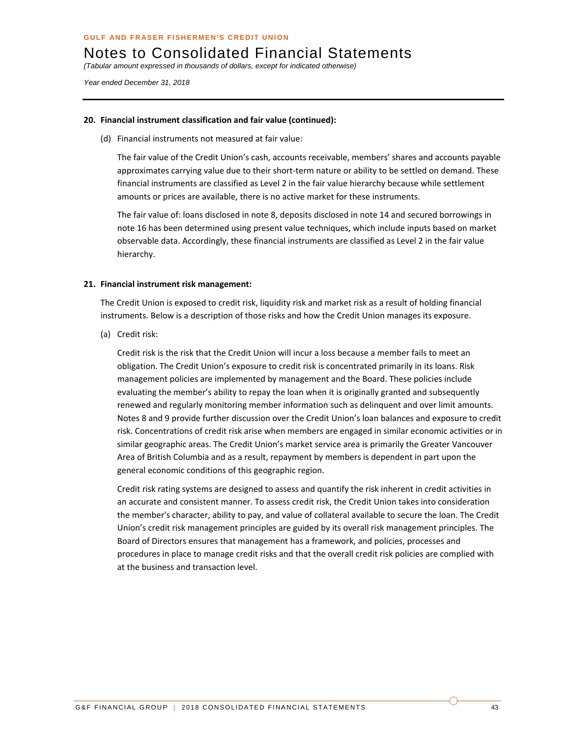## 20. Financial instrument classification and fair value (continued):

(d) Financial instruments not measured at fair value:

The fair value of the Credit Union's cash, accounts receivable, members' shares and accounts payable approximates carrying value due to their short-term nature or ability to be settled on demand. These financial instruments are classified as Level 2 in the fair value hierarchy because while settlement amounts or prices are available, there is no active market for these instruments.

The fair value of: loans disclosed in note 8, deposits disclosed in note 14 and secured borrowings in note 16 has been determined using present value techniques, which include inputs based on market observable data. Accordingly, these financial instruments are classified as Level 2 in the fair value hierarchy.

## 21. Financial instrument risk management:

The Credit Union is exposed to credit risk, liquidity risk and market risk as a result of holding financial instruments. Below is a description of those risks and how the Credit Union manages its exposure.

(a) Credit risk:

Credit risk is the risk that the Credit Union will incur a loss because a member fails to meet an obligation. The Credit Union's exposure to credit risk is concentrated primarily in its loans. Risk management policies are implemented by management and the Board. These policies include evaluating the member's ability to repay the loan when it is originally granted and subsequently renewed and regularly monitoring member information such as delinquent and over limit amounts. Notes 8 and 9 provide further discussion over the Credit Union's loan balances and exposure to credit risk. Concentrations of credit risk arise when members are engaged in similar economic activities or in similar geographic areas. The Credit Union's market service area is primarily the Greater Vancouver Area of British Columbia and as a result, repayment by members is dependent in part upon the general economic conditions of this geographic region.

Credit risk rating systems are designed to assess and quantify the risk inherent in credit activities in an accurate and consistent manner. To assess credit risk, the Credit Union takes into consideration the member's character, ability to pay, and value of collateral available to secure the loan. The Credit Union's credit risk management principles are guided by its overall risk management principles. The Board of Directors ensures that management has a framework, and policies, processes and procedures in place to manage credit risks and that the overall credit risk policies are complied with at the business and transaction level.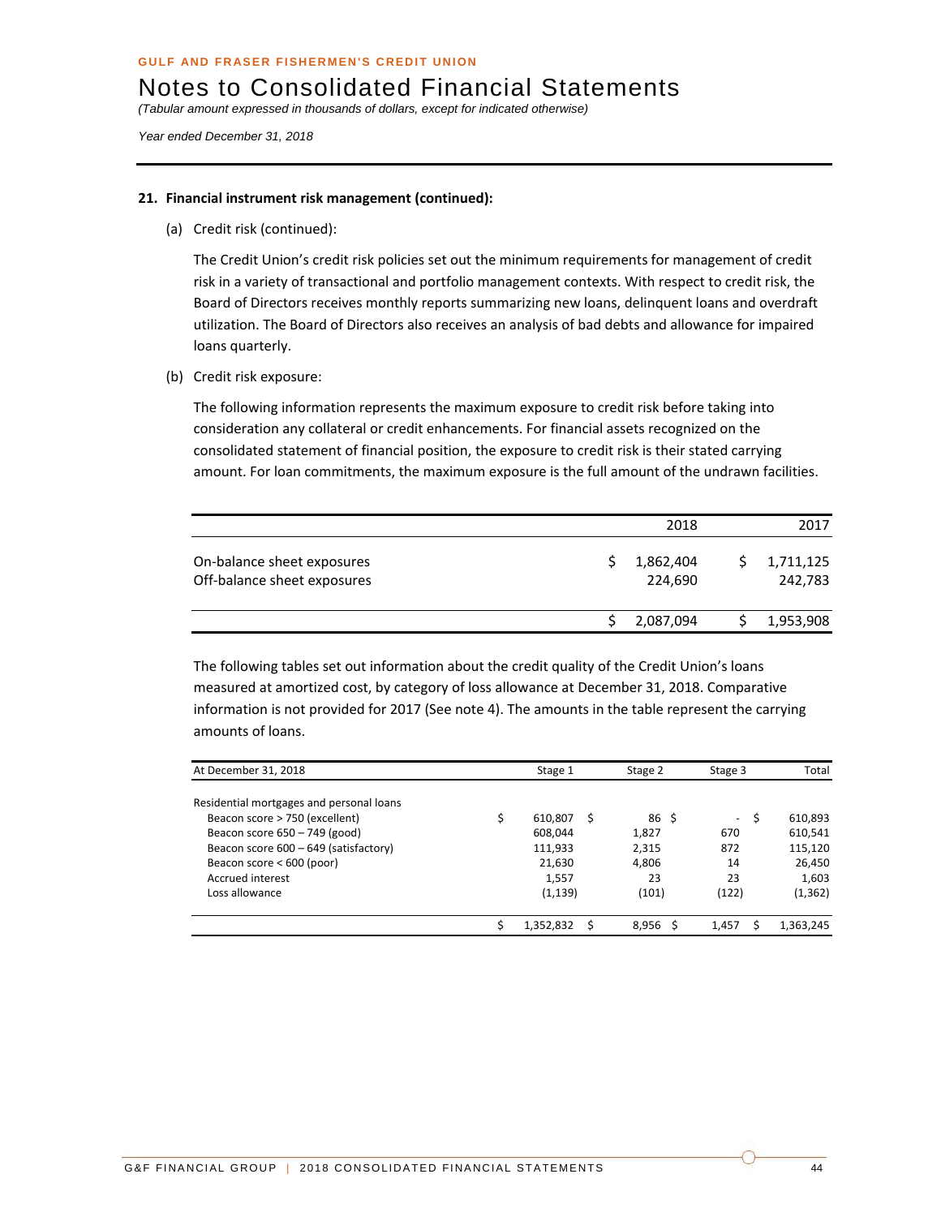GULF AND FRASER FISHERMEN'S CREDIT UNION

# Notes to Consolidated Financial Statements

*(Tabular amount expressed in thousands of dollars, except for indicated otherwise)*

*Year ended December 31, 2018*

## 21. Financial instrument risk management (continued):

(a) Credit risk (continued):

The Credit Union's credit risk policies set out the minimum requirements for management of credit risk in a variety of transactional and portfolio management contexts. With respect to credit risk, the Board of Directors receives monthly reports summarizing new loans, delinquent loans and overdraft utilization. The Board of Directors also receives an analysis of bad debts and allowance for impaired loans quarterly.

(b) Credit risk exposure:

The following information represents the maximum exposure to credit risk before taking into consideration any collateral or credit enhancements. For financial assets recognized on the consolidated statement of financial position, the exposure to credit risk is their stated carrying amount. For loan commitments, the maximum exposure is the full amount of the undrawn facilities.

| | 2018 | 2017 |
|---|---|---|
| On-balance sheet exposures | $ 1,862,404 | $ 1,711,125 |
| Off-balance sheet exposures | 224,690 | 242,783 |
| | $ 2,087,094 | $ 1,953,908 |

The following tables set out information about the credit quality of the Credit Union's loans measured at amortized cost, by category of loss allowance at December 31, 2018. Comparative information is not provided for 2017 (See note 4). The amounts in the table represent the carrying amounts of loans.

| At December 31, 2018 | Stage 1 | Stage 2 | Stage 3 | Total |
|---|---|---|---|---|
| Residential mortgages and personal loans | | | | |
| Beacon score > 750 (excellent) | $ 610,807 | $ 86 | $ - | $ 610,893 |
| Beacon score 650 – 749 (good) | 608,044 | 1,827 | 670 | 610,541 |
| Beacon score 600 – 649 (satisfactory) | 111,933 | 2,315 | 872 | 115,120 |
| Beacon score < 600 (poor) | 21,630 | 4,806 | 14 | 26,450 |
| Accrued interest | 1,557 | 23 | 23 | 1,603 |
| Loss allowance | (1,139) | (101) | (122) | (1,362) |
| | $ 1,352,832 | $ 8,956 | $ 1,457 | $ 1,363,245 |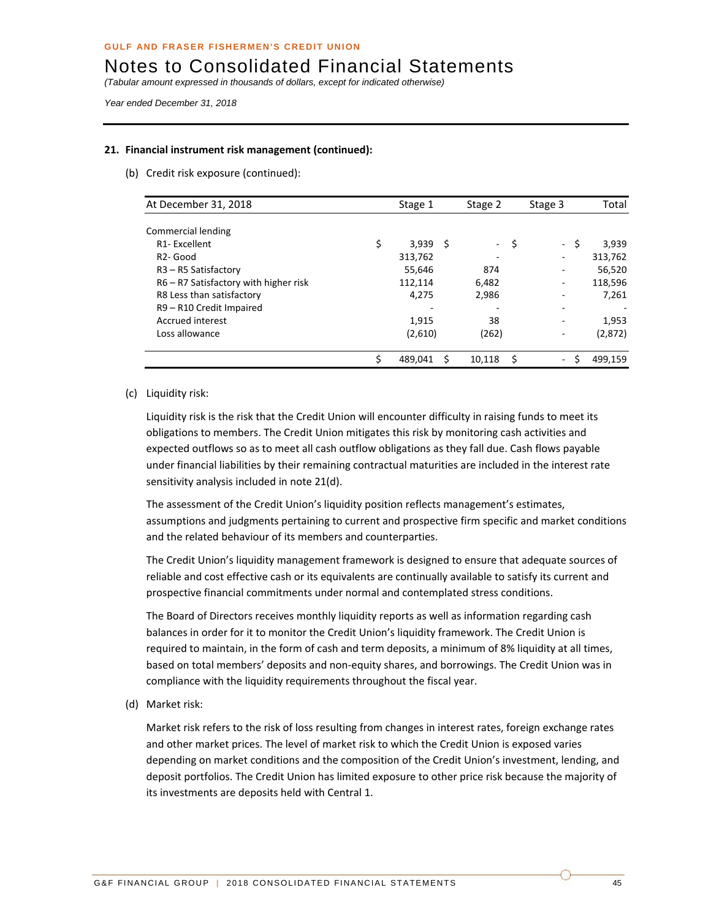## 21. Financial instrument risk management (continued):

(b) Credit risk exposure (continued):

| At December 31, 2018 | Stage 1 | Stage 2 | Stage 3 | Total |
|---|---|---|---|---|
| Commercial lending | | | | |
| R1- Excellent | $ 3,939 | $ - | $ - | $ 3,939 |
| R2- Good | 313,762 | - | - | 313,762 |
| R3 – R5 Satisfactory | 55,646 | 874 | - | 56,520 |
| R6 – R7 Satisfactory with higher risk | 112,114 | 6,482 | - | 118,596 |
| R8 Less than satisfactory | 4,275 | 2,986 | - | 7,261 |
| R9 – R10 Credit Impaired | - | - | - | - |
| Accrued interest | 1,915 | 38 | - | 1,953 |
| Loss allowance | (2,610) | (262) | - | (2,872) |
| | $ 489,041 | $ 10,118 | $ - | $ 499,159 |

(c) Liquidity risk:

Liquidity risk is the risk that the Credit Union will encounter difficulty in raising funds to meet its obligations to members. The Credit Union mitigates this risk by monitoring cash activities and expected outflows so as to meet all cash outflow obligations as they fall due. Cash flows payable under financial liabilities by their remaining contractual maturities are included in the interest rate sensitivity analysis included in note 21(d).

The assessment of the Credit Union's liquidity position reflects management's estimates, assumptions and judgments pertaining to current and prospective firm specific and market conditions and the related behaviour of its members and counterparties.

The Credit Union's liquidity management framework is designed to ensure that adequate sources of reliable and cost effective cash or its equivalents are continually available to satisfy its current and prospective financial commitments under normal and contemplated stress conditions.

The Board of Directors receives monthly liquidity reports as well as information regarding cash balances in order for it to monitor the Credit Union's liquidity framework. The Credit Union is required to maintain, in the form of cash and term deposits, a minimum of 8% liquidity at all times, based on total members' deposits and non-equity shares, and borrowings. The Credit Union was in compliance with the liquidity requirements throughout the fiscal year.

(d) Market risk:

Market risk refers to the risk of loss resulting from changes in interest rates, foreign exchange rates and other market prices. The level of market risk to which the Credit Union is exposed varies depending on market conditions and the composition of the Credit Union's investment, lending, and deposit portfolios. The Credit Union has limited exposure to other price risk because the majority of its investments are deposits held with Central 1.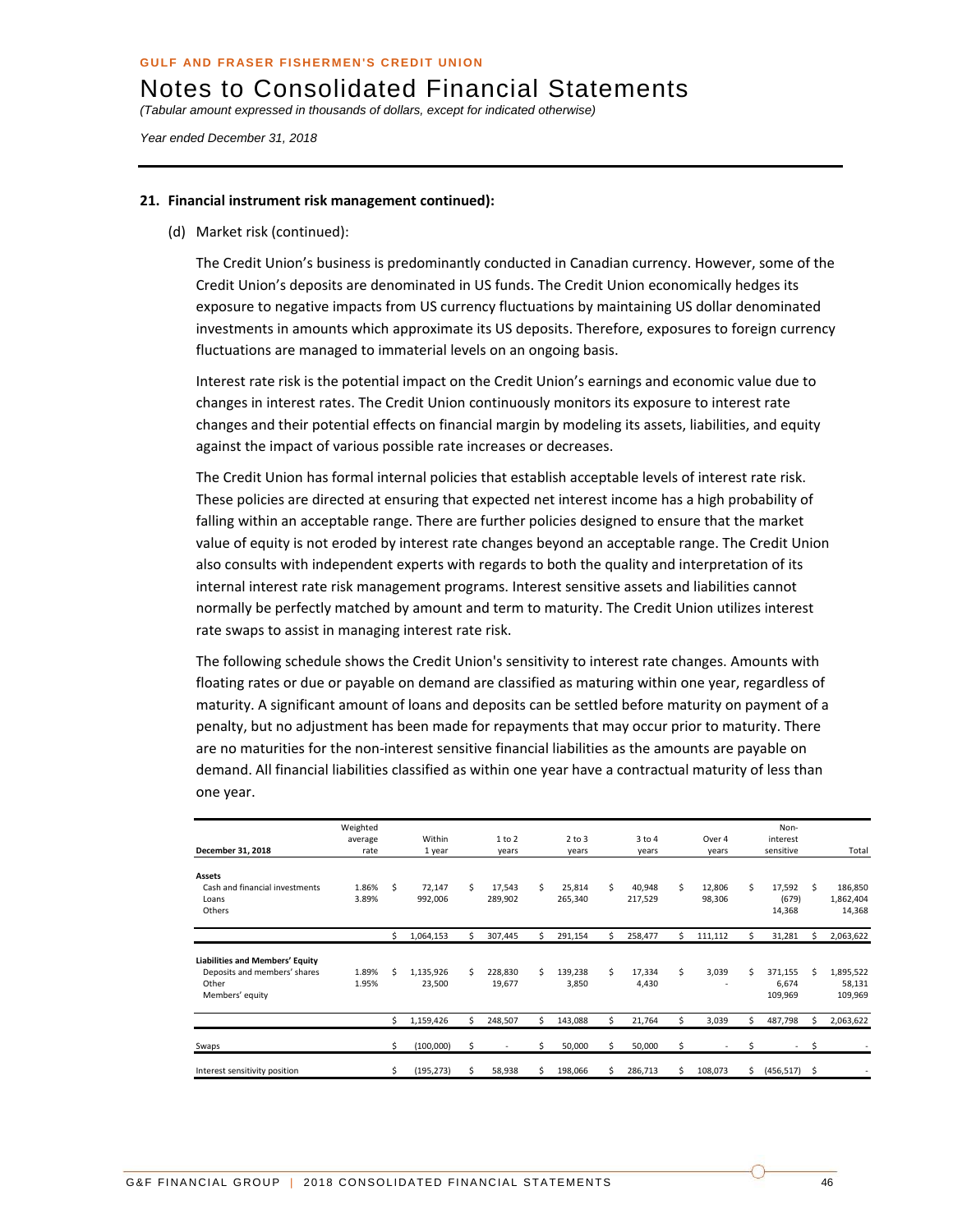GULF AND FRASER FISHERMEN'S CREDIT UNION

# Notes to Consolidated Financial Statements

*(Tabular amount expressed in thousands of dollars, except for indicated otherwise)*

*Year ended December 31, 2018*

**21. Financial instrument risk management continued):**

(d) Market risk (continued):

The Credit Union's business is predominantly conducted in Canadian currency. However, some of the Credit Union's deposits are denominated in US funds. The Credit Union economically hedges its exposure to negative impacts from US currency fluctuations by maintaining US dollar denominated investments in amounts which approximate its US deposits. Therefore, exposures to foreign currency fluctuations are managed to immaterial levels on an ongoing basis.

Interest rate risk is the potential impact on the Credit Union's earnings and economic value due to changes in interest rates. The Credit Union continuously monitors its exposure to interest rate changes and their potential effects on financial margin by modeling its assets, liabilities, and equity against the impact of various possible rate increases or decreases.

The Credit Union has formal internal policies that establish acceptable levels of interest rate risk. These policies are directed at ensuring that expected net interest income has a high probability of falling within an acceptable range. There are further policies designed to ensure that the market value of equity is not eroded by interest rate changes beyond an acceptable range. The Credit Union also consults with independent experts with regards to both the quality and interpretation of its internal interest rate risk management programs. Interest sensitive assets and liabilities cannot normally be perfectly matched by amount and term to maturity. The Credit Union utilizes interest rate swaps to assist in managing interest rate risk.

The following schedule shows the Credit Union's sensitivity to interest rate changes. Amounts with floating rates or due or payable on demand are classified as maturing within one year, regardless of maturity. A significant amount of loans and deposits can be settled before maturity on payment of a penalty, but no adjustment has been made for repayments that may occur prior to maturity. There are no maturities for the non-interest sensitive financial liabilities as the amounts are payable on demand. All financial liabilities classified as within one year have a contractual maturity of less than one year.

| December 31, 2018 | Weighted average rate | Within 1 year | 1 to 2 years | 2 to 3 years | 3 to 4 years | Over 4 years | Non-interest sensitive | Total |
|---|---|---|---|---|---|---|---|---|
| **Assets** | | | | | | | | |
| Cash and financial investments | 1.86% | $ 72,147 | $ 17,543 | $ 25,814 | $ 40,948 | $ 12,806 | $ 17,592 | $ 186,850 |
| Loans | 3.89% | 992,006 | 289,902 | 265,340 | 217,529 | 98,306 | (679) | 1,862,404 |
| Others | | | | | | | 14,368 | 14,368 |
| | | $ 1,064,153 | $ 307,445 | $ 291,154 | $ 258,477 | $ 111,112 | $ 31,281 | $ 2,063,622 |
| **Liabilities and Members' Equity** | | | | | | | | |
| Deposits and members' shares | 1.89% | $ 1,135,926 | $ 228,830 | $ 139,238 | $ 17,334 | $ 3,039 | $ 371,155 | $ 1,895,522 |
| Other | 1.95% | 23,500 | 19,677 | 3,850 | 4,430 | - | 6,674 | 58,131 |
| Members' equity | | | | | | | 109,969 | 109,969 |
| | | $ 1,159,426 | $ 248,507 | $ 143,088 | $ 21,764 | $ 3,039 | $ 487,798 | $ 2,063,622 |
| Swaps | | $ (100,000) | $ - | $ 50,000 | $ 50,000 | $ - | $ - | $ - |
| Interest sensitivity position | | $ (195,273) | $ 58,938 | $ 198,066 | $ 286,713 | $ 108,073 | $ (456,517) | $ - |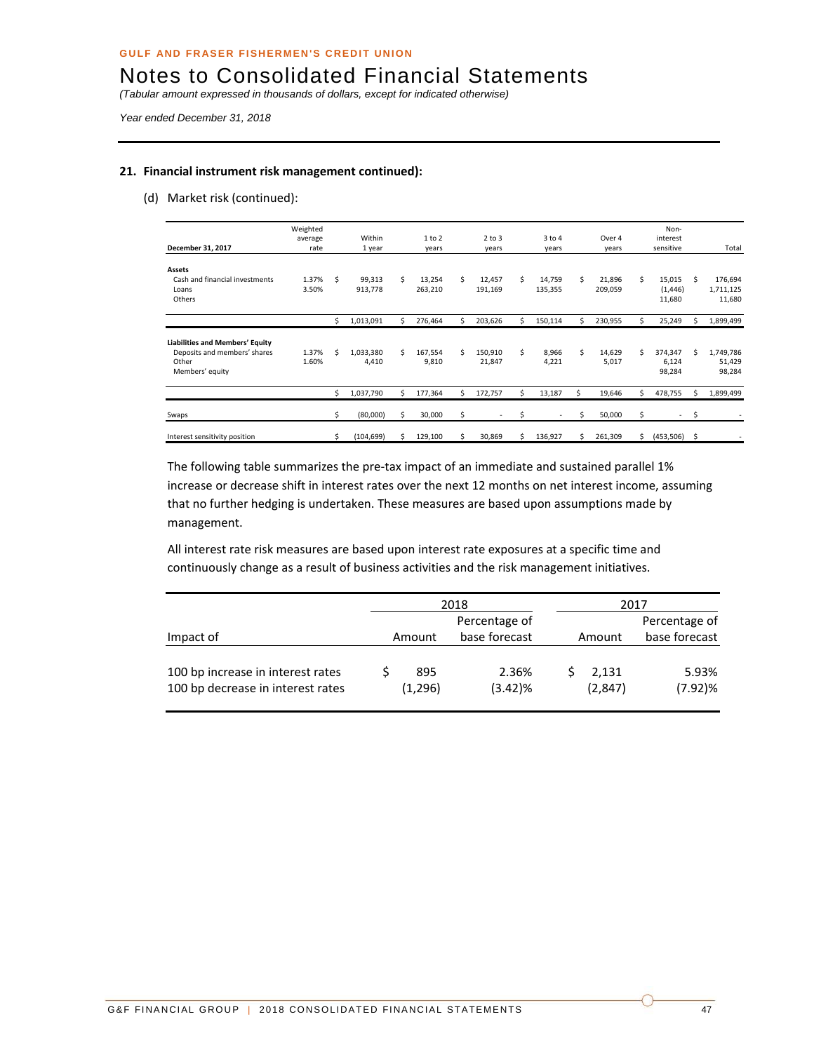## 21. Financial instrument risk management continued):

(d) Market risk (continued):

| December 31, 2017 | Weighted average rate | Within 1 year | 1 to 2 years | 2 to 3 years | 3 to 4 years | Over 4 years | Non-interest sensitive | Total |
|---|---|---|---|---|---|---|---|---|
| **Assets** | | | | | | | | |
| Cash and financial investments | 1.37% | $ 99,313 | $ 13,254 | $ 12,457 | $ 14,759 | $ 21,896 | $ 15,015 | $ 176,694 |
| Loans | 3.50% | 913,778 | 263,210 | 191,169 | 135,355 | 209,059 | (1,446) | 1,711,125 |
| Others | | | | | | | 11,680 | 11,680 |
| | | $ 1,013,091 | $ 276,464 | $ 203,626 | $ 150,114 | $ 230,955 | $ 25,249 | $ 1,899,499 |
| **Liabilities and Members' Equity** | | | | | | | | |
| Deposits and members' shares | 1.37% | $ 1,033,380 | $ 167,554 | $ 150,910 | $ 8,966 | $ 14,629 | $ 374,347 | $ 1,749,786 |
| Other | 1.60% | 4,410 | 9,810 | 21,847 | 4,221 | 5,017 | 6,124 | 51,429 |
| Members' equity | | | | | | | 98,284 | 98,284 |
| | | $ 1,037,790 | $ 177,364 | $ 172,757 | $ 13,187 | $ 19,646 | $ 478,755 | $ 1,899,499 |
| Swaps | | $ (80,000) | $ 30,000 | $ - | $ - | $ 50,000 | $ - | $ - |
| Interest sensitivity position | | $ (104,699) | $ 129,100 | $ 30,869 | $ 136,927 | $ 261,309 | $ (453,506) | $ - |

The following table summarizes the pre-tax impact of an immediate and sustained parallel 1% increase or decrease shift in interest rates over the next 12 months on net interest income, assuming that no further hedging is undertaken. These measures are based upon assumptions made by management.

All interest rate risk measures are based upon interest rate exposures at a specific time and continuously change as a result of business activities and the risk management initiatives.

| | 2018 | | 2017 | |
|---|---|---|---|---|
| Impact of | Amount | Percentage of base forecast | Amount | Percentage of base forecast |
| 100 bp increase in interest rates | $ 895 | 2.36% | $ 2,131 | 5.93% |
| 100 bp decrease in interest rates | (1,296) | (3.42)% | (2,847) | (7.92)% |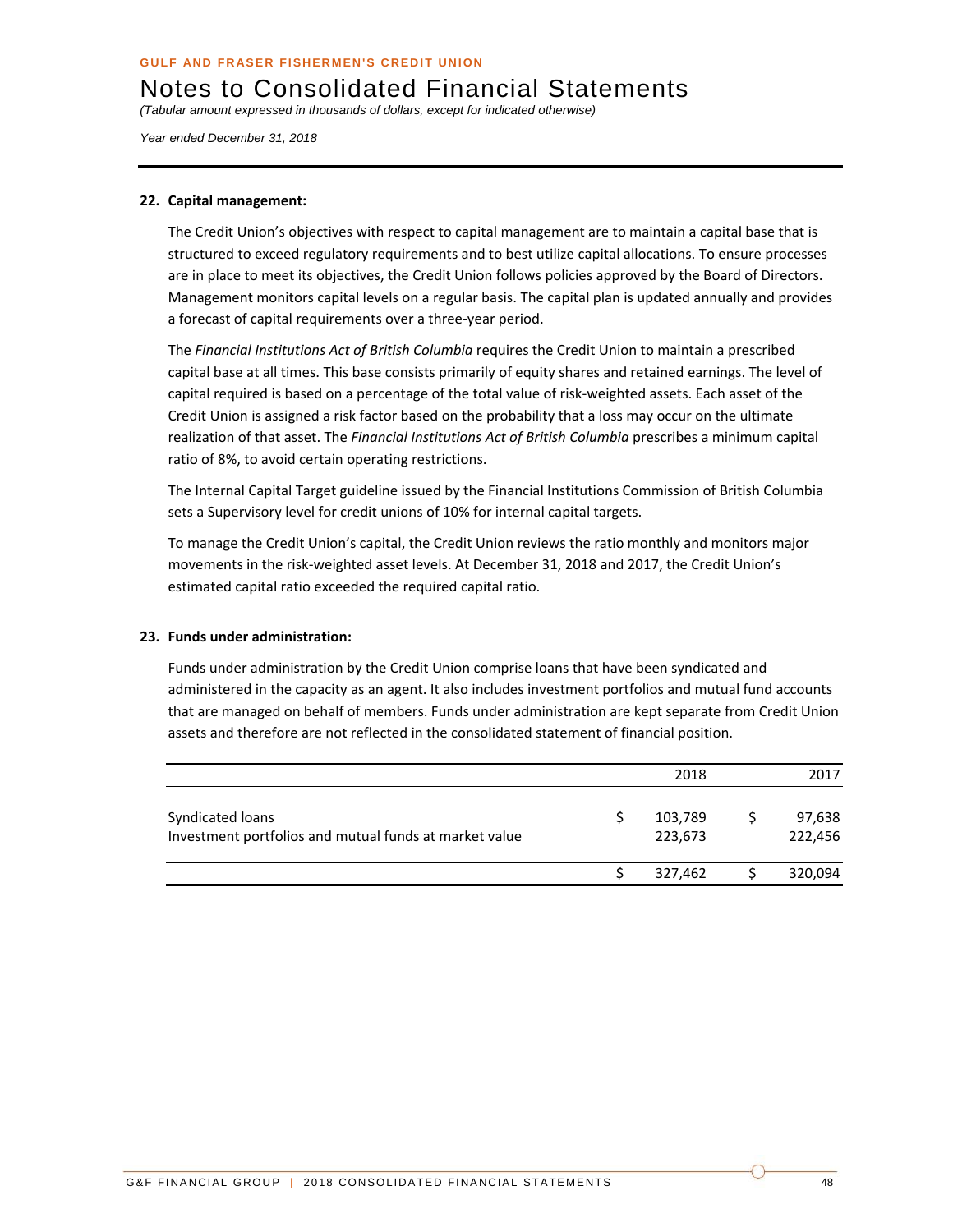## 22. Capital management:

The Credit Union's objectives with respect to capital management are to maintain a capital base that is structured to exceed regulatory requirements and to best utilize capital allocations. To ensure processes are in place to meet its objectives, the Credit Union follows policies approved by the Board of Directors. Management monitors capital levels on a regular basis. The capital plan is updated annually and provides a forecast of capital requirements over a three-year period.

The *Financial Institutions Act of British Columbia* requires the Credit Union to maintain a prescribed capital base at all times. This base consists primarily of equity shares and retained earnings. The level of capital required is based on a percentage of the total value of risk-weighted assets. Each asset of the Credit Union is assigned a risk factor based on the probability that a loss may occur on the ultimate realization of that asset. The *Financial Institutions Act of British Columbia* prescribes a minimum capital ratio of 8%, to avoid certain operating restrictions.

The Internal Capital Target guideline issued by the Financial Institutions Commission of British Columbia sets a Supervisory level for credit unions of 10% for internal capital targets.

To manage the Credit Union's capital, the Credit Union reviews the ratio monthly and monitors major movements in the risk-weighted asset levels. At December 31, 2018 and 2017, the Credit Union's estimated capital ratio exceeded the required capital ratio.

## 23. Funds under administration:

Funds under administration by the Credit Union comprise loans that have been syndicated and administered in the capacity as an agent. It also includes investment portfolios and mutual fund accounts that are managed on behalf of members. Funds under administration are kept separate from Credit Union assets and therefore are not reflected in the consolidated statement of financial position.

| | 2018 | 2017 |
|---|---|---|
| Syndicated loans | $ 103,789 | $ 97,638 |
| Investment portfolios and mutual funds at market value | 223,673 | 222,456 |
| | $ 327,462 | $ 320,094 |